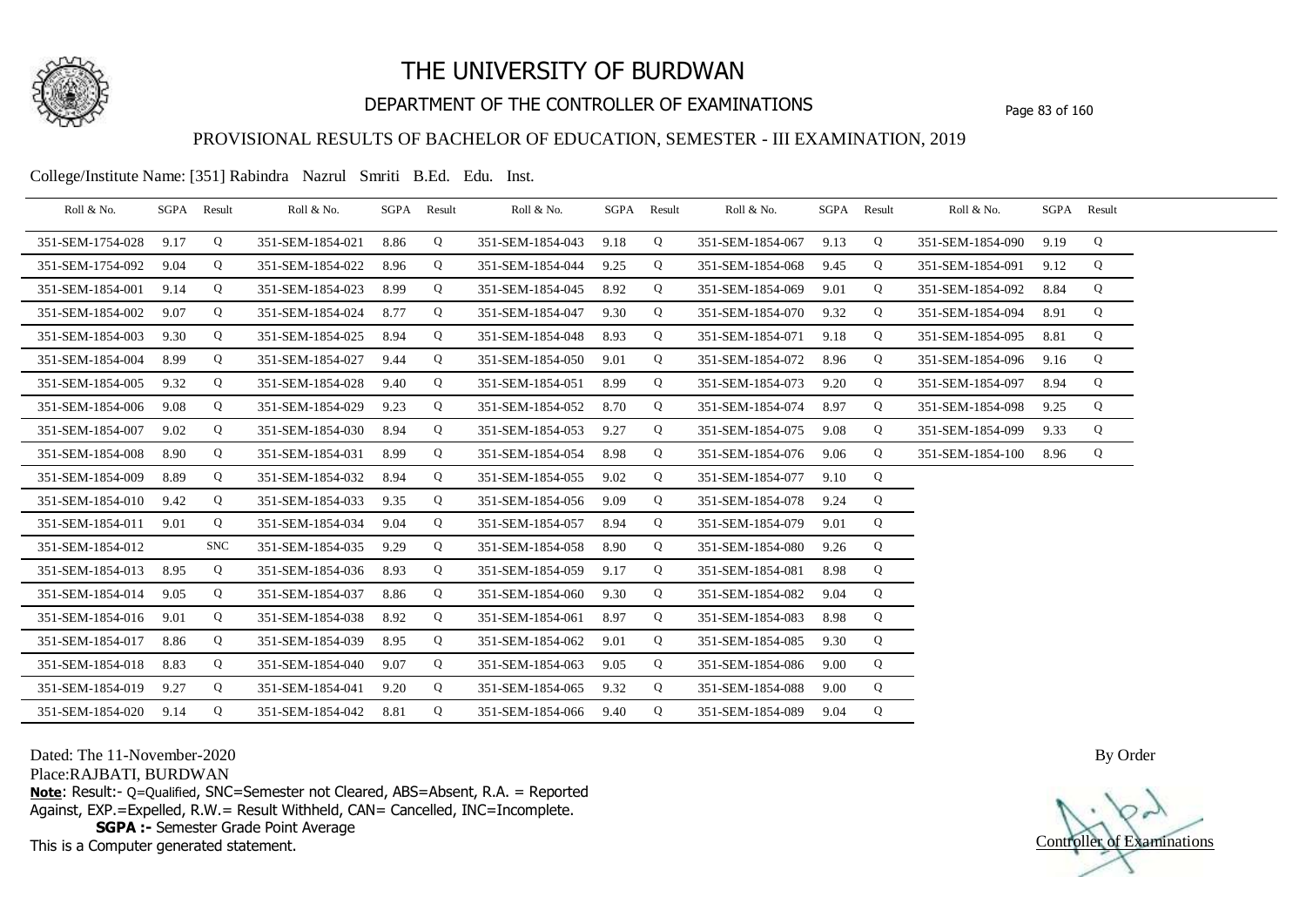# THE UNIVERSITY OF BURDWAN

## DEPARTMENT OF THE CONTROLLER OF EXAMINATIONS

### PROVISIONAL RESULTS OF BACHELOR OF EDUCATION, SEMESTER - III EXAMINATION, 2019

College/Institute Name: [351] Rabindra Nazrul Smriti B.Ed. Edu. Inst.

| Roll & No. | SGPA | Result | Roll & No. | SGPA | Result | Roll & No. | SGPA | Result | Roll & No. | SGPA | Result | Roll & No. | SGPA | Result |
|---|---|---|---|---|---|---|---|---|---|---|---|---|---|---|
| 351-SEM-1754-028 | 9.17 | Q | 351-SEM-1854-021 | 8.86 | Q | 351-SEM-1854-043 | 9.18 | Q | 351-SEM-1854-067 | 9.13 | Q | 351-SEM-1854-090 | 9.19 | Q |
| 351-SEM-1754-092 | 9.04 | Q | 351-SEM-1854-022 | 8.96 | Q | 351-SEM-1854-044 | 9.25 | Q | 351-SEM-1854-068 | 9.45 | Q | 351-SEM-1854-091 | 9.12 | Q |
| 351-SEM-1854-001 | 9.14 | Q | 351-SEM-1854-023 | 8.99 | Q | 351-SEM-1854-045 | 8.92 | Q | 351-SEM-1854-069 | 9.01 | Q | 351-SEM-1854-092 | 8.84 | Q |
| 351-SEM-1854-002 | 9.07 | Q | 351-SEM-1854-024 | 8.77 | Q | 351-SEM-1854-047 | 9.30 | Q | 351-SEM-1854-070 | 9.32 | Q | 351-SEM-1854-094 | 8.91 | Q |
| 351-SEM-1854-003 | 9.30 | Q | 351-SEM-1854-025 | 8.94 | Q | 351-SEM-1854-048 | 8.93 | Q | 351-SEM-1854-071 | 9.18 | Q | 351-SEM-1854-095 | 8.81 | Q |
| 351-SEM-1854-004 | 8.99 | Q | 351-SEM-1854-027 | 9.44 | Q | 351-SEM-1854-050 | 9.01 | Q | 351-SEM-1854-072 | 8.96 | Q | 351-SEM-1854-096 | 9.16 | Q |
| 351-SEM-1854-005 | 9.32 | Q | 351-SEM-1854-028 | 9.40 | Q | 351-SEM-1854-051 | 8.99 | Q | 351-SEM-1854-073 | 9.20 | Q | 351-SEM-1854-097 | 8.94 | Q |
| 351-SEM-1854-006 | 9.08 | Q | 351-SEM-1854-029 | 9.23 | Q | 351-SEM-1854-052 | 8.70 | Q | 351-SEM-1854-074 | 8.97 | Q | 351-SEM-1854-098 | 9.25 | Q |
| 351-SEM-1854-007 | 9.02 | Q | 351-SEM-1854-030 | 8.94 | Q | 351-SEM-1854-053 | 9.27 | Q | 351-SEM-1854-075 | 9.08 | Q | 351-SEM-1854-099 | 9.33 | Q |
| 351-SEM-1854-008 | 8.90 | Q | 351-SEM-1854-031 | 8.99 | Q | 351-SEM-1854-054 | 8.98 | Q | 351-SEM-1854-076 | 9.06 | Q | 351-SEM-1854-100 | 8.96 | Q |
| 351-SEM-1854-009 | 8.89 | Q | 351-SEM-1854-032 | 8.94 | Q | 351-SEM-1854-055 | 9.02 | Q | 351-SEM-1854-077 | 9.10 | Q | | | |
| 351-SEM-1854-010 | 9.42 | Q | 351-SEM-1854-033 | 9.35 | Q | 351-SEM-1854-056 | 9.09 | Q | 351-SEM-1854-078 | 9.24 | Q | | | |
| 351-SEM-1854-011 | 9.01 | Q | 351-SEM-1854-034 | 9.04 | Q | 351-SEM-1854-057 | 8.94 | Q | 351-SEM-1854-079 | 9.01 | Q | | | |
| 351-SEM-1854-012 | | SNC | 351-SEM-1854-035 | 9.29 | Q | 351-SEM-1854-058 | 8.90 | Q | 351-SEM-1854-080 | 9.26 | Q | | | |
| 351-SEM-1854-013 | 8.95 | Q | 351-SEM-1854-036 | 8.93 | Q | 351-SEM-1854-059 | 9.17 | Q | 351-SEM-1854-081 | 8.98 | Q | | | |
| 351-SEM-1854-014 | 9.05 | Q | 351-SEM-1854-037 | 8.86 | Q | 351-SEM-1854-060 | 9.30 | Q | 351-SEM-1854-082 | 9.04 | Q | | | |
| 351-SEM-1854-016 | 9.01 | Q | 351-SEM-1854-038 | 8.92 | Q | 351-SEM-1854-061 | 8.97 | Q | 351-SEM-1854-083 | 8.98 | Q | | | |
| 351-SEM-1854-017 | 8.86 | Q | 351-SEM-1854-039 | 8.95 | Q | 351-SEM-1854-062 | 9.01 | Q | 351-SEM-1854-085 | 9.30 | Q | | | |
| 351-SEM-1854-018 | 8.83 | Q | 351-SEM-1854-040 | 9.07 | Q | 351-SEM-1854-063 | 9.05 | Q | 351-SEM-1854-086 | 9.00 | Q | | | |
| 351-SEM-1854-019 | 9.27 | Q | 351-SEM-1854-041 | 9.20 | Q | 351-SEM-1854-065 | 9.32 | Q | 351-SEM-1854-088 | 9.00 | Q | | | |
| 351-SEM-1854-020 | 9.14 | Q | 351-SEM-1854-042 | 8.81 | Q | 351-SEM-1854-066 | 9.40 | Q | 351-SEM-1854-089 | 9.04 | Q | | | |

Dated: The 11-November-2020

Place:RAJBATI, BURDWAN

**Note**: Result:- Q=Qualified, SNC=Semester not Cleared, ABS=Absent, R.A. = Reported Against, EXP.=Expelled, R.W.= Result Withheld, CAN= Cancelled, INC=Incomplete.

**SGPA :-** Semester Grade Point Average

This is a Computer generated statement.

By Order

Controller of Examinations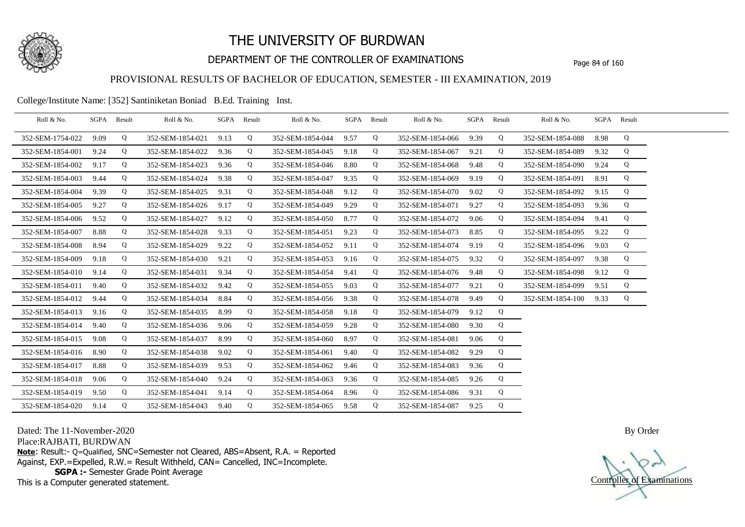# THE UNIVERSITY OF BURDWAN

## DEPARTMENT OF THE CONTROLLER OF EXAMINATIONS

### PROVISIONAL RESULTS OF BACHELOR OF EDUCATION, SEMESTER - III EXAMINATION, 2019

College/Institute Name: [352] Santiniketan Boniad B.Ed. Training Inst.

| Roll & No. | SGPA | Result | Roll & No. | SGPA | Result | Roll & No. | SGPA | Result | Roll & No. | SGPA | Result | Roll & No. | SGPA | Result |
|---|---|---|---|---|---|---|---|---|---|---|---|---|---|---|
| 352-SEM-1754-022 | 9.09 | Q | 352-SEM-1854-021 | 9.13 | Q | 352-SEM-1854-044 | 9.57 | Q | 352-SEM-1854-066 | 9.39 | Q | 352-SEM-1854-088 | 8.98 | Q |
| 352-SEM-1854-001 | 9.24 | Q | 352-SEM-1854-022 | 9.36 | Q | 352-SEM-1854-045 | 9.18 | Q | 352-SEM-1854-067 | 9.21 | Q | 352-SEM-1854-089 | 9.32 | Q |
| 352-SEM-1854-002 | 9.17 | Q | 352-SEM-1854-023 | 9.36 | Q | 352-SEM-1854-046 | 8.80 | Q | 352-SEM-1854-068 | 9.48 | Q | 352-SEM-1854-090 | 9.24 | Q |
| 352-SEM-1854-003 | 9.44 | Q | 352-SEM-1854-024 | 9.38 | Q | 352-SEM-1854-047 | 9.35 | Q | 352-SEM-1854-069 | 9.19 | Q | 352-SEM-1854-091 | 8.91 | Q |
| 352-SEM-1854-004 | 9.39 | Q | 352-SEM-1854-025 | 9.31 | Q | 352-SEM-1854-048 | 9.12 | Q | 352-SEM-1854-070 | 9.02 | Q | 352-SEM-1854-092 | 9.15 | Q |
| 352-SEM-1854-005 | 9.27 | Q | 352-SEM-1854-026 | 9.17 | Q | 352-SEM-1854-049 | 9.29 | Q | 352-SEM-1854-071 | 9.27 | Q | 352-SEM-1854-093 | 9.36 | Q |
| 352-SEM-1854-006 | 9.52 | Q | 352-SEM-1854-027 | 9.12 | Q | 352-SEM-1854-050 | 8.77 | Q | 352-SEM-1854-072 | 9.06 | Q | 352-SEM-1854-094 | 9.41 | Q |
| 352-SEM-1854-007 | 8.88 | Q | 352-SEM-1854-028 | 9.33 | Q | 352-SEM-1854-051 | 9.23 | Q | 352-SEM-1854-073 | 8.85 | Q | 352-SEM-1854-095 | 9.22 | Q |
| 352-SEM-1854-008 | 8.94 | Q | 352-SEM-1854-029 | 9.22 | Q | 352-SEM-1854-052 | 9.11 | Q | 352-SEM-1854-074 | 9.19 | Q | 352-SEM-1854-096 | 9.03 | Q |
| 352-SEM-1854-009 | 9.18 | Q | 352-SEM-1854-030 | 9.21 | Q | 352-SEM-1854-053 | 9.16 | Q | 352-SEM-1854-075 | 9.32 | Q | 352-SEM-1854-097 | 9.38 | Q |
| 352-SEM-1854-010 | 9.14 | Q | 352-SEM-1854-031 | 9.34 | Q | 352-SEM-1854-054 | 9.41 | Q | 352-SEM-1854-076 | 9.48 | Q | 352-SEM-1854-098 | 9.12 | Q |
| 352-SEM-1854-011 | 9.40 | Q | 352-SEM-1854-032 | 9.42 | Q | 352-SEM-1854-055 | 9.03 | Q | 352-SEM-1854-077 | 9.21 | Q | 352-SEM-1854-099 | 9.51 | Q |
| 352-SEM-1854-012 | 9.44 | Q | 352-SEM-1854-034 | 8.84 | Q | 352-SEM-1854-056 | 9.38 | Q | 352-SEM-1854-078 | 9.49 | Q | 352-SEM-1854-100 | 9.33 | Q |
| 352-SEM-1854-013 | 9.16 | Q | 352-SEM-1854-035 | 8.99 | Q | 352-SEM-1854-058 | 9.18 | Q | 352-SEM-1854-079 | 9.12 | Q | | | |
| 352-SEM-1854-014 | 9.40 | Q | 352-SEM-1854-036 | 9.06 | Q | 352-SEM-1854-059 | 9.28 | Q | 352-SEM-1854-080 | 9.30 | Q | | | |
| 352-SEM-1854-015 | 9.08 | Q | 352-SEM-1854-037 | 8.99 | Q | 352-SEM-1854-060 | 8.97 | Q | 352-SEM-1854-081 | 9.06 | Q | | | |
| 352-SEM-1854-016 | 8.90 | Q | 352-SEM-1854-038 | 9.02 | Q | 352-SEM-1854-061 | 9.40 | Q | 352-SEM-1854-082 | 9.29 | Q | | | |
| 352-SEM-1854-017 | 8.88 | Q | 352-SEM-1854-039 | 9.53 | Q | 352-SEM-1854-062 | 9.46 | Q | 352-SEM-1854-083 | 9.36 | Q | | | |
| 352-SEM-1854-018 | 9.06 | Q | 352-SEM-1854-040 | 9.24 | Q | 352-SEM-1854-063 | 9.36 | Q | 352-SEM-1854-085 | 9.26 | Q | | | |
| 352-SEM-1854-019 | 9.50 | Q | 352-SEM-1854-041 | 9.14 | Q | 352-SEM-1854-064 | 8.96 | Q | 352-SEM-1854-086 | 9.31 | Q | | | |
| 352-SEM-1854-020 | 9.14 | Q | 352-SEM-1854-043 | 9.40 | Q | 352-SEM-1854-065 | 9.58 | Q | 352-SEM-1854-087 | 9.25 | Q | | | |

Dated: The 11-November-2020

Place:RAJBATI, BURDWAN

**Note**: Result:- Q=Qualified, SNC=Semester not Cleared, ABS=Absent, R.A. = Reported Against, EXP.=Expelled, R.W.= Result Withheld, CAN= Cancelled, INC=Incomplete.

**SGPA :-** Semester Grade Point Average

This is a Computer generated statement.

By Order

Controller of Examinations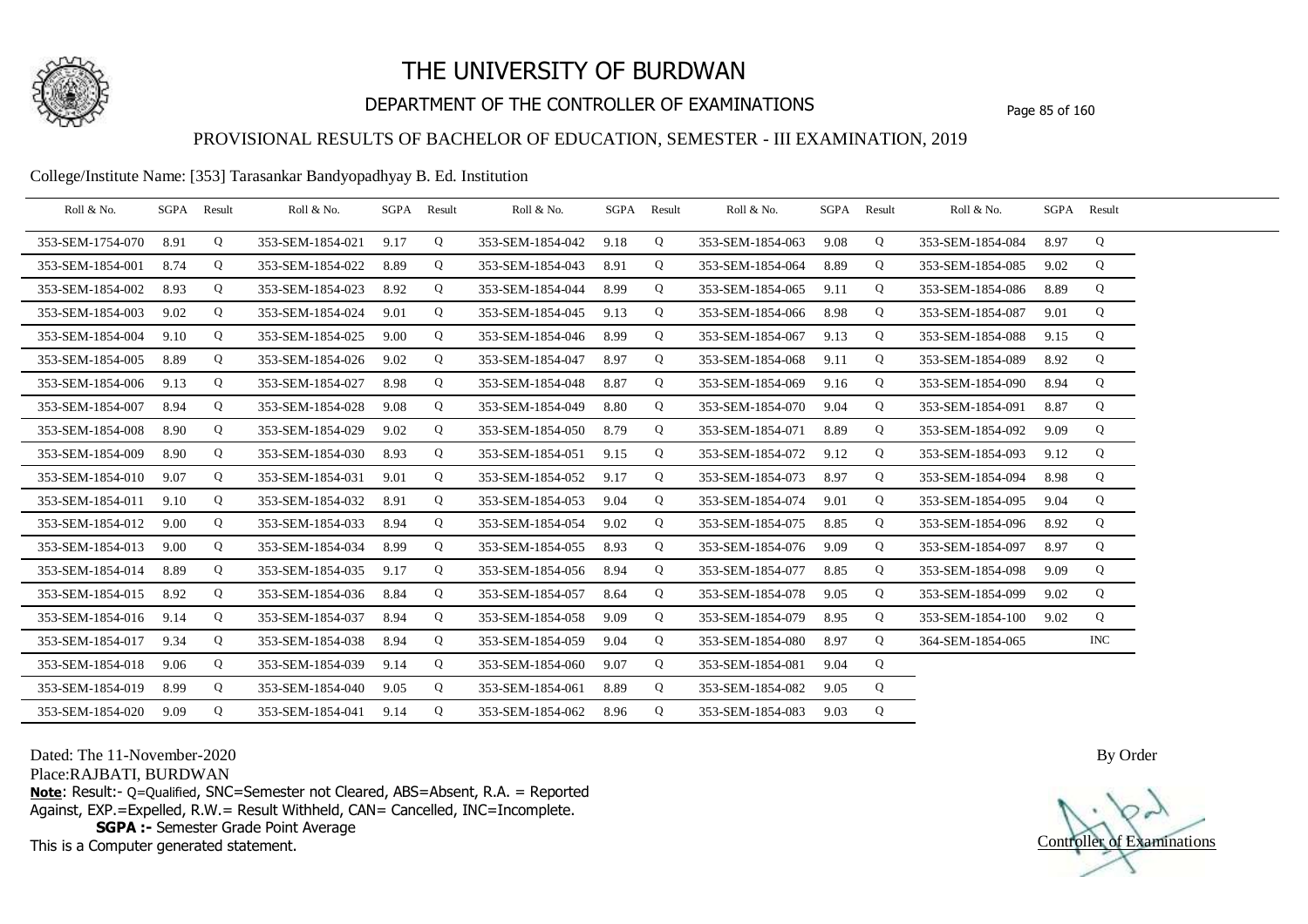# THE UNIVERSITY OF BURDWAN

## DEPARTMENT OF THE CONTROLLER OF EXAMINATIONS

### PROVISIONAL RESULTS OF BACHELOR OF EDUCATION, SEMESTER - III EXAMINATION, 2019

College/Institute Name: [353] Tarasankar Bandyopadhyay B. Ed. Institution

| Roll & No. | SGPA | Result | Roll & No. | SGPA | Result | Roll & No. | SGPA | Result | Roll & No. | SGPA | Result | Roll & No. | SGPA | Result |
|---|---|---|---|---|---|---|---|---|---|---|---|---|---|---|
| 353-SEM-1754-070 | 8.91 | Q | 353-SEM-1854-021 | 9.17 | Q | 353-SEM-1854-042 | 9.18 | Q | 353-SEM-1854-063 | 9.08 | Q | 353-SEM-1854-084 | 8.97 | Q |
| 353-SEM-1854-001 | 8.74 | Q | 353-SEM-1854-022 | 8.89 | Q | 353-SEM-1854-043 | 8.91 | Q | 353-SEM-1854-064 | 8.89 | Q | 353-SEM-1854-085 | 9.02 | Q |
| 353-SEM-1854-002 | 8.93 | Q | 353-SEM-1854-023 | 8.92 | Q | 353-SEM-1854-044 | 8.99 | Q | 353-SEM-1854-065 | 9.11 | Q | 353-SEM-1854-086 | 8.89 | Q |
| 353-SEM-1854-003 | 9.02 | Q | 353-SEM-1854-024 | 9.01 | Q | 353-SEM-1854-045 | 9.13 | Q | 353-SEM-1854-066 | 8.98 | Q | 353-SEM-1854-087 | 9.01 | Q |
| 353-SEM-1854-004 | 9.10 | Q | 353-SEM-1854-025 | 9.00 | Q | 353-SEM-1854-046 | 8.99 | Q | 353-SEM-1854-067 | 9.13 | Q | 353-SEM-1854-088 | 9.15 | Q |
| 353-SEM-1854-005 | 8.89 | Q | 353-SEM-1854-026 | 9.02 | Q | 353-SEM-1854-047 | 8.97 | Q | 353-SEM-1854-068 | 9.11 | Q | 353-SEM-1854-089 | 8.92 | Q |
| 353-SEM-1854-006 | 9.13 | Q | 353-SEM-1854-027 | 8.98 | Q | 353-SEM-1854-048 | 8.87 | Q | 353-SEM-1854-069 | 9.16 | Q | 353-SEM-1854-090 | 8.94 | Q |
| 353-SEM-1854-007 | 8.94 | Q | 353-SEM-1854-028 | 9.08 | Q | 353-SEM-1854-049 | 8.80 | Q | 353-SEM-1854-070 | 9.04 | Q | 353-SEM-1854-091 | 8.87 | Q |
| 353-SEM-1854-008 | 8.90 | Q | 353-SEM-1854-029 | 9.02 | Q | 353-SEM-1854-050 | 8.79 | Q | 353-SEM-1854-071 | 8.89 | Q | 353-SEM-1854-092 | 9.09 | Q |
| 353-SEM-1854-009 | 8.90 | Q | 353-SEM-1854-030 | 8.93 | Q | 353-SEM-1854-051 | 9.15 | Q | 353-SEM-1854-072 | 9.12 | Q | 353-SEM-1854-093 | 9.12 | Q |
| 353-SEM-1854-010 | 9.07 | Q | 353-SEM-1854-031 | 9.01 | Q | 353-SEM-1854-052 | 9.17 | Q | 353-SEM-1854-073 | 8.97 | Q | 353-SEM-1854-094 | 8.98 | Q |
| 353-SEM-1854-011 | 9.10 | Q | 353-SEM-1854-032 | 8.91 | Q | 353-SEM-1854-053 | 9.04 | Q | 353-SEM-1854-074 | 9.01 | Q | 353-SEM-1854-095 | 9.04 | Q |
| 353-SEM-1854-012 | 9.00 | Q | 353-SEM-1854-033 | 8.94 | Q | 353-SEM-1854-054 | 9.02 | Q | 353-SEM-1854-075 | 8.85 | Q | 353-SEM-1854-096 | 8.92 | Q |
| 353-SEM-1854-013 | 9.00 | Q | 353-SEM-1854-034 | 8.99 | Q | 353-SEM-1854-055 | 8.93 | Q | 353-SEM-1854-076 | 9.09 | Q | 353-SEM-1854-097 | 8.97 | Q |
| 353-SEM-1854-014 | 8.89 | Q | 353-SEM-1854-035 | 9.17 | Q | 353-SEM-1854-056 | 8.94 | Q | 353-SEM-1854-077 | 8.85 | Q | 353-SEM-1854-098 | 9.09 | Q |
| 353-SEM-1854-015 | 8.92 | Q | 353-SEM-1854-036 | 8.84 | Q | 353-SEM-1854-057 | 8.64 | Q | 353-SEM-1854-078 | 9.05 | Q | 353-SEM-1854-099 | 9.02 | Q |
| 353-SEM-1854-016 | 9.14 | Q | 353-SEM-1854-037 | 8.94 | Q | 353-SEM-1854-058 | 9.09 | Q | 353-SEM-1854-079 | 8.95 | Q | 353-SEM-1854-100 | 9.02 | Q |
| 353-SEM-1854-017 | 9.34 | Q | 353-SEM-1854-038 | 8.94 | Q | 353-SEM-1854-059 | 9.04 | Q | 353-SEM-1854-080 | 8.97 | Q | 364-SEM-1854-065 | | INC |
| 353-SEM-1854-018 | 9.06 | Q | 353-SEM-1854-039 | 9.14 | Q | 353-SEM-1854-060 | 9.07 | Q | 353-SEM-1854-081 | 9.04 | Q | | | |
| 353-SEM-1854-019 | 8.99 | Q | 353-SEM-1854-040 | 9.05 | Q | 353-SEM-1854-061 | 8.89 | Q | 353-SEM-1854-082 | 9.05 | Q | | | |
| 353-SEM-1854-020 | 9.09 | Q | 353-SEM-1854-041 | 9.14 | Q | 353-SEM-1854-062 | 8.96 | Q | 353-SEM-1854-083 | 9.03 | Q | | | |

Dated: The 11-November-2020

Place:RAJBATI, BURDWAN

**Note**: Result:- Q=Qualified, SNC=Semester not Cleared, ABS=Absent, R.A. = Reported Against, EXP.=Expelled, R.W.= Result Withheld, CAN= Cancelled, INC=Incomplete.

**SGPA :-** Semester Grade Point Average

This is a Computer generated statement.

By Order

Controller of Examinations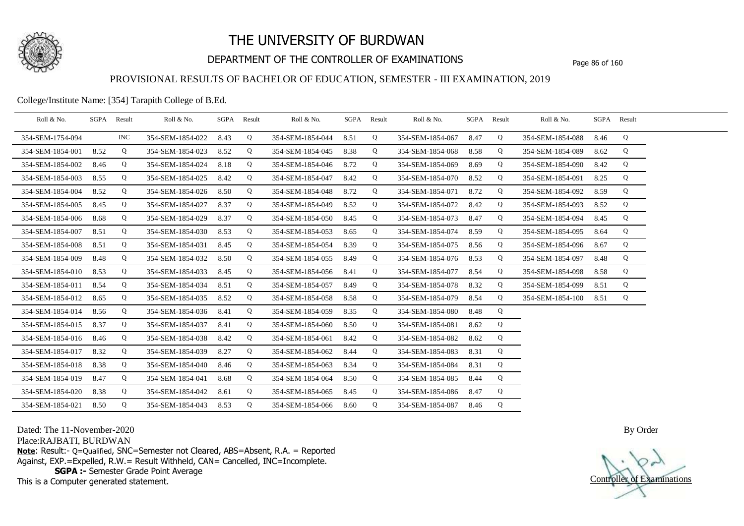# THE UNIVERSITY OF BURDWAN

## DEPARTMENT OF THE CONTROLLER OF EXAMINATIONS

### PROVISIONAL RESULTS OF BACHELOR OF EDUCATION, SEMESTER - III EXAMINATION, 2019

College/Institute Name: [354] Tarapith College of B.Ed.

| Roll & No. | SGPA | Result | Roll & No. | SGPA | Result | Roll & No. | SGPA | Result | Roll & No. | SGPA | Result | Roll & No. | SGPA | Result |
|---|---|---|---|---|---|---|---|---|---|---|---|---|---|---|
| 354-SEM-1754-094 | | INC | 354-SEM-1854-022 | 8.43 | Q | 354-SEM-1854-044 | 8.51 | Q | 354-SEM-1854-067 | 8.47 | Q | 354-SEM-1854-088 | 8.46 | Q |
| 354-SEM-1854-001 | 8.52 | Q | 354-SEM-1854-023 | 8.52 | Q | 354-SEM-1854-045 | 8.38 | Q | 354-SEM-1854-068 | 8.58 | Q | 354-SEM-1854-089 | 8.62 | Q |
| 354-SEM-1854-002 | 8.46 | Q | 354-SEM-1854-024 | 8.18 | Q | 354-SEM-1854-046 | 8.72 | Q | 354-SEM-1854-069 | 8.69 | Q | 354-SEM-1854-090 | 8.42 | Q |
| 354-SEM-1854-003 | 8.55 | Q | 354-SEM-1854-025 | 8.42 | Q | 354-SEM-1854-047 | 8.42 | Q | 354-SEM-1854-070 | 8.52 | Q | 354-SEM-1854-091 | 8.25 | Q |
| 354-SEM-1854-004 | 8.52 | Q | 354-SEM-1854-026 | 8.50 | Q | 354-SEM-1854-048 | 8.72 | Q | 354-SEM-1854-071 | 8.72 | Q | 354-SEM-1854-092 | 8.59 | Q |
| 354-SEM-1854-005 | 8.45 | Q | 354-SEM-1854-027 | 8.37 | Q | 354-SEM-1854-049 | 8.52 | Q | 354-SEM-1854-072 | 8.42 | Q | 354-SEM-1854-093 | 8.52 | Q |
| 354-SEM-1854-006 | 8.68 | Q | 354-SEM-1854-029 | 8.37 | Q | 354-SEM-1854-050 | 8.45 | Q | 354-SEM-1854-073 | 8.47 | Q | 354-SEM-1854-094 | 8.45 | Q |
| 354-SEM-1854-007 | 8.51 | Q | 354-SEM-1854-030 | 8.53 | Q | 354-SEM-1854-053 | 8.65 | Q | 354-SEM-1854-074 | 8.59 | Q | 354-SEM-1854-095 | 8.64 | Q |
| 354-SEM-1854-008 | 8.51 | Q | 354-SEM-1854-031 | 8.45 | Q | 354-SEM-1854-054 | 8.39 | Q | 354-SEM-1854-075 | 8.56 | Q | 354-SEM-1854-096 | 8.67 | Q |
| 354-SEM-1854-009 | 8.48 | Q | 354-SEM-1854-032 | 8.50 | Q | 354-SEM-1854-055 | 8.49 | Q | 354-SEM-1854-076 | 8.53 | Q | 354-SEM-1854-097 | 8.48 | Q |
| 354-SEM-1854-010 | 8.53 | Q | 354-SEM-1854-033 | 8.45 | Q | 354-SEM-1854-056 | 8.41 | Q | 354-SEM-1854-077 | 8.54 | Q | 354-SEM-1854-098 | 8.58 | Q |
| 354-SEM-1854-011 | 8.54 | Q | 354-SEM-1854-034 | 8.51 | Q | 354-SEM-1854-057 | 8.49 | Q | 354-SEM-1854-078 | 8.32 | Q | 354-SEM-1854-099 | 8.51 | Q |
| 354-SEM-1854-012 | 8.65 | Q | 354-SEM-1854-035 | 8.52 | Q | 354-SEM-1854-058 | 8.58 | Q | 354-SEM-1854-079 | 8.54 | Q | 354-SEM-1854-100 | 8.51 | Q |
| 354-SEM-1854-014 | 8.56 | Q | 354-SEM-1854-036 | 8.41 | Q | 354-SEM-1854-059 | 8.35 | Q | 354-SEM-1854-080 | 8.48 | Q | | | |
| 354-SEM-1854-015 | 8.37 | Q | 354-SEM-1854-037 | 8.41 | Q | 354-SEM-1854-060 | 8.50 | Q | 354-SEM-1854-081 | 8.62 | Q | | | |
| 354-SEM-1854-016 | 8.46 | Q | 354-SEM-1854-038 | 8.42 | Q | 354-SEM-1854-061 | 8.42 | Q | 354-SEM-1854-082 | 8.62 | Q | | | |
| 354-SEM-1854-017 | 8.32 | Q | 354-SEM-1854-039 | 8.27 | Q | 354-SEM-1854-062 | 8.44 | Q | 354-SEM-1854-083 | 8.31 | Q | | | |
| 354-SEM-1854-018 | 8.38 | Q | 354-SEM-1854-040 | 8.46 | Q | 354-SEM-1854-063 | 8.34 | Q | 354-SEM-1854-084 | 8.31 | Q | | | |
| 354-SEM-1854-019 | 8.47 | Q | 354-SEM-1854-041 | 8.68 | Q | 354-SEM-1854-064 | 8.50 | Q | 354-SEM-1854-085 | 8.44 | Q | | | |
| 354-SEM-1854-020 | 8.38 | Q | 354-SEM-1854-042 | 8.61 | Q | 354-SEM-1854-065 | 8.45 | Q | 354-SEM-1854-086 | 8.47 | Q | | | |
| 354-SEM-1854-021 | 8.50 | Q | 354-SEM-1854-043 | 8.53 | Q | 354-SEM-1854-066 | 8.60 | Q | 354-SEM-1854-087 | 8.46 | Q | | | |

Dated: The 11-November-2020

Place:RAJBATI, BURDWAN

**Note**: Result:- Q=Qualified, SNC=Semester not Cleared, ABS=Absent, R.A. = Reported Against, EXP.=Expelled, R.W.= Result Withheld, CAN= Cancelled, INC=Incomplete.

**SGPA :-** Semester Grade Point Average

This is a Computer generated statement.

By Order

Controller of Examinations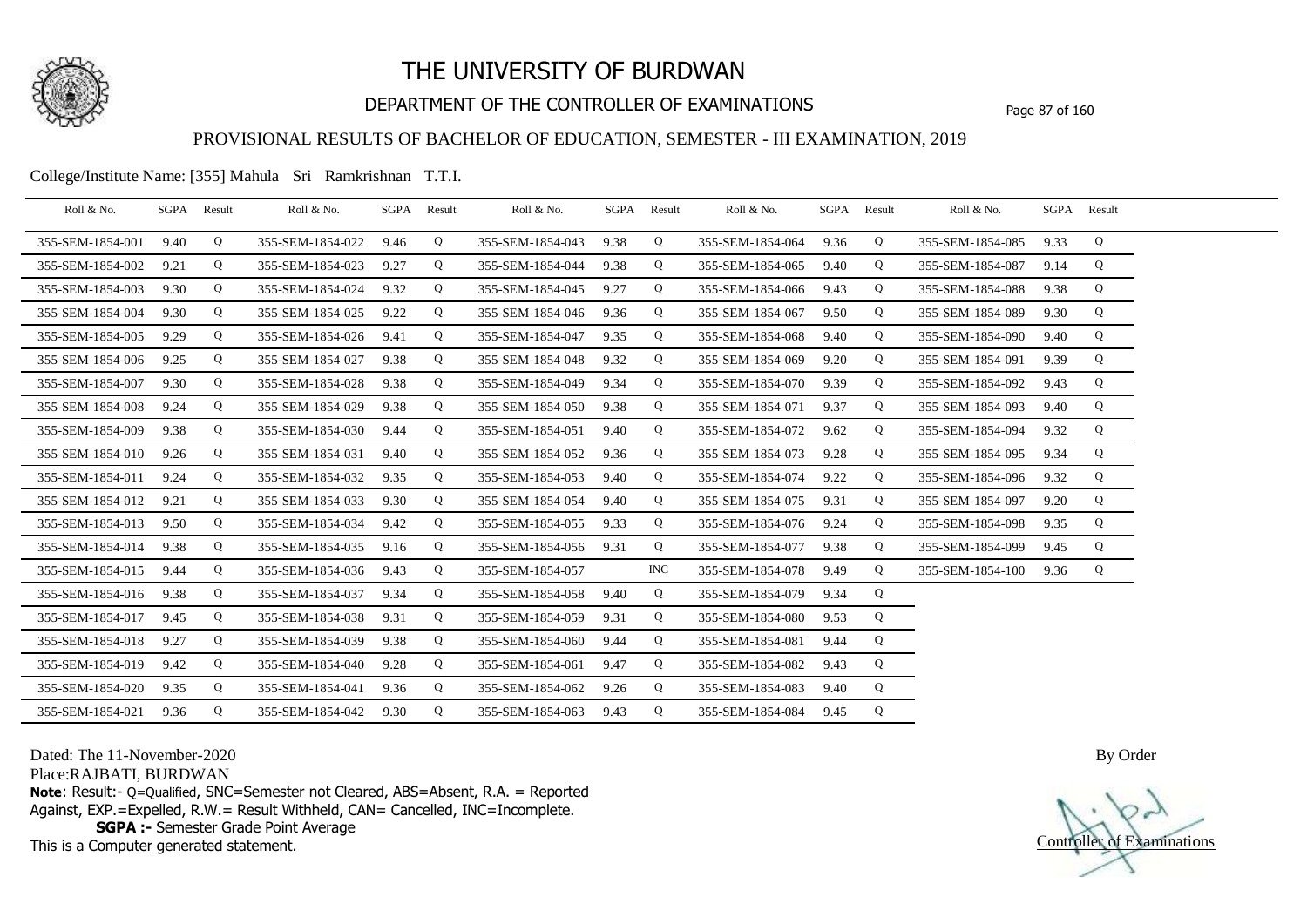# THE UNIVERSITY OF BURDWAN

## DEPARTMENT OF THE CONTROLLER OF EXAMINATIONS

### PROVISIONAL RESULTS OF BACHELOR OF EDUCATION, SEMESTER - III EXAMINATION, 2019

College/Institute Name: [355] Mahula Sri Ramkrishnan T.T.I.

| Roll & No. | SGPA | Result | Roll & No. | SGPA | Result | Roll & No. | SGPA | Result | Roll & No. | SGPA | Result | Roll & No. | SGPA | Result |
|---|---|---|---|---|---|---|---|---|---|---|---|---|---|---|
| 355-SEM-1854-001 | 9.40 | Q | 355-SEM-1854-022 | 9.46 | Q | 355-SEM-1854-043 | 9.38 | Q | 355-SEM-1854-064 | 9.36 | Q | 355-SEM-1854-085 | 9.33 | Q |
| 355-SEM-1854-002 | 9.21 | Q | 355-SEM-1854-023 | 9.27 | Q | 355-SEM-1854-044 | 9.38 | Q | 355-SEM-1854-065 | 9.40 | Q | 355-SEM-1854-087 | 9.14 | Q |
| 355-SEM-1854-003 | 9.30 | Q | 355-SEM-1854-024 | 9.32 | Q | 355-SEM-1854-045 | 9.27 | Q | 355-SEM-1854-066 | 9.43 | Q | 355-SEM-1854-088 | 9.38 | Q |
| 355-SEM-1854-004 | 9.30 | Q | 355-SEM-1854-025 | 9.22 | Q | 355-SEM-1854-046 | 9.36 | Q | 355-SEM-1854-067 | 9.50 | Q | 355-SEM-1854-089 | 9.30 | Q |
| 355-SEM-1854-005 | 9.29 | Q | 355-SEM-1854-026 | 9.41 | Q | 355-SEM-1854-047 | 9.35 | Q | 355-SEM-1854-068 | 9.40 | Q | 355-SEM-1854-090 | 9.40 | Q |
| 355-SEM-1854-006 | 9.25 | Q | 355-SEM-1854-027 | 9.38 | Q | 355-SEM-1854-048 | 9.32 | Q | 355-SEM-1854-069 | 9.20 | Q | 355-SEM-1854-091 | 9.39 | Q |
| 355-SEM-1854-007 | 9.30 | Q | 355-SEM-1854-028 | 9.38 | Q | 355-SEM-1854-049 | 9.34 | Q | 355-SEM-1854-070 | 9.39 | Q | 355-SEM-1854-092 | 9.43 | Q |
| 355-SEM-1854-008 | 9.24 | Q | 355-SEM-1854-029 | 9.38 | Q | 355-SEM-1854-050 | 9.38 | Q | 355-SEM-1854-071 | 9.37 | Q | 355-SEM-1854-093 | 9.40 | Q |
| 355-SEM-1854-009 | 9.38 | Q | 355-SEM-1854-030 | 9.44 | Q | 355-SEM-1854-051 | 9.40 | Q | 355-SEM-1854-072 | 9.62 | Q | 355-SEM-1854-094 | 9.32 | Q |
| 355-SEM-1854-010 | 9.26 | Q | 355-SEM-1854-031 | 9.40 | Q | 355-SEM-1854-052 | 9.36 | Q | 355-SEM-1854-073 | 9.28 | Q | 355-SEM-1854-095 | 9.34 | Q |
| 355-SEM-1854-011 | 9.24 | Q | 355-SEM-1854-032 | 9.35 | Q | 355-SEM-1854-053 | 9.40 | Q | 355-SEM-1854-074 | 9.22 | Q | 355-SEM-1854-096 | 9.32 | Q |
| 355-SEM-1854-012 | 9.21 | Q | 355-SEM-1854-033 | 9.30 | Q | 355-SEM-1854-054 | 9.40 | Q | 355-SEM-1854-075 | 9.31 | Q | 355-SEM-1854-097 | 9.20 | Q |
| 355-SEM-1854-013 | 9.50 | Q | 355-SEM-1854-034 | 9.42 | Q | 355-SEM-1854-055 | 9.33 | Q | 355-SEM-1854-076 | 9.24 | Q | 355-SEM-1854-098 | 9.35 | Q |
| 355-SEM-1854-014 | 9.38 | Q | 355-SEM-1854-035 | 9.16 | Q | 355-SEM-1854-056 | 9.31 | Q | 355-SEM-1854-077 | 9.38 | Q | 355-SEM-1854-099 | 9.45 | Q |
| 355-SEM-1854-015 | 9.44 | Q | 355-SEM-1854-036 | 9.43 | Q | 355-SEM-1854-057 | | INC | 355-SEM-1854-078 | 9.49 | Q | 355-SEM-1854-100 | 9.36 | Q |
| 355-SEM-1854-016 | 9.38 | Q | 355-SEM-1854-037 | 9.34 | Q | 355-SEM-1854-058 | 9.40 | Q | 355-SEM-1854-079 | 9.34 | Q | | | |
| 355-SEM-1854-017 | 9.45 | Q | 355-SEM-1854-038 | 9.31 | Q | 355-SEM-1854-059 | 9.31 | Q | 355-SEM-1854-080 | 9.53 | Q | | | |
| 355-SEM-1854-018 | 9.27 | Q | 355-SEM-1854-039 | 9.38 | Q | 355-SEM-1854-060 | 9.44 | Q | 355-SEM-1854-081 | 9.44 | Q | | | |
| 355-SEM-1854-019 | 9.42 | Q | 355-SEM-1854-040 | 9.28 | Q | 355-SEM-1854-061 | 9.47 | Q | 355-SEM-1854-082 | 9.43 | Q | | | |
| 355-SEM-1854-020 | 9.35 | Q | 355-SEM-1854-041 | 9.36 | Q | 355-SEM-1854-062 | 9.26 | Q | 355-SEM-1854-083 | 9.40 | Q | | | |
| 355-SEM-1854-021 | 9.36 | Q | 355-SEM-1854-042 | 9.30 | Q | 355-SEM-1854-063 | 9.43 | Q | 355-SEM-1854-084 | 9.45 | Q | | | |

Dated: The 11-November-2020

Place:RAJBATI, BURDWAN

**Note**: Result:- Q=Qualified, SNC=Semester not Cleared, ABS=Absent, R.A. = Reported Against, EXP.=Expelled, R.W.= Result Withheld, CAN= Cancelled, INC=Incomplete.

**SGPA :-** Semester Grade Point Average

This is a Computer generated statement.

By Order

Controller of Examinations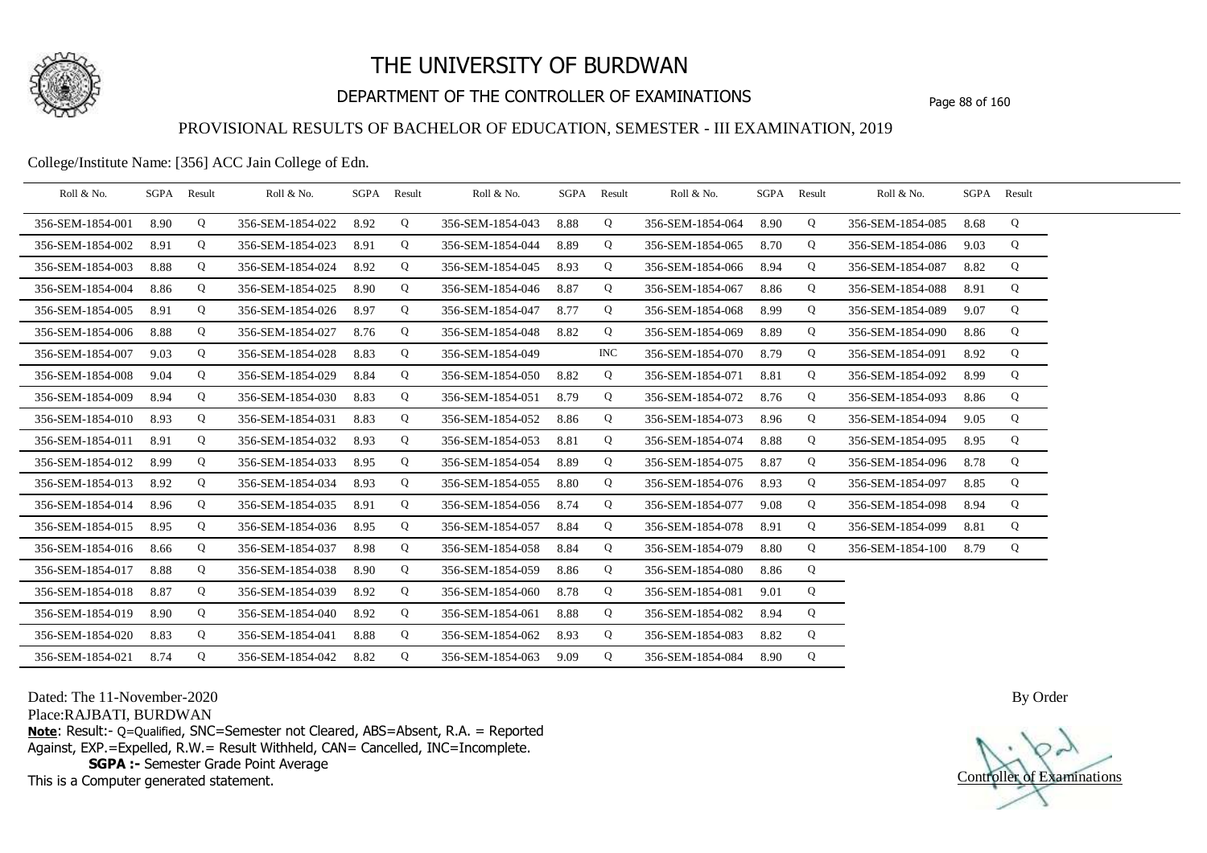# THE UNIVERSITY OF BURDWAN

## DEPARTMENT OF THE CONTROLLER OF EXAMINATIONS

### PROVISIONAL RESULTS OF BACHELOR OF EDUCATION, SEMESTER - III EXAMINATION, 2019

College/Institute Name: [356] ACC Jain College of Edn.

| Roll & No. | SGPA | Result | Roll & No. | SGPA | Result | Roll & No. | SGPA | Result | Roll & No. | SGPA | Result | Roll & No. | SGPA | Result |
|---|---|---|---|---|---|---|---|---|---|---|---|---|---|---|
| 356-SEM-1854-001 | 8.90 | Q | 356-SEM-1854-022 | 8.92 | Q | 356-SEM-1854-043 | 8.88 | Q | 356-SEM-1854-064 | 8.90 | Q | 356-SEM-1854-085 | 8.68 | Q |
| 356-SEM-1854-002 | 8.91 | Q | 356-SEM-1854-023 | 8.91 | Q | 356-SEM-1854-044 | 8.89 | Q | 356-SEM-1854-065 | 8.70 | Q | 356-SEM-1854-086 | 9.03 | Q |
| 356-SEM-1854-003 | 8.88 | Q | 356-SEM-1854-024 | 8.92 | Q | 356-SEM-1854-045 | 8.93 | Q | 356-SEM-1854-066 | 8.94 | Q | 356-SEM-1854-087 | 8.82 | Q |
| 356-SEM-1854-004 | 8.86 | Q | 356-SEM-1854-025 | 8.90 | Q | 356-SEM-1854-046 | 8.87 | Q | 356-SEM-1854-067 | 8.86 | Q | 356-SEM-1854-088 | 8.91 | Q |
| 356-SEM-1854-005 | 8.91 | Q | 356-SEM-1854-026 | 8.97 | Q | 356-SEM-1854-047 | 8.77 | Q | 356-SEM-1854-068 | 8.99 | Q | 356-SEM-1854-089 | 9.07 | Q |
| 356-SEM-1854-006 | 8.88 | Q | 356-SEM-1854-027 | 8.76 | Q | 356-SEM-1854-048 | 8.82 | Q | 356-SEM-1854-069 | 8.89 | Q | 356-SEM-1854-090 | 8.86 | Q |
| 356-SEM-1854-007 | 9.03 | Q | 356-SEM-1854-028 | 8.83 | Q | 356-SEM-1854-049 | | INC | 356-SEM-1854-070 | 8.79 | Q | 356-SEM-1854-091 | 8.92 | Q |
| 356-SEM-1854-008 | 9.04 | Q | 356-SEM-1854-029 | 8.84 | Q | 356-SEM-1854-050 | 8.82 | Q | 356-SEM-1854-071 | 8.81 | Q | 356-SEM-1854-092 | 8.99 | Q |
| 356-SEM-1854-009 | 8.94 | Q | 356-SEM-1854-030 | 8.83 | Q | 356-SEM-1854-051 | 8.79 | Q | 356-SEM-1854-072 | 8.76 | Q | 356-SEM-1854-093 | 8.86 | Q |
| 356-SEM-1854-010 | 8.93 | Q | 356-SEM-1854-031 | 8.83 | Q | 356-SEM-1854-052 | 8.86 | Q | 356-SEM-1854-073 | 8.96 | Q | 356-SEM-1854-094 | 9.05 | Q |
| 356-SEM-1854-011 | 8.91 | Q | 356-SEM-1854-032 | 8.93 | Q | 356-SEM-1854-053 | 8.81 | Q | 356-SEM-1854-074 | 8.88 | Q | 356-SEM-1854-095 | 8.95 | Q |
| 356-SEM-1854-012 | 8.99 | Q | 356-SEM-1854-033 | 8.95 | Q | 356-SEM-1854-054 | 8.89 | Q | 356-SEM-1854-075 | 8.87 | Q | 356-SEM-1854-096 | 8.78 | Q |
| 356-SEM-1854-013 | 8.92 | Q | 356-SEM-1854-034 | 8.93 | Q | 356-SEM-1854-055 | 8.80 | Q | 356-SEM-1854-076 | 8.93 | Q | 356-SEM-1854-097 | 8.85 | Q |
| 356-SEM-1854-014 | 8.96 | Q | 356-SEM-1854-035 | 8.91 | Q | 356-SEM-1854-056 | 8.74 | Q | 356-SEM-1854-077 | 9.08 | Q | 356-SEM-1854-098 | 8.94 | Q |
| 356-SEM-1854-015 | 8.95 | Q | 356-SEM-1854-036 | 8.95 | Q | 356-SEM-1854-057 | 8.84 | Q | 356-SEM-1854-078 | 8.91 | Q | 356-SEM-1854-099 | 8.81 | Q |
| 356-SEM-1854-016 | 8.66 | Q | 356-SEM-1854-037 | 8.98 | Q | 356-SEM-1854-058 | 8.84 | Q | 356-SEM-1854-079 | 8.80 | Q | 356-SEM-1854-100 | 8.79 | Q |
| 356-SEM-1854-017 | 8.88 | Q | 356-SEM-1854-038 | 8.90 | Q | 356-SEM-1854-059 | 8.86 | Q | 356-SEM-1854-080 | 8.86 | Q | | | |
| 356-SEM-1854-018 | 8.87 | Q | 356-SEM-1854-039 | 8.92 | Q | 356-SEM-1854-060 | 8.78 | Q | 356-SEM-1854-081 | 9.01 | Q | | | |
| 356-SEM-1854-019 | 8.90 | Q | 356-SEM-1854-040 | 8.92 | Q | 356-SEM-1854-061 | 8.88 | Q | 356-SEM-1854-082 | 8.94 | Q | | | |
| 356-SEM-1854-020 | 8.83 | Q | 356-SEM-1854-041 | 8.88 | Q | 356-SEM-1854-062 | 8.93 | Q | 356-SEM-1854-083 | 8.82 | Q | | | |
| 356-SEM-1854-021 | 8.74 | Q | 356-SEM-1854-042 | 8.82 | Q | 356-SEM-1854-063 | 9.09 | Q | 356-SEM-1854-084 | 8.90 | Q | | | |

Dated: The 11-November-2020

Place:RAJBATI, BURDWAN

**Note**: Result:- Q=Qualified, SNC=Semester not Cleared, ABS=Absent, R.A. = Reported Against, EXP.=Expelled, R.W.= Result Withheld, CAN= Cancelled, INC=Incomplete.

**SGPA :-** Semester Grade Point Average

This is a Computer generated statement.

By Order

Controller of Examinations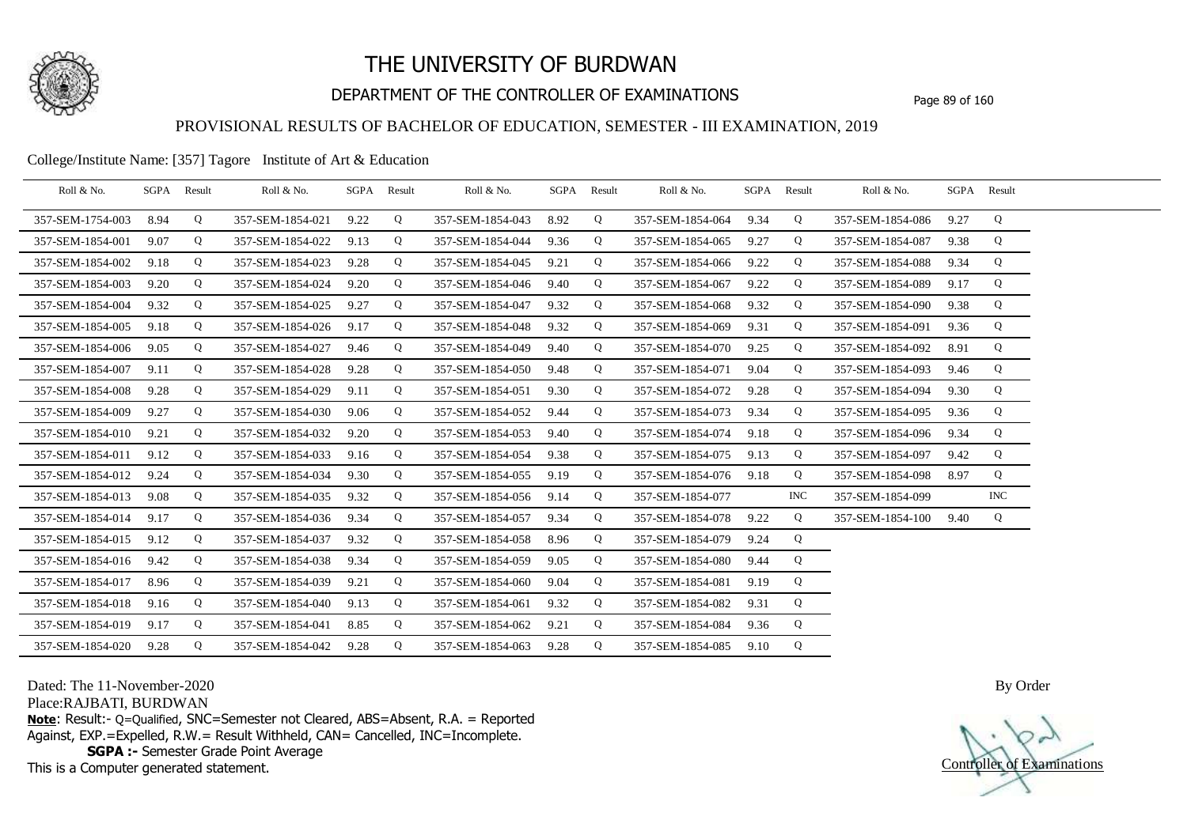# THE UNIVERSITY OF BURDWAN

## DEPARTMENT OF THE CONTROLLER OF EXAMINATIONS

### PROVISIONAL RESULTS OF BACHELOR OF EDUCATION, SEMESTER - III EXAMINATION, 2019

College/Institute Name: [357] Tagore Institute of Art & Education

| Roll & No. | SGPA | Result | Roll & No. | SGPA | Result | Roll & No. | SGPA | Result | Roll & No. | SGPA | Result | Roll & No. | SGPA | Result |
|---|---|---|---|---|---|---|---|---|---|---|---|---|---|---|
| 357-SEM-1754-003 | 8.94 | Q | 357-SEM-1854-021 | 9.22 | Q | 357-SEM-1854-043 | 8.92 | Q | 357-SEM-1854-064 | 9.34 | Q | 357-SEM-1854-086 | 9.27 | Q |
| 357-SEM-1854-001 | 9.07 | Q | 357-SEM-1854-022 | 9.13 | Q | 357-SEM-1854-044 | 9.36 | Q | 357-SEM-1854-065 | 9.27 | Q | 357-SEM-1854-087 | 9.38 | Q |
| 357-SEM-1854-002 | 9.18 | Q | 357-SEM-1854-023 | 9.28 | Q | 357-SEM-1854-045 | 9.21 | Q | 357-SEM-1854-066 | 9.22 | Q | 357-SEM-1854-088 | 9.34 | Q |
| 357-SEM-1854-003 | 9.20 | Q | 357-SEM-1854-024 | 9.20 | Q | 357-SEM-1854-046 | 9.40 | Q | 357-SEM-1854-067 | 9.22 | Q | 357-SEM-1854-089 | 9.17 | Q |
| 357-SEM-1854-004 | 9.32 | Q | 357-SEM-1854-025 | 9.27 | Q | 357-SEM-1854-047 | 9.32 | Q | 357-SEM-1854-068 | 9.32 | Q | 357-SEM-1854-090 | 9.38 | Q |
| 357-SEM-1854-005 | 9.18 | Q | 357-SEM-1854-026 | 9.17 | Q | 357-SEM-1854-048 | 9.32 | Q | 357-SEM-1854-069 | 9.31 | Q | 357-SEM-1854-091 | 9.36 | Q |
| 357-SEM-1854-006 | 9.05 | Q | 357-SEM-1854-027 | 9.46 | Q | 357-SEM-1854-049 | 9.40 | Q | 357-SEM-1854-070 | 9.25 | Q | 357-SEM-1854-092 | 8.91 | Q |
| 357-SEM-1854-007 | 9.11 | Q | 357-SEM-1854-028 | 9.28 | Q | 357-SEM-1854-050 | 9.48 | Q | 357-SEM-1854-071 | 9.04 | Q | 357-SEM-1854-093 | 9.46 | Q |
| 357-SEM-1854-008 | 9.28 | Q | 357-SEM-1854-029 | 9.11 | Q | 357-SEM-1854-051 | 9.30 | Q | 357-SEM-1854-072 | 9.28 | Q | 357-SEM-1854-094 | 9.30 | Q |
| 357-SEM-1854-009 | 9.27 | Q | 357-SEM-1854-030 | 9.06 | Q | 357-SEM-1854-052 | 9.44 | Q | 357-SEM-1854-073 | 9.34 | Q | 357-SEM-1854-095 | 9.36 | Q |
| 357-SEM-1854-010 | 9.21 | Q | 357-SEM-1854-032 | 9.20 | Q | 357-SEM-1854-053 | 9.40 | Q | 357-SEM-1854-074 | 9.18 | Q | 357-SEM-1854-096 | 9.34 | Q |
| 357-SEM-1854-011 | 9.12 | Q | 357-SEM-1854-033 | 9.16 | Q | 357-SEM-1854-054 | 9.38 | Q | 357-SEM-1854-075 | 9.13 | Q | 357-SEM-1854-097 | 9.42 | Q |
| 357-SEM-1854-012 | 9.24 | Q | 357-SEM-1854-034 | 9.30 | Q | 357-SEM-1854-055 | 9.19 | Q | 357-SEM-1854-076 | 9.18 | Q | 357-SEM-1854-098 | 8.97 | Q |
| 357-SEM-1854-013 | 9.08 | Q | 357-SEM-1854-035 | 9.32 | Q | 357-SEM-1854-056 | 9.14 | Q | 357-SEM-1854-077 | | INC | 357-SEM-1854-099 | | INC |
| 357-SEM-1854-014 | 9.17 | Q | 357-SEM-1854-036 | 9.34 | Q | 357-SEM-1854-057 | 9.34 | Q | 357-SEM-1854-078 | 9.22 | Q | 357-SEM-1854-100 | 9.40 | Q |
| 357-SEM-1854-015 | 9.12 | Q | 357-SEM-1854-037 | 9.32 | Q | 357-SEM-1854-058 | 8.96 | Q | 357-SEM-1854-079 | 9.24 | Q | | | |
| 357-SEM-1854-016 | 9.42 | Q | 357-SEM-1854-038 | 9.34 | Q | 357-SEM-1854-059 | 9.05 | Q | 357-SEM-1854-080 | 9.44 | Q | | | |
| 357-SEM-1854-017 | 8.96 | Q | 357-SEM-1854-039 | 9.21 | Q | 357-SEM-1854-060 | 9.04 | Q | 357-SEM-1854-081 | 9.19 | Q | | | |
| 357-SEM-1854-018 | 9.16 | Q | 357-SEM-1854-040 | 9.13 | Q | 357-SEM-1854-061 | 9.32 | Q | 357-SEM-1854-082 | 9.31 | Q | | | |
| 357-SEM-1854-019 | 9.17 | Q | 357-SEM-1854-041 | 8.85 | Q | 357-SEM-1854-062 | 9.21 | Q | 357-SEM-1854-084 | 9.36 | Q | | | |
| 357-SEM-1854-020 | 9.28 | Q | 357-SEM-1854-042 | 9.28 | Q | 357-SEM-1854-063 | 9.28 | Q | 357-SEM-1854-085 | 9.10 | Q | | | |

Dated: The 11-November-2020

Place:RAJBATI, BURDWAN

**Note**: Result:- Q=Qualified, SNC=Semester not Cleared, ABS=Absent, R.A. = Reported Against, EXP.=Expelled, R.W.= Result Withheld, CAN= Cancelled, INC=Incomplete.

**SGPA :-** Semester Grade Point Average

This is a Computer generated statement.

By Order

Controller of Examinations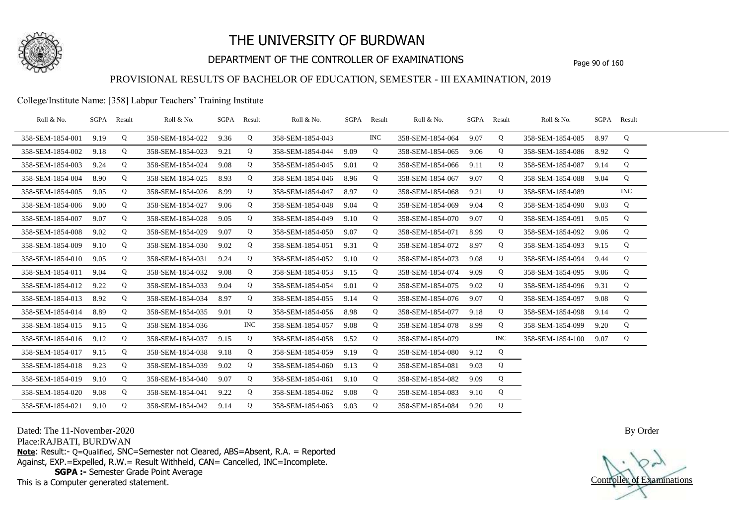# THE UNIVERSITY OF BURDWAN

## DEPARTMENT OF THE CONTROLLER OF EXAMINATIONS

### PROVISIONAL RESULTS OF BACHELOR OF EDUCATION, SEMESTER - III EXAMINATION, 2019

College/Institute Name: [358] Labpur Teachers' Training Institute

| Roll & No. | SGPA | Result | Roll & No. | SGPA | Result | Roll & No. | SGPA | Result | Roll & No. | SGPA | Result | Roll & No. | SGPA | Result |
|---|---|---|---|---|---|---|---|---|---|---|---|---|---|---|
| 358-SEM-1854-001 | 9.19 | Q | 358-SEM-1854-022 | 9.36 | Q | 358-SEM-1854-043 | | INC | 358-SEM-1854-064 | 9.07 | Q | 358-SEM-1854-085 | 8.97 | Q |
| 358-SEM-1854-002 | 9.18 | Q | 358-SEM-1854-023 | 9.21 | Q | 358-SEM-1854-044 | 9.09 | Q | 358-SEM-1854-065 | 9.06 | Q | 358-SEM-1854-086 | 8.92 | Q |
| 358-SEM-1854-003 | 9.24 | Q | 358-SEM-1854-024 | 9.08 | Q | 358-SEM-1854-045 | 9.01 | Q | 358-SEM-1854-066 | 9.11 | Q | 358-SEM-1854-087 | 9.14 | Q |
| 358-SEM-1854-004 | 8.90 | Q | 358-SEM-1854-025 | 8.93 | Q | 358-SEM-1854-046 | 8.96 | Q | 358-SEM-1854-067 | 9.07 | Q | 358-SEM-1854-088 | 9.04 | Q |
| 358-SEM-1854-005 | 9.05 | Q | 358-SEM-1854-026 | 8.99 | Q | 358-SEM-1854-047 | 8.97 | Q | 358-SEM-1854-068 | 9.21 | Q | 358-SEM-1854-089 | | INC |
| 358-SEM-1854-006 | 9.00 | Q | 358-SEM-1854-027 | 9.06 | Q | 358-SEM-1854-048 | 9.04 | Q | 358-SEM-1854-069 | 9.04 | Q | 358-SEM-1854-090 | 9.03 | Q |
| 358-SEM-1854-007 | 9.07 | Q | 358-SEM-1854-028 | 9.05 | Q | 358-SEM-1854-049 | 9.10 | Q | 358-SEM-1854-070 | 9.07 | Q | 358-SEM-1854-091 | 9.05 | Q |
| 358-SEM-1854-008 | 9.02 | Q | 358-SEM-1854-029 | 9.07 | Q | 358-SEM-1854-050 | 9.07 | Q | 358-SEM-1854-071 | 8.99 | Q | 358-SEM-1854-092 | 9.06 | Q |
| 358-SEM-1854-009 | 9.10 | Q | 358-SEM-1854-030 | 9.02 | Q | 358-SEM-1854-051 | 9.31 | Q | 358-SEM-1854-072 | 8.97 | Q | 358-SEM-1854-093 | 9.15 | Q |
| 358-SEM-1854-010 | 9.05 | Q | 358-SEM-1854-031 | 9.24 | Q | 358-SEM-1854-052 | 9.10 | Q | 358-SEM-1854-073 | 9.08 | Q | 358-SEM-1854-094 | 9.44 | Q |
| 358-SEM-1854-011 | 9.04 | Q | 358-SEM-1854-032 | 9.08 | Q | 358-SEM-1854-053 | 9.15 | Q | 358-SEM-1854-074 | 9.09 | Q | 358-SEM-1854-095 | 9.06 | Q |
| 358-SEM-1854-012 | 9.22 | Q | 358-SEM-1854-033 | 9.04 | Q | 358-SEM-1854-054 | 9.01 | Q | 358-SEM-1854-075 | 9.02 | Q | 358-SEM-1854-096 | 9.31 | Q |
| 358-SEM-1854-013 | 8.92 | Q | 358-SEM-1854-034 | 8.97 | Q | 358-SEM-1854-055 | 9.14 | Q | 358-SEM-1854-076 | 9.07 | Q | 358-SEM-1854-097 | 9.08 | Q |
| 358-SEM-1854-014 | 8.89 | Q | 358-SEM-1854-035 | 9.01 | Q | 358-SEM-1854-056 | 8.98 | Q | 358-SEM-1854-077 | 9.18 | Q | 358-SEM-1854-098 | 9.14 | Q |
| 358-SEM-1854-015 | 9.15 | Q | 358-SEM-1854-036 | | INC | 358-SEM-1854-057 | 9.08 | Q | 358-SEM-1854-078 | 8.99 | Q | 358-SEM-1854-099 | 9.20 | Q |
| 358-SEM-1854-016 | 9.12 | Q | 358-SEM-1854-037 | 9.15 | Q | 358-SEM-1854-058 | 9.52 | Q | 358-SEM-1854-079 | | INC | 358-SEM-1854-100 | 9.07 | Q |
| 358-SEM-1854-017 | 9.15 | Q | 358-SEM-1854-038 | 9.18 | Q | 358-SEM-1854-059 | 9.19 | Q | 358-SEM-1854-080 | 9.12 | Q | | | |
| 358-SEM-1854-018 | 9.23 | Q | 358-SEM-1854-039 | 9.02 | Q | 358-SEM-1854-060 | 9.13 | Q | 358-SEM-1854-081 | 9.03 | Q | | | |
| 358-SEM-1854-019 | 9.10 | Q | 358-SEM-1854-040 | 9.07 | Q | 358-SEM-1854-061 | 9.10 | Q | 358-SEM-1854-082 | 9.09 | Q | | | |
| 358-SEM-1854-020 | 9.08 | Q | 358-SEM-1854-041 | 9.22 | Q | 358-SEM-1854-062 | 9.08 | Q | 358-SEM-1854-083 | 9.10 | Q | | | |
| 358-SEM-1854-021 | 9.10 | Q | 358-SEM-1854-042 | 9.14 | Q | 358-SEM-1854-063 | 9.03 | Q | 358-SEM-1854-084 | 9.20 | Q | | | |

Dated: The 11-November-2020

Place:RAJBATI, BURDWAN

By Order

**Note**: Result:- Q=Qualified, SNC=Semester not Cleared, ABS=Absent, R.A. = Reported Against, EXP.=Expelled, R.W.= Result Withheld, CAN= Cancelled, INC=Incomplete.

**SGPA :-** Semester Grade Point Average

This is a Computer generated statement.

Controller of Examinations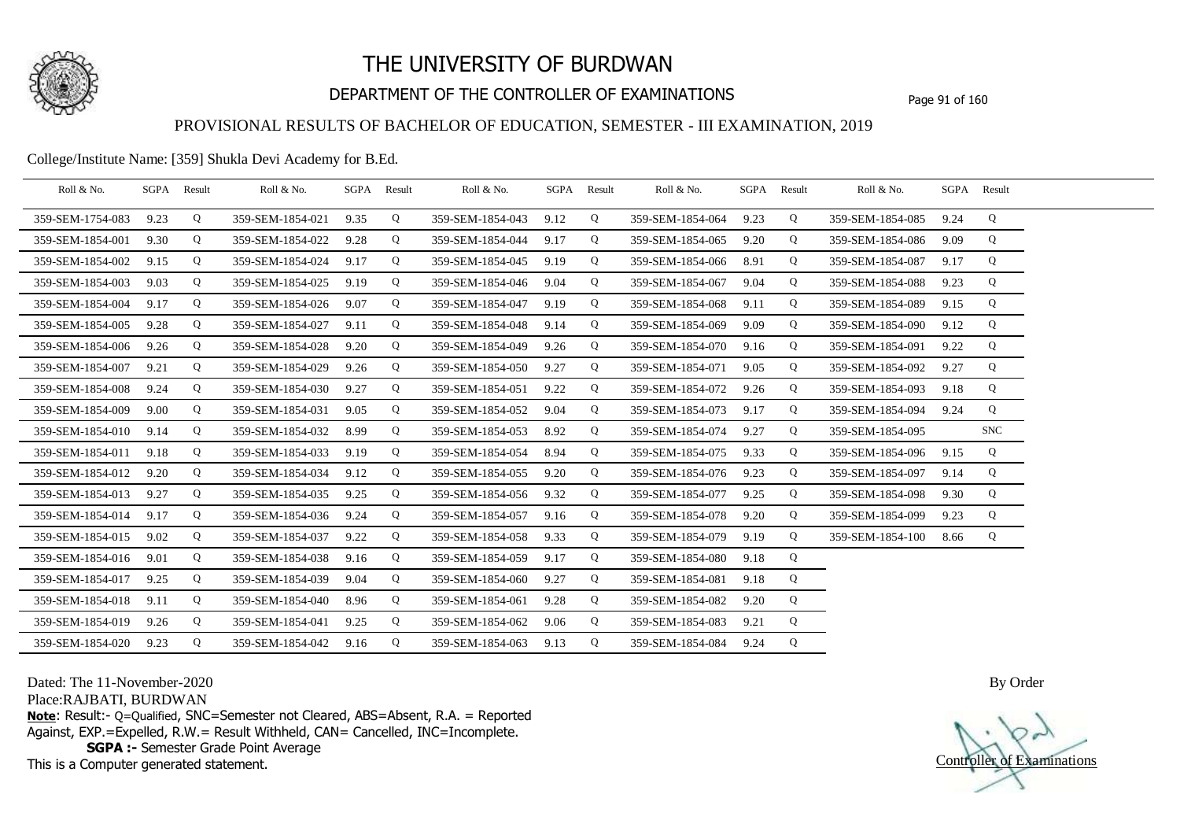# THE UNIVERSITY OF BURDWAN

## DEPARTMENT OF THE CONTROLLER OF EXAMINATIONS

### PROVISIONAL RESULTS OF BACHELOR OF EDUCATION, SEMESTER - III EXAMINATION, 2019

College/Institute Name: [359] Shukla Devi Academy for B.Ed.

| Roll & No. | SGPA | Result | Roll & No. | SGPA | Result | Roll & No. | SGPA | Result | Roll & No. | SGPA | Result | Roll & No. | SGPA | Result |
|---|---|---|---|---|---|---|---|---|---|---|---|---|---|---|
| 359-SEM-1754-083 | 9.23 | Q | 359-SEM-1854-021 | 9.35 | Q | 359-SEM-1854-043 | 9.12 | Q | 359-SEM-1854-064 | 9.23 | Q | 359-SEM-1854-085 | 9.24 | Q |
| 359-SEM-1854-001 | 9.30 | Q | 359-SEM-1854-022 | 9.28 | Q | 359-SEM-1854-044 | 9.17 | Q | 359-SEM-1854-065 | 9.20 | Q | 359-SEM-1854-086 | 9.09 | Q |
| 359-SEM-1854-002 | 9.15 | Q | 359-SEM-1854-024 | 9.17 | Q | 359-SEM-1854-045 | 9.19 | Q | 359-SEM-1854-066 | 8.91 | Q | 359-SEM-1854-087 | 9.17 | Q |
| 359-SEM-1854-003 | 9.03 | Q | 359-SEM-1854-025 | 9.19 | Q | 359-SEM-1854-046 | 9.04 | Q | 359-SEM-1854-067 | 9.04 | Q | 359-SEM-1854-088 | 9.23 | Q |
| 359-SEM-1854-004 | 9.17 | Q | 359-SEM-1854-026 | 9.07 | Q | 359-SEM-1854-047 | 9.19 | Q | 359-SEM-1854-068 | 9.11 | Q | 359-SEM-1854-089 | 9.15 | Q |
| 359-SEM-1854-005 | 9.28 | Q | 359-SEM-1854-027 | 9.11 | Q | 359-SEM-1854-048 | 9.14 | Q | 359-SEM-1854-069 | 9.09 | Q | 359-SEM-1854-090 | 9.12 | Q |
| 359-SEM-1854-006 | 9.26 | Q | 359-SEM-1854-028 | 9.20 | Q | 359-SEM-1854-049 | 9.26 | Q | 359-SEM-1854-070 | 9.16 | Q | 359-SEM-1854-091 | 9.22 | Q |
| 359-SEM-1854-007 | 9.21 | Q | 359-SEM-1854-029 | 9.26 | Q | 359-SEM-1854-050 | 9.27 | Q | 359-SEM-1854-071 | 9.05 | Q | 359-SEM-1854-092 | 9.27 | Q |
| 359-SEM-1854-008 | 9.24 | Q | 359-SEM-1854-030 | 9.27 | Q | 359-SEM-1854-051 | 9.22 | Q | 359-SEM-1854-072 | 9.26 | Q | 359-SEM-1854-093 | 9.18 | Q |
| 359-SEM-1854-009 | 9.00 | Q | 359-SEM-1854-031 | 9.05 | Q | 359-SEM-1854-052 | 9.04 | Q | 359-SEM-1854-073 | 9.17 | Q | 359-SEM-1854-094 | 9.24 | Q |
| 359-SEM-1854-010 | 9.14 | Q | 359-SEM-1854-032 | 8.99 | Q | 359-SEM-1854-053 | 8.92 | Q | 359-SEM-1854-074 | 9.27 | Q | 359-SEM-1854-095 | | SNC |
| 359-SEM-1854-011 | 9.18 | Q | 359-SEM-1854-033 | 9.19 | Q | 359-SEM-1854-054 | 8.94 | Q | 359-SEM-1854-075 | 9.33 | Q | 359-SEM-1854-096 | 9.15 | Q |
| 359-SEM-1854-012 | 9.20 | Q | 359-SEM-1854-034 | 9.12 | Q | 359-SEM-1854-055 | 9.20 | Q | 359-SEM-1854-076 | 9.23 | Q | 359-SEM-1854-097 | 9.14 | Q |
| 359-SEM-1854-013 | 9.27 | Q | 359-SEM-1854-035 | 9.25 | Q | 359-SEM-1854-056 | 9.32 | Q | 359-SEM-1854-077 | 9.25 | Q | 359-SEM-1854-098 | 9.30 | Q |
| 359-SEM-1854-014 | 9.17 | Q | 359-SEM-1854-036 | 9.24 | Q | 359-SEM-1854-057 | 9.16 | Q | 359-SEM-1854-078 | 9.20 | Q | 359-SEM-1854-099 | 9.23 | Q |
| 359-SEM-1854-015 | 9.02 | Q | 359-SEM-1854-037 | 9.22 | Q | 359-SEM-1854-058 | 9.33 | Q | 359-SEM-1854-079 | 9.19 | Q | 359-SEM-1854-100 | 8.66 | Q |
| 359-SEM-1854-016 | 9.01 | Q | 359-SEM-1854-038 | 9.16 | Q | 359-SEM-1854-059 | 9.17 | Q | 359-SEM-1854-080 | 9.18 | Q | | | |
| 359-SEM-1854-017 | 9.25 | Q | 359-SEM-1854-039 | 9.04 | Q | 359-SEM-1854-060 | 9.27 | Q | 359-SEM-1854-081 | 9.18 | Q | | | |
| 359-SEM-1854-018 | 9.11 | Q | 359-SEM-1854-040 | 8.96 | Q | 359-SEM-1854-061 | 9.28 | Q | 359-SEM-1854-082 | 9.20 | Q | | | |
| 359-SEM-1854-019 | 9.26 | Q | 359-SEM-1854-041 | 9.25 | Q | 359-SEM-1854-062 | 9.06 | Q | 359-SEM-1854-083 | 9.21 | Q | | | |
| 359-SEM-1854-020 | 9.23 | Q | 359-SEM-1854-042 | 9.16 | Q | 359-SEM-1854-063 | 9.13 | Q | 359-SEM-1854-084 | 9.24 | Q | | | |

Dated: The 11-November-2020

Place:RAJBATI, BURDWAN

**Note**: Result:- Q=Qualified, SNC=Semester not Cleared, ABS=Absent, R.A. = Reported Against, EXP.=Expelled, R.W.= Result Withheld, CAN= Cancelled, INC=Incomplete.

**SGPA :-** Semester Grade Point Average

This is a Computer generated statement.

By Order

Controller of Examinations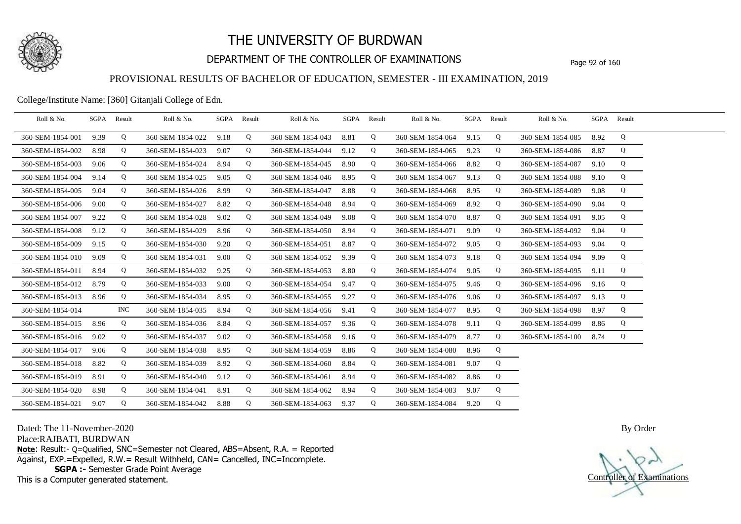# THE UNIVERSITY OF BURDWAN

## DEPARTMENT OF THE CONTROLLER OF EXAMINATIONS

### PROVISIONAL RESULTS OF BACHELOR OF EDUCATION, SEMESTER - III EXAMINATION, 2019

College/Institute Name: [360] Gitanjali College of Edn.

| Roll & No. | SGPA | Result | Roll & No. | SGPA | Result | Roll & No. | SGPA | Result | Roll & No. | SGPA | Result | Roll & No. | SGPA | Result |
|---|---|---|---|---|---|---|---|---|---|---|---|---|---|---|
| 360-SEM-1854-001 | 9.39 | Q | 360-SEM-1854-022 | 9.18 | Q | 360-SEM-1854-043 | 8.81 | Q | 360-SEM-1854-064 | 9.15 | Q | 360-SEM-1854-085 | 8.92 | Q |
| 360-SEM-1854-002 | 8.98 | Q | 360-SEM-1854-023 | 9.07 | Q | 360-SEM-1854-044 | 9.12 | Q | 360-SEM-1854-065 | 9.23 | Q | 360-SEM-1854-086 | 8.87 | Q |
| 360-SEM-1854-003 | 9.06 | Q | 360-SEM-1854-024 | 8.94 | Q | 360-SEM-1854-045 | 8.90 | Q | 360-SEM-1854-066 | 8.82 | Q | 360-SEM-1854-087 | 9.10 | Q |
| 360-SEM-1854-004 | 9.14 | Q | 360-SEM-1854-025 | 9.05 | Q | 360-SEM-1854-046 | 8.95 | Q | 360-SEM-1854-067 | 9.13 | Q | 360-SEM-1854-088 | 9.10 | Q |
| 360-SEM-1854-005 | 9.04 | Q | 360-SEM-1854-026 | 8.99 | Q | 360-SEM-1854-047 | 8.88 | Q | 360-SEM-1854-068 | 8.95 | Q | 360-SEM-1854-089 | 9.08 | Q |
| 360-SEM-1854-006 | 9.00 | Q | 360-SEM-1854-027 | 8.82 | Q | 360-SEM-1854-048 | 8.94 | Q | 360-SEM-1854-069 | 8.92 | Q | 360-SEM-1854-090 | 9.04 | Q |
| 360-SEM-1854-007 | 9.22 | Q | 360-SEM-1854-028 | 9.02 | Q | 360-SEM-1854-049 | 9.08 | Q | 360-SEM-1854-070 | 8.87 | Q | 360-SEM-1854-091 | 9.05 | Q |
| 360-SEM-1854-008 | 9.12 | Q | 360-SEM-1854-029 | 8.96 | Q | 360-SEM-1854-050 | 8.94 | Q | 360-SEM-1854-071 | 9.09 | Q | 360-SEM-1854-092 | 9.04 | Q |
| 360-SEM-1854-009 | 9.15 | Q | 360-SEM-1854-030 | 9.20 | Q | 360-SEM-1854-051 | 8.87 | Q | 360-SEM-1854-072 | 9.05 | Q | 360-SEM-1854-093 | 9.04 | Q |
| 360-SEM-1854-010 | 9.09 | Q | 360-SEM-1854-031 | 9.00 | Q | 360-SEM-1854-052 | 9.39 | Q | 360-SEM-1854-073 | 9.18 | Q | 360-SEM-1854-094 | 9.09 | Q |
| 360-SEM-1854-011 | 8.94 | Q | 360-SEM-1854-032 | 9.25 | Q | 360-SEM-1854-053 | 8.80 | Q | 360-SEM-1854-074 | 9.05 | Q | 360-SEM-1854-095 | 9.11 | Q |
| 360-SEM-1854-012 | 8.79 | Q | 360-SEM-1854-033 | 9.00 | Q | 360-SEM-1854-054 | 9.47 | Q | 360-SEM-1854-075 | 9.46 | Q | 360-SEM-1854-096 | 9.16 | Q |
| 360-SEM-1854-013 | 8.96 | Q | 360-SEM-1854-034 | 8.95 | Q | 360-SEM-1854-055 | 9.27 | Q | 360-SEM-1854-076 | 9.06 | Q | 360-SEM-1854-097 | 9.13 | Q |
| 360-SEM-1854-014 | | INC | 360-SEM-1854-035 | 8.94 | Q | 360-SEM-1854-056 | 9.41 | Q | 360-SEM-1854-077 | 8.95 | Q | 360-SEM-1854-098 | 8.97 | Q |
| 360-SEM-1854-015 | 8.96 | Q | 360-SEM-1854-036 | 8.84 | Q | 360-SEM-1854-057 | 9.36 | Q | 360-SEM-1854-078 | 9.11 | Q | 360-SEM-1854-099 | 8.86 | Q |
| 360-SEM-1854-016 | 9.02 | Q | 360-SEM-1854-037 | 9.02 | Q | 360-SEM-1854-058 | 9.16 | Q | 360-SEM-1854-079 | 8.77 | Q | 360-SEM-1854-100 | 8.74 | Q |
| 360-SEM-1854-017 | 9.06 | Q | 360-SEM-1854-038 | 8.95 | Q | 360-SEM-1854-059 | 8.86 | Q | 360-SEM-1854-080 | 8.96 | Q | | | |
| 360-SEM-1854-018 | 8.82 | Q | 360-SEM-1854-039 | 8.92 | Q | 360-SEM-1854-060 | 8.84 | Q | 360-SEM-1854-081 | 9.07 | Q | | | |
| 360-SEM-1854-019 | 8.91 | Q | 360-SEM-1854-040 | 9.12 | Q | 360-SEM-1854-061 | 8.94 | Q | 360-SEM-1854-082 | 8.86 | Q | | | |
| 360-SEM-1854-020 | 8.98 | Q | 360-SEM-1854-041 | 8.91 | Q | 360-SEM-1854-062 | 8.94 | Q | 360-SEM-1854-083 | 9.07 | Q | | | |
| 360-SEM-1854-021 | 9.07 | Q | 360-SEM-1854-042 | 8.88 | Q | 360-SEM-1854-063 | 9.37 | Q | 360-SEM-1854-084 | 9.20 | Q | | | |

Dated: The 11-November-2020

Place:RAJBATI, BURDWAN

**Note**: Result:- Q=Qualified, SNC=Semester not Cleared, ABS=Absent, R.A. = Reported Against, EXP.=Expelled, R.W.= Result Withheld, CAN= Cancelled, INC=Incomplete.

**SGPA :-** Semester Grade Point Average

This is a Computer generated statement.

By Order

Controller of Examinations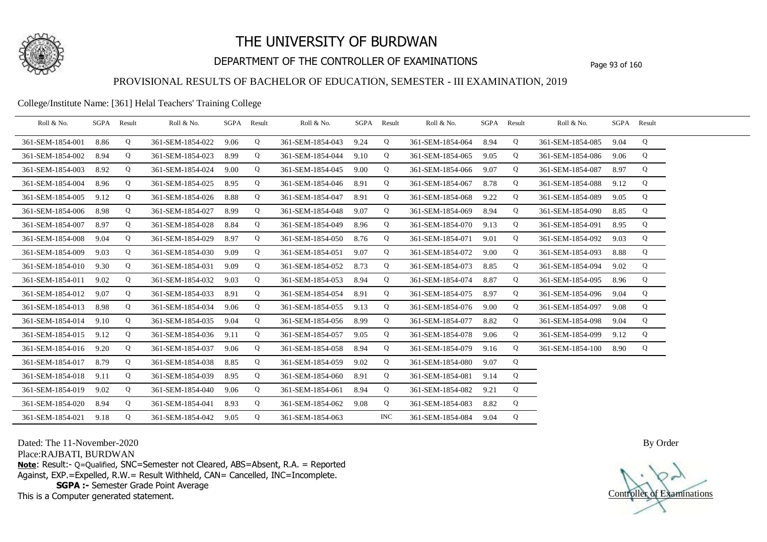# THE UNIVERSITY OF BURDWAN

## DEPARTMENT OF THE CONTROLLER OF EXAMINATIONS

### PROVISIONAL RESULTS OF BACHELOR OF EDUCATION, SEMESTER - III EXAMINATION, 2019

College/Institute Name: [361] Helal Teachers' Training College

| Roll & No. | SGPA | Result | Roll & No. | SGPA | Result | Roll & No. | SGPA | Result | Roll & No. | SGPA | Result | Roll & No. | SGPA | Result |
|---|---|---|---|---|---|---|---|---|---|---|---|---|---|---|
| 361-SEM-1854-001 | 8.86 | Q | 361-SEM-1854-022 | 9.06 | Q | 361-SEM-1854-043 | 9.24 | Q | 361-SEM-1854-064 | 8.94 | Q | 361-SEM-1854-085 | 9.04 | Q |
| 361-SEM-1854-002 | 8.94 | Q | 361-SEM-1854-023 | 8.99 | Q | 361-SEM-1854-044 | 9.10 | Q | 361-SEM-1854-065 | 9.05 | Q | 361-SEM-1854-086 | 9.06 | Q |
| 361-SEM-1854-003 | 8.92 | Q | 361-SEM-1854-024 | 9.00 | Q | 361-SEM-1854-045 | 9.00 | Q | 361-SEM-1854-066 | 9.07 | Q | 361-SEM-1854-087 | 8.97 | Q |
| 361-SEM-1854-004 | 8.96 | Q | 361-SEM-1854-025 | 8.95 | Q | 361-SEM-1854-046 | 8.91 | Q | 361-SEM-1854-067 | 8.78 | Q | 361-SEM-1854-088 | 9.12 | Q |
| 361-SEM-1854-005 | 9.12 | Q | 361-SEM-1854-026 | 8.88 | Q | 361-SEM-1854-047 | 8.91 | Q | 361-SEM-1854-068 | 9.22 | Q | 361-SEM-1854-089 | 9.05 | Q |
| 361-SEM-1854-006 | 8.98 | Q | 361-SEM-1854-027 | 8.99 | Q | 361-SEM-1854-048 | 9.07 | Q | 361-SEM-1854-069 | 8.94 | Q | 361-SEM-1854-090 | 8.85 | Q |
| 361-SEM-1854-007 | 8.97 | Q | 361-SEM-1854-028 | 8.84 | Q | 361-SEM-1854-049 | 8.96 | Q | 361-SEM-1854-070 | 9.13 | Q | 361-SEM-1854-091 | 8.95 | Q |
| 361-SEM-1854-008 | 9.04 | Q | 361-SEM-1854-029 | 8.97 | Q | 361-SEM-1854-050 | 8.76 | Q | 361-SEM-1854-071 | 9.01 | Q | 361-SEM-1854-092 | 9.03 | Q |
| 361-SEM-1854-009 | 9.03 | Q | 361-SEM-1854-030 | 9.09 | Q | 361-SEM-1854-051 | 9.07 | Q | 361-SEM-1854-072 | 9.00 | Q | 361-SEM-1854-093 | 8.88 | Q |
| 361-SEM-1854-010 | 9.30 | Q | 361-SEM-1854-031 | 9.09 | Q | 361-SEM-1854-052 | 8.73 | Q | 361-SEM-1854-073 | 8.85 | Q | 361-SEM-1854-094 | 9.02 | Q |
| 361-SEM-1854-011 | 9.02 | Q | 361-SEM-1854-032 | 9.03 | Q | 361-SEM-1854-053 | 8.94 | Q | 361-SEM-1854-074 | 8.87 | Q | 361-SEM-1854-095 | 8.96 | Q |
| 361-SEM-1854-012 | 9.07 | Q | 361-SEM-1854-033 | 8.91 | Q | 361-SEM-1854-054 | 8.91 | Q | 361-SEM-1854-075 | 8.97 | Q | 361-SEM-1854-096 | 9.04 | Q |
| 361-SEM-1854-013 | 8.98 | Q | 361-SEM-1854-034 | 9.06 | Q | 361-SEM-1854-055 | 9.13 | Q | 361-SEM-1854-076 | 9.00 | Q | 361-SEM-1854-097 | 9.08 | Q |
| 361-SEM-1854-014 | 9.10 | Q | 361-SEM-1854-035 | 9.04 | Q | 361-SEM-1854-056 | 8.99 | Q | 361-SEM-1854-077 | 8.82 | Q | 361-SEM-1854-098 | 9.04 | Q |
| 361-SEM-1854-015 | 9.12 | Q | 361-SEM-1854-036 | 9.11 | Q | 361-SEM-1854-057 | 9.05 | Q | 361-SEM-1854-078 | 9.06 | Q | 361-SEM-1854-099 | 9.12 | Q |
| 361-SEM-1854-016 | 9.20 | Q | 361-SEM-1854-037 | 9.06 | Q | 361-SEM-1854-058 | 8.94 | Q | 361-SEM-1854-079 | 9.16 | Q | 361-SEM-1854-100 | 8.90 | Q |
| 361-SEM-1854-017 | 8.79 | Q | 361-SEM-1854-038 | 8.85 | Q | 361-SEM-1854-059 | 9.02 | Q | 361-SEM-1854-080 | 9.07 | Q | | | |
| 361-SEM-1854-018 | 9.11 | Q | 361-SEM-1854-039 | 8.95 | Q | 361-SEM-1854-060 | 8.91 | Q | 361-SEM-1854-081 | 9.14 | Q | | | |
| 361-SEM-1854-019 | 9.02 | Q | 361-SEM-1854-040 | 9.06 | Q | 361-SEM-1854-061 | 8.94 | Q | 361-SEM-1854-082 | 9.21 | Q | | | |
| 361-SEM-1854-020 | 8.94 | Q | 361-SEM-1854-041 | 8.93 | Q | 361-SEM-1854-062 | 9.08 | Q | 361-SEM-1854-083 | 8.82 | Q | | | |
| 361-SEM-1854-021 | 9.18 | Q | 361-SEM-1854-042 | 9.05 | Q | 361-SEM-1854-063 | | INC | 361-SEM-1854-084 | 9.04 | Q | | | |

Dated: The 11-November-2020

Place:RAJBATI, BURDWAN

**Note**: Result:- Q=Qualified, SNC=Semester not Cleared, ABS=Absent, R.A. = Reported Against, EXP.=Expelled, R.W.= Result Withheld, CAN= Cancelled, INC=Incomplete.

**SGPA :-** Semester Grade Point Average

This is a Computer generated statement.

By Order

Controller of Examinations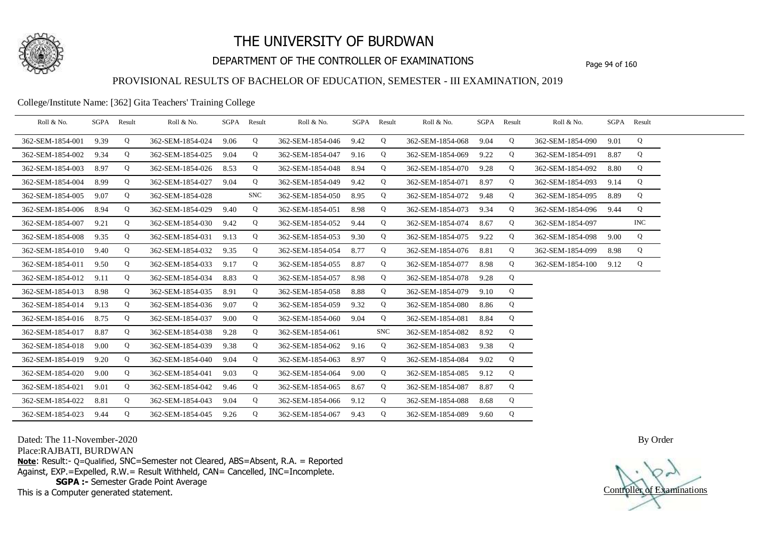# THE UNIVERSITY OF BURDWAN

## DEPARTMENT OF THE CONTROLLER OF EXAMINATIONS

### PROVISIONAL RESULTS OF BACHELOR OF EDUCATION, SEMESTER - III EXAMINATION, 2019

College/Institute Name: [362] Gita Teachers' Training College

| Roll & No. | SGPA | Result | Roll & No. | SGPA | Result | Roll & No. | SGPA | Result | Roll & No. | SGPA | Result | Roll & No. | SGPA | Result |
|---|---|---|---|---|---|---|---|---|---|---|---|---|---|---|
| 362-SEM-1854-001 | 9.39 | Q | 362-SEM-1854-024 | 9.06 | Q | 362-SEM-1854-046 | 9.42 | Q | 362-SEM-1854-068 | 9.04 | Q | 362-SEM-1854-090 | 9.01 | Q |
| 362-SEM-1854-002 | 9.34 | Q | 362-SEM-1854-025 | 9.04 | Q | 362-SEM-1854-047 | 9.16 | Q | 362-SEM-1854-069 | 9.22 | Q | 362-SEM-1854-091 | 8.87 | Q |
| 362-SEM-1854-003 | 8.97 | Q | 362-SEM-1854-026 | 8.53 | Q | 362-SEM-1854-048 | 8.94 | Q | 362-SEM-1854-070 | 9.28 | Q | 362-SEM-1854-092 | 8.80 | Q |
| 362-SEM-1854-004 | 8.99 | Q | 362-SEM-1854-027 | 9.04 | Q | 362-SEM-1854-049 | 9.42 | Q | 362-SEM-1854-071 | 8.97 | Q | 362-SEM-1854-093 | 9.14 | Q |
| 362-SEM-1854-005 | 9.07 | Q | 362-SEM-1854-028 | | SNC | 362-SEM-1854-050 | 8.95 | Q | 362-SEM-1854-072 | 9.48 | Q | 362-SEM-1854-095 | 8.89 | Q |
| 362-SEM-1854-006 | 8.94 | Q | 362-SEM-1854-029 | 9.40 | Q | 362-SEM-1854-051 | 8.98 | Q | 362-SEM-1854-073 | 9.34 | Q | 362-SEM-1854-096 | 9.44 | Q |
| 362-SEM-1854-007 | 9.21 | Q | 362-SEM-1854-030 | 9.42 | Q | 362-SEM-1854-052 | 9.44 | Q | 362-SEM-1854-074 | 8.67 | Q | 362-SEM-1854-097 | | INC |
| 362-SEM-1854-008 | 9.35 | Q | 362-SEM-1854-031 | 9.13 | Q | 362-SEM-1854-053 | 9.30 | Q | 362-SEM-1854-075 | 9.22 | Q | 362-SEM-1854-098 | 9.00 | Q |
| 362-SEM-1854-010 | 9.40 | Q | 362-SEM-1854-032 | 9.35 | Q | 362-SEM-1854-054 | 8.77 | Q | 362-SEM-1854-076 | 8.81 | Q | 362-SEM-1854-099 | 8.98 | Q |
| 362-SEM-1854-011 | 9.50 | Q | 362-SEM-1854-033 | 9.17 | Q | 362-SEM-1854-055 | 8.87 | Q | 362-SEM-1854-077 | 8.98 | Q | 362-SEM-1854-100 | 9.12 | Q |
| 362-SEM-1854-012 | 9.11 | Q | 362-SEM-1854-034 | 8.83 | Q | 362-SEM-1854-057 | 8.98 | Q | 362-SEM-1854-078 | 9.28 | Q | | | |
| 362-SEM-1854-013 | 8.98 | Q | 362-SEM-1854-035 | 8.91 | Q | 362-SEM-1854-058 | 8.88 | Q | 362-SEM-1854-079 | 9.10 | Q | | | |
| 362-SEM-1854-014 | 9.13 | Q | 362-SEM-1854-036 | 9.07 | Q | 362-SEM-1854-059 | 9.32 | Q | 362-SEM-1854-080 | 8.86 | Q | | | |
| 362-SEM-1854-016 | 8.75 | Q | 362-SEM-1854-037 | 9.00 | Q | 362-SEM-1854-060 | 9.04 | Q | 362-SEM-1854-081 | 8.84 | Q | | | |
| 362-SEM-1854-017 | 8.87 | Q | 362-SEM-1854-038 | 9.28 | Q | 362-SEM-1854-061 | | SNC | 362-SEM-1854-082 | 8.92 | Q | | | |
| 362-SEM-1854-018 | 9.00 | Q | 362-SEM-1854-039 | 9.38 | Q | 362-SEM-1854-062 | 9.16 | Q | 362-SEM-1854-083 | 9.38 | Q | | | |
| 362-SEM-1854-019 | 9.20 | Q | 362-SEM-1854-040 | 9.04 | Q | 362-SEM-1854-063 | 8.97 | Q | 362-SEM-1854-084 | 9.02 | Q | | | |
| 362-SEM-1854-020 | 9.00 | Q | 362-SEM-1854-041 | 9.03 | Q | 362-SEM-1854-064 | 9.00 | Q | 362-SEM-1854-085 | 9.12 | Q | | | |
| 362-SEM-1854-021 | 9.01 | Q | 362-SEM-1854-042 | 9.46 | Q | 362-SEM-1854-065 | 8.67 | Q | 362-SEM-1854-087 | 8.87 | Q | | | |
| 362-SEM-1854-022 | 8.81 | Q | 362-SEM-1854-043 | 9.04 | Q | 362-SEM-1854-066 | 9.12 | Q | 362-SEM-1854-088 | 8.68 | Q | | | |
| 362-SEM-1854-023 | 9.44 | Q | 362-SEM-1854-045 | 9.26 | Q | 362-SEM-1854-067 | 9.43 | Q | 362-SEM-1854-089 | 9.60 | Q | | | |

Dated: The 11-November-2020

Place:RAJBATI, BURDWAN

**Note**: Result:- Q=Qualified, SNC=Semester not Cleared, ABS=Absent, R.A. = Reported Against, EXP.=Expelled, R.W.= Result Withheld, CAN= Cancelled, INC=Incomplete.

**SGPA :-** Semester Grade Point Average

This is a Computer generated statement.

By Order

Controller of Examinations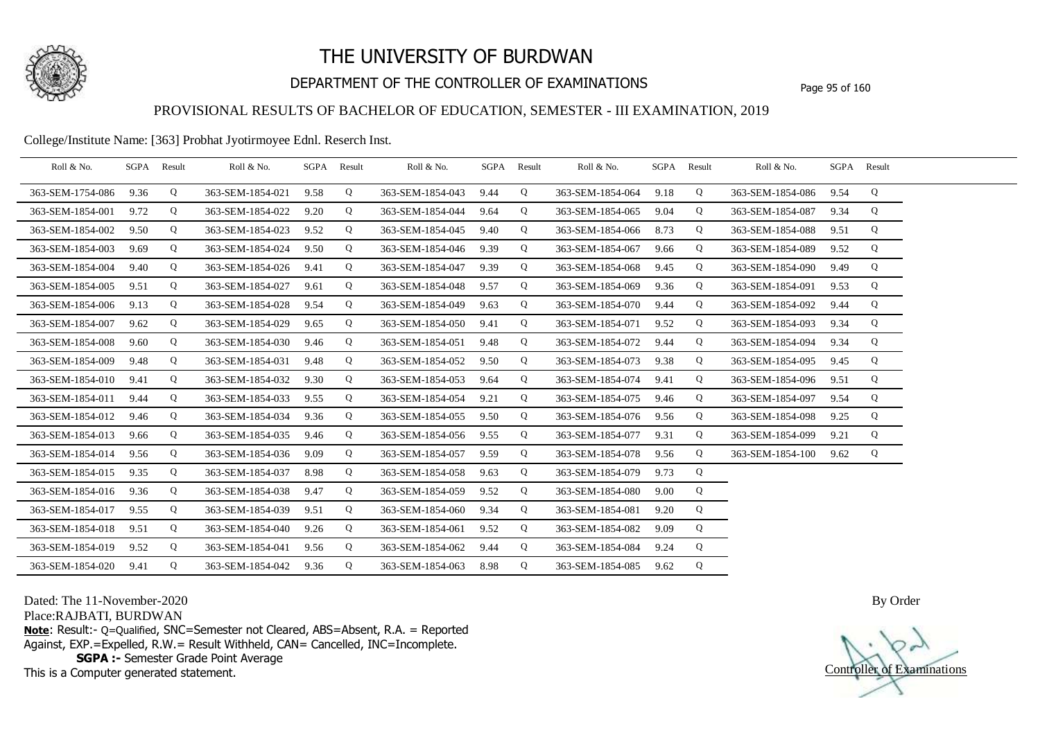# THE UNIVERSITY OF BURDWAN

## DEPARTMENT OF THE CONTROLLER OF EXAMINATIONS

### PROVISIONAL RESULTS OF BACHELOR OF EDUCATION, SEMESTER - III EXAMINATION, 2019

College/Institute Name: [363] Probhat Jyotirmoyee Ednl. Reserch Inst.

| Roll & No. | SGPA | Result | Roll & No. | SGPA | Result | Roll & No. | SGPA | Result | Roll & No. | SGPA | Result | Roll & No. | SGPA | Result |
|---|---|---|---|---|---|---|---|---|---|---|---|---|---|---|
| 363-SEM-1754-086 | 9.36 | Q | 363-SEM-1854-021 | 9.58 | Q | 363-SEM-1854-043 | 9.44 | Q | 363-SEM-1854-064 | 9.18 | Q | 363-SEM-1854-086 | 9.54 | Q |
| 363-SEM-1854-001 | 9.72 | Q | 363-SEM-1854-022 | 9.20 | Q | 363-SEM-1854-044 | 9.64 | Q | 363-SEM-1854-065 | 9.04 | Q | 363-SEM-1854-087 | 9.34 | Q |
| 363-SEM-1854-002 | 9.50 | Q | 363-SEM-1854-023 | 9.52 | Q | 363-SEM-1854-045 | 9.40 | Q | 363-SEM-1854-066 | 8.73 | Q | 363-SEM-1854-088 | 9.51 | Q |
| 363-SEM-1854-003 | 9.69 | Q | 363-SEM-1854-024 | 9.50 | Q | 363-SEM-1854-046 | 9.39 | Q | 363-SEM-1854-067 | 9.66 | Q | 363-SEM-1854-089 | 9.52 | Q |
| 363-SEM-1854-004 | 9.40 | Q | 363-SEM-1854-026 | 9.41 | Q | 363-SEM-1854-047 | 9.39 | Q | 363-SEM-1854-068 | 9.45 | Q | 363-SEM-1854-090 | 9.49 | Q |
| 363-SEM-1854-005 | 9.51 | Q | 363-SEM-1854-027 | 9.61 | Q | 363-SEM-1854-048 | 9.57 | Q | 363-SEM-1854-069 | 9.36 | Q | 363-SEM-1854-091 | 9.53 | Q |
| 363-SEM-1854-006 | 9.13 | Q | 363-SEM-1854-028 | 9.54 | Q | 363-SEM-1854-049 | 9.63 | Q | 363-SEM-1854-070 | 9.44 | Q | 363-SEM-1854-092 | 9.44 | Q |
| 363-SEM-1854-007 | 9.62 | Q | 363-SEM-1854-029 | 9.65 | Q | 363-SEM-1854-050 | 9.41 | Q | 363-SEM-1854-071 | 9.52 | Q | 363-SEM-1854-093 | 9.34 | Q |
| 363-SEM-1854-008 | 9.60 | Q | 363-SEM-1854-030 | 9.46 | Q | 363-SEM-1854-051 | 9.48 | Q | 363-SEM-1854-072 | 9.44 | Q | 363-SEM-1854-094 | 9.34 | Q |
| 363-SEM-1854-009 | 9.48 | Q | 363-SEM-1854-031 | 9.48 | Q | 363-SEM-1854-052 | 9.50 | Q | 363-SEM-1854-073 | 9.38 | Q | 363-SEM-1854-095 | 9.45 | Q |
| 363-SEM-1854-010 | 9.41 | Q | 363-SEM-1854-032 | 9.30 | Q | 363-SEM-1854-053 | 9.64 | Q | 363-SEM-1854-074 | 9.41 | Q | 363-SEM-1854-096 | 9.51 | Q |
| 363-SEM-1854-011 | 9.44 | Q | 363-SEM-1854-033 | 9.55 | Q | 363-SEM-1854-054 | 9.21 | Q | 363-SEM-1854-075 | 9.46 | Q | 363-SEM-1854-097 | 9.54 | Q |
| 363-SEM-1854-012 | 9.46 | Q | 363-SEM-1854-034 | 9.36 | Q | 363-SEM-1854-055 | 9.50 | Q | 363-SEM-1854-076 | 9.56 | Q | 363-SEM-1854-098 | 9.25 | Q |
| 363-SEM-1854-013 | 9.66 | Q | 363-SEM-1854-035 | 9.46 | Q | 363-SEM-1854-056 | 9.55 | Q | 363-SEM-1854-077 | 9.31 | Q | 363-SEM-1854-099 | 9.21 | Q |
| 363-SEM-1854-014 | 9.56 | Q | 363-SEM-1854-036 | 9.09 | Q | 363-SEM-1854-057 | 9.59 | Q | 363-SEM-1854-078 | 9.56 | Q | 363-SEM-1854-100 | 9.62 | Q |
| 363-SEM-1854-015 | 9.35 | Q | 363-SEM-1854-037 | 8.98 | Q | 363-SEM-1854-058 | 9.63 | Q | 363-SEM-1854-079 | 9.73 | Q | | | |
| 363-SEM-1854-016 | 9.36 | Q | 363-SEM-1854-038 | 9.47 | Q | 363-SEM-1854-059 | 9.52 | Q | 363-SEM-1854-080 | 9.00 | Q | | | |
| 363-SEM-1854-017 | 9.55 | Q | 363-SEM-1854-039 | 9.51 | Q | 363-SEM-1854-060 | 9.34 | Q | 363-SEM-1854-081 | 9.20 | Q | | | |
| 363-SEM-1854-018 | 9.51 | Q | 363-SEM-1854-040 | 9.26 | Q | 363-SEM-1854-061 | 9.52 | Q | 363-SEM-1854-082 | 9.09 | Q | | | |
| 363-SEM-1854-019 | 9.52 | Q | 363-SEM-1854-041 | 9.56 | Q | 363-SEM-1854-062 | 9.44 | Q | 363-SEM-1854-084 | 9.24 | Q | | | |
| 363-SEM-1854-020 | 9.41 | Q | 363-SEM-1854-042 | 9.36 | Q | 363-SEM-1854-063 | 8.98 | Q | 363-SEM-1854-085 | 9.62 | Q | | | |

Dated: The 11-November-2020

Place:RAJBATI, BURDWAN

**Note**: Result:- Q=Qualified, SNC=Semester not Cleared, ABS=Absent, R.A. = Reported Against, EXP.=Expelled, R.W.= Result Withheld, CAN= Cancelled, INC=Incomplete.

**SGPA :-** Semester Grade Point Average

This is a Computer generated statement.

By Order

Controller of Examinations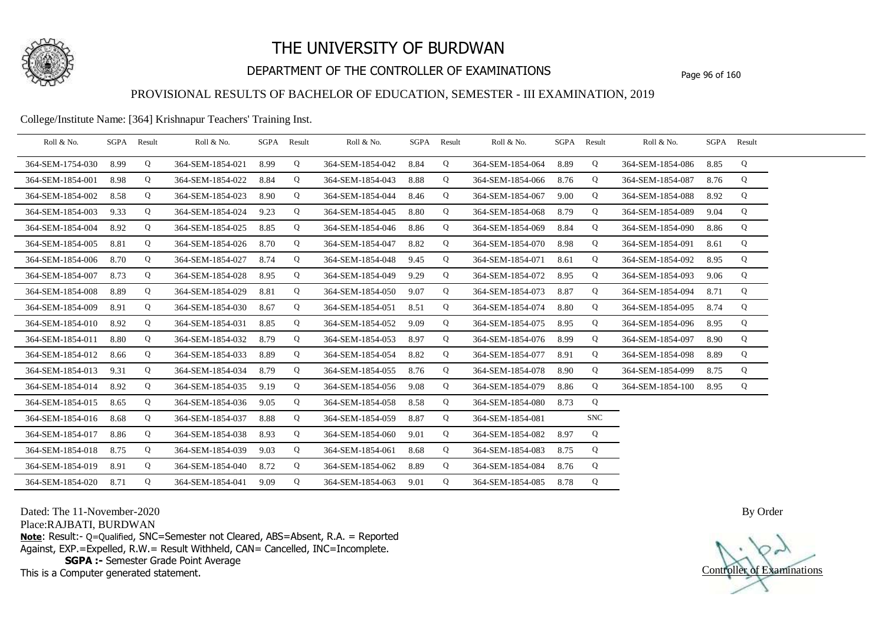# THE UNIVERSITY OF BURDWAN

## DEPARTMENT OF THE CONTROLLER OF EXAMINATIONS

### PROVISIONAL RESULTS OF BACHELOR OF EDUCATION, SEMESTER - III EXAMINATION, 2019

College/Institute Name: [364] Krishnapur Teachers' Training Inst.

| Roll & No. | SGPA | Result | Roll & No. | SGPA | Result | Roll & No. | SGPA | Result | Roll & No. | SGPA | Result | Roll & No. | SGPA | Result |
|---|---|---|---|---|---|---|---|---|---|---|---|---|---|---|
| 364-SEM-1754-030 | 8.99 | Q | 364-SEM-1854-021 | 8.99 | Q | 364-SEM-1854-042 | 8.84 | Q | 364-SEM-1854-064 | 8.89 | Q | 364-SEM-1854-086 | 8.85 | Q |
| 364-SEM-1854-001 | 8.98 | Q | 364-SEM-1854-022 | 8.84 | Q | 364-SEM-1854-043 | 8.88 | Q | 364-SEM-1854-066 | 8.76 | Q | 364-SEM-1854-087 | 8.76 | Q |
| 364-SEM-1854-002 | 8.58 | Q | 364-SEM-1854-023 | 8.90 | Q | 364-SEM-1854-044 | 8.46 | Q | 364-SEM-1854-067 | 9.00 | Q | 364-SEM-1854-088 | 8.92 | Q |
| 364-SEM-1854-003 | 9.33 | Q | 364-SEM-1854-024 | 9.23 | Q | 364-SEM-1854-045 | 8.80 | Q | 364-SEM-1854-068 | 8.79 | Q | 364-SEM-1854-089 | 9.04 | Q |
| 364-SEM-1854-004 | 8.92 | Q | 364-SEM-1854-025 | 8.85 | Q | 364-SEM-1854-046 | 8.86 | Q | 364-SEM-1854-069 | 8.84 | Q | 364-SEM-1854-090 | 8.86 | Q |
| 364-SEM-1854-005 | 8.81 | Q | 364-SEM-1854-026 | 8.70 | Q | 364-SEM-1854-047 | 8.82 | Q | 364-SEM-1854-070 | 8.98 | Q | 364-SEM-1854-091 | 8.61 | Q |
| 364-SEM-1854-006 | 8.70 | Q | 364-SEM-1854-027 | 8.74 | Q | 364-SEM-1854-048 | 9.45 | Q | 364-SEM-1854-071 | 8.61 | Q | 364-SEM-1854-092 | 8.95 | Q |
| 364-SEM-1854-007 | 8.73 | Q | 364-SEM-1854-028 | 8.95 | Q | 364-SEM-1854-049 | 9.29 | Q | 364-SEM-1854-072 | 8.95 | Q | 364-SEM-1854-093 | 9.06 | Q |
| 364-SEM-1854-008 | 8.89 | Q | 364-SEM-1854-029 | 8.81 | Q | 364-SEM-1854-050 | 9.07 | Q | 364-SEM-1854-073 | 8.87 | Q | 364-SEM-1854-094 | 8.71 | Q |
| 364-SEM-1854-009 | 8.91 | Q | 364-SEM-1854-030 | 8.67 | Q | 364-SEM-1854-051 | 8.51 | Q | 364-SEM-1854-074 | 8.80 | Q | 364-SEM-1854-095 | 8.74 | Q |
| 364-SEM-1854-010 | 8.92 | Q | 364-SEM-1854-031 | 8.85 | Q | 364-SEM-1854-052 | 9.09 | Q | 364-SEM-1854-075 | 8.95 | Q | 364-SEM-1854-096 | 8.95 | Q |
| 364-SEM-1854-011 | 8.80 | Q | 364-SEM-1854-032 | 8.79 | Q | 364-SEM-1854-053 | 8.97 | Q | 364-SEM-1854-076 | 8.99 | Q | 364-SEM-1854-097 | 8.90 | Q |
| 364-SEM-1854-012 | 8.66 | Q | 364-SEM-1854-033 | 8.89 | Q | 364-SEM-1854-054 | 8.82 | Q | 364-SEM-1854-077 | 8.91 | Q | 364-SEM-1854-098 | 8.89 | Q |
| 364-SEM-1854-013 | 9.31 | Q | 364-SEM-1854-034 | 8.79 | Q | 364-SEM-1854-055 | 8.76 | Q | 364-SEM-1854-078 | 8.90 | Q | 364-SEM-1854-099 | 8.75 | Q |
| 364-SEM-1854-014 | 8.92 | Q | 364-SEM-1854-035 | 9.19 | Q | 364-SEM-1854-056 | 9.08 | Q | 364-SEM-1854-079 | 8.86 | Q | 364-SEM-1854-100 | 8.95 | Q |
| 364-SEM-1854-015 | 8.65 | Q | 364-SEM-1854-036 | 9.05 | Q | 364-SEM-1854-058 | 8.58 | Q | 364-SEM-1854-080 | 8.73 | Q | | | |
| 364-SEM-1854-016 | 8.68 | Q | 364-SEM-1854-037 | 8.88 | Q | 364-SEM-1854-059 | 8.87 | Q | 364-SEM-1854-081 | | SNC | | | |
| 364-SEM-1854-017 | 8.86 | Q | 364-SEM-1854-038 | 8.93 | Q | 364-SEM-1854-060 | 9.01 | Q | 364-SEM-1854-082 | 8.97 | Q | | | |
| 364-SEM-1854-018 | 8.75 | Q | 364-SEM-1854-039 | 9.03 | Q | 364-SEM-1854-061 | 8.68 | Q | 364-SEM-1854-083 | 8.75 | Q | | | |
| 364-SEM-1854-019 | 8.91 | Q | 364-SEM-1854-040 | 8.72 | Q | 364-SEM-1854-062 | 8.89 | Q | 364-SEM-1854-084 | 8.76 | Q | | | |
| 364-SEM-1854-020 | 8.71 | Q | 364-SEM-1854-041 | 9.09 | Q | 364-SEM-1854-063 | 9.01 | Q | 364-SEM-1854-085 | 8.78 | Q | | | |

Dated: The 11-November-2020

Place:RAJBATI, BURDWAN

**Note**: Result:- Q=Qualified, SNC=Semester not Cleared, ABS=Absent, R.A. = Reported Against, EXP.=Expelled, R.W.= Result Withheld, CAN= Cancelled, INC=Incomplete.

**SGPA :-** Semester Grade Point Average

This is a Computer generated statement.

By Order

Controller of Examinations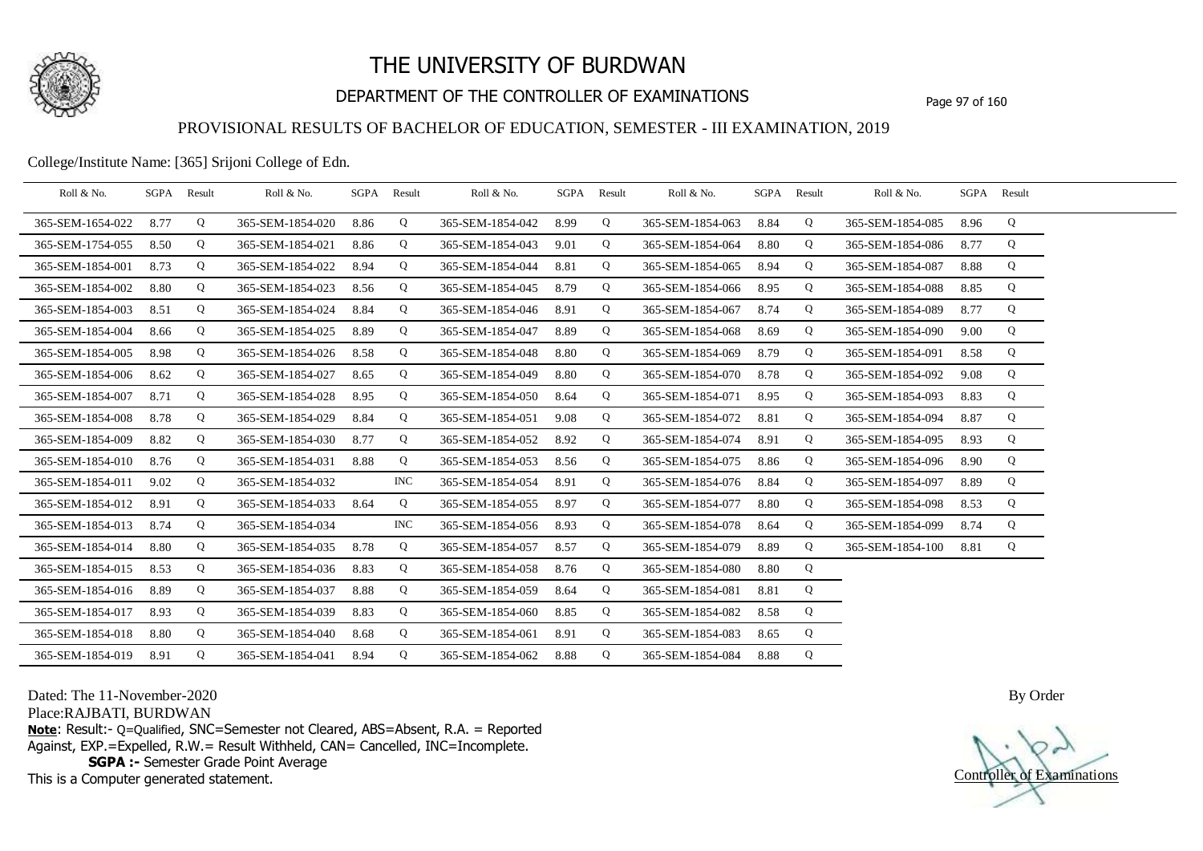# THE UNIVERSITY OF BURDWAN

## DEPARTMENT OF THE CONTROLLER OF EXAMINATIONS

### PROVISIONAL RESULTS OF BACHELOR OF EDUCATION, SEMESTER - III EXAMINATION, 2019

College/Institute Name: [365] Srijoni College of Edn.

| Roll & No. | SGPA | Result | Roll & No. | SGPA | Result | Roll & No. | SGPA | Result | Roll & No. | SGPA | Result | Roll & No. | SGPA | Result |
|---|---|---|---|---|---|---|---|---|---|---|---|---|---|---|
| 365-SEM-1654-022 | 8.77 | Q | 365-SEM-1854-020 | 8.86 | Q | 365-SEM-1854-042 | 8.99 | Q | 365-SEM-1854-063 | 8.84 | Q | 365-SEM-1854-085 | 8.96 | Q |
| 365-SEM-1754-055 | 8.50 | Q | 365-SEM-1854-021 | 8.86 | Q | 365-SEM-1854-043 | 9.01 | Q | 365-SEM-1854-064 | 8.80 | Q | 365-SEM-1854-086 | 8.77 | Q |
| 365-SEM-1854-001 | 8.73 | Q | 365-SEM-1854-022 | 8.94 | Q | 365-SEM-1854-044 | 8.81 | Q | 365-SEM-1854-065 | 8.94 | Q | 365-SEM-1854-087 | 8.88 | Q |
| 365-SEM-1854-002 | 8.80 | Q | 365-SEM-1854-023 | 8.56 | Q | 365-SEM-1854-045 | 8.79 | Q | 365-SEM-1854-066 | 8.95 | Q | 365-SEM-1854-088 | 8.85 | Q |
| 365-SEM-1854-003 | 8.51 | Q | 365-SEM-1854-024 | 8.84 | Q | 365-SEM-1854-046 | 8.91 | Q | 365-SEM-1854-067 | 8.74 | Q | 365-SEM-1854-089 | 8.77 | Q |
| 365-SEM-1854-004 | 8.66 | Q | 365-SEM-1854-025 | 8.89 | Q | 365-SEM-1854-047 | 8.89 | Q | 365-SEM-1854-068 | 8.69 | Q | 365-SEM-1854-090 | 9.00 | Q |
| 365-SEM-1854-005 | 8.98 | Q | 365-SEM-1854-026 | 8.58 | Q | 365-SEM-1854-048 | 8.80 | Q | 365-SEM-1854-069 | 8.79 | Q | 365-SEM-1854-091 | 8.58 | Q |
| 365-SEM-1854-006 | 8.62 | Q | 365-SEM-1854-027 | 8.65 | Q | 365-SEM-1854-049 | 8.80 | Q | 365-SEM-1854-070 | 8.78 | Q | 365-SEM-1854-092 | 9.08 | Q |
| 365-SEM-1854-007 | 8.71 | Q | 365-SEM-1854-028 | 8.95 | Q | 365-SEM-1854-050 | 8.64 | Q | 365-SEM-1854-071 | 8.95 | Q | 365-SEM-1854-093 | 8.83 | Q |
| 365-SEM-1854-008 | 8.78 | Q | 365-SEM-1854-029 | 8.84 | Q | 365-SEM-1854-051 | 9.08 | Q | 365-SEM-1854-072 | 8.81 | Q | 365-SEM-1854-094 | 8.87 | Q |
| 365-SEM-1854-009 | 8.82 | Q | 365-SEM-1854-030 | 8.77 | Q | 365-SEM-1854-052 | 8.92 | Q | 365-SEM-1854-074 | 8.91 | Q | 365-SEM-1854-095 | 8.93 | Q |
| 365-SEM-1854-010 | 8.76 | Q | 365-SEM-1854-031 | 8.88 | Q | 365-SEM-1854-053 | 8.56 | Q | 365-SEM-1854-075 | 8.86 | Q | 365-SEM-1854-096 | 8.90 | Q |
| 365-SEM-1854-011 | 9.02 | Q | 365-SEM-1854-032 | | INC | 365-SEM-1854-054 | 8.91 | Q | 365-SEM-1854-076 | 8.84 | Q | 365-SEM-1854-097 | 8.89 | Q |
| 365-SEM-1854-012 | 8.91 | Q | 365-SEM-1854-033 | 8.64 | Q | 365-SEM-1854-055 | 8.97 | Q | 365-SEM-1854-077 | 8.80 | Q | 365-SEM-1854-098 | 8.53 | Q |
| 365-SEM-1854-013 | 8.74 | Q | 365-SEM-1854-034 | | INC | 365-SEM-1854-056 | 8.93 | Q | 365-SEM-1854-078 | 8.64 | Q | 365-SEM-1854-099 | 8.74 | Q |
| 365-SEM-1854-014 | 8.80 | Q | 365-SEM-1854-035 | 8.78 | Q | 365-SEM-1854-057 | 8.57 | Q | 365-SEM-1854-079 | 8.89 | Q | 365-SEM-1854-100 | 8.81 | Q |
| 365-SEM-1854-015 | 8.53 | Q | 365-SEM-1854-036 | 8.83 | Q | 365-SEM-1854-058 | 8.76 | Q | 365-SEM-1854-080 | 8.80 | Q | | | |
| 365-SEM-1854-016 | 8.89 | Q | 365-SEM-1854-037 | 8.88 | Q | 365-SEM-1854-059 | 8.64 | Q | 365-SEM-1854-081 | 8.81 | Q | | | |
| 365-SEM-1854-017 | 8.93 | Q | 365-SEM-1854-039 | 8.83 | Q | 365-SEM-1854-060 | 8.85 | Q | 365-SEM-1854-082 | 8.58 | Q | | | |
| 365-SEM-1854-018 | 8.80 | Q | 365-SEM-1854-040 | 8.68 | Q | 365-SEM-1854-061 | 8.91 | Q | 365-SEM-1854-083 | 8.65 | Q | | | |
| 365-SEM-1854-019 | 8.91 | Q | 365-SEM-1854-041 | 8.94 | Q | 365-SEM-1854-062 | 8.88 | Q | 365-SEM-1854-084 | 8.88 | Q | | | |

Dated: The 11-November-2020

Place:RAJBATI, BURDWAN

**Note**: Result:- Q=Qualified, SNC=Semester not Cleared, ABS=Absent, R.A. = Reported Against, EXP.=Expelled, R.W.= Result Withheld, CAN= Cancelled, INC=Incomplete.

**SGPA :-** Semester Grade Point Average

This is a Computer generated statement.

By Order

Controller of Examinations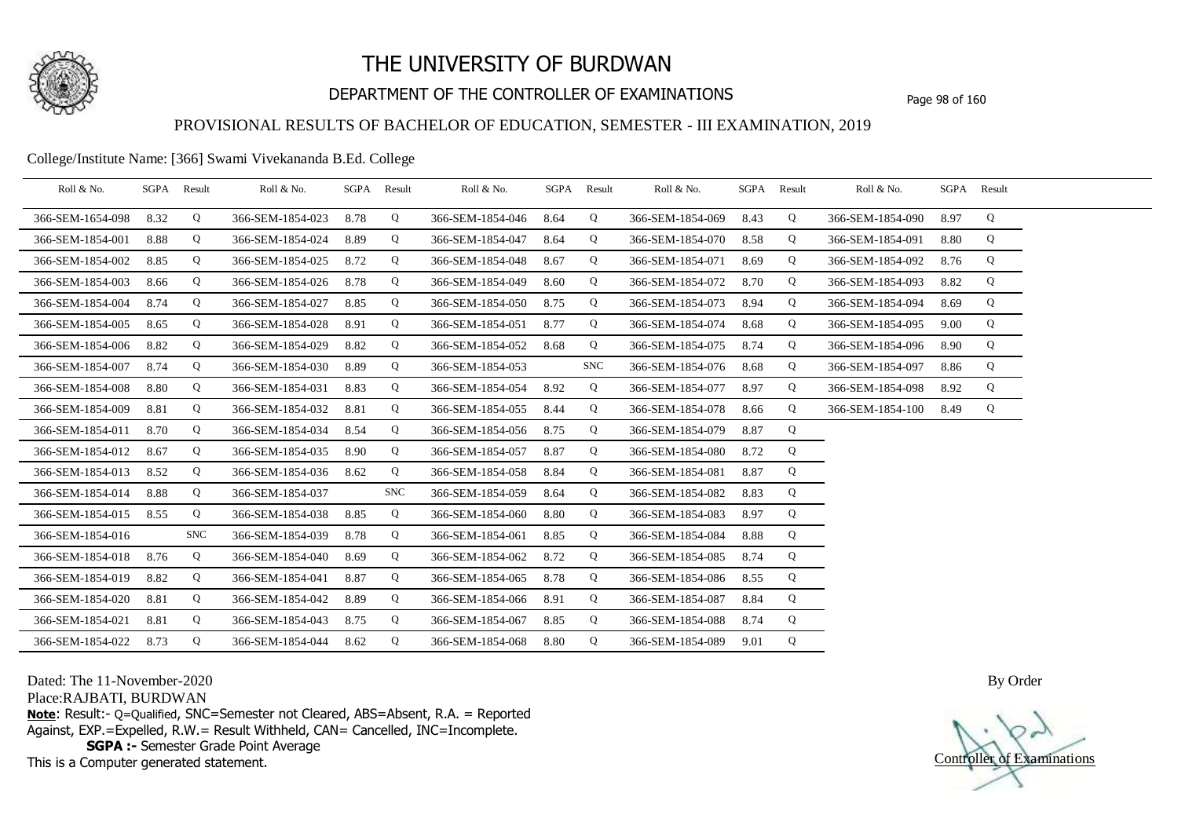# THE UNIVERSITY OF BURDWAN

## DEPARTMENT OF THE CONTROLLER OF EXAMINATIONS

### PROVISIONAL RESULTS OF BACHELOR OF EDUCATION, SEMESTER - III EXAMINATION, 2019

College/Institute Name: [366] Swami Vivekananda B.Ed. College

| Roll & No. | SGPA | Result | Roll & No. | SGPA | Result | Roll & No. | SGPA | Result | Roll & No. | SGPA | Result | Roll & No. | SGPA | Result |
|---|---|---|---|---|---|---|---|---|---|---|---|---|---|---|
| 366-SEM-1654-098 | 8.32 | Q | 366-SEM-1854-023 | 8.78 | Q | 366-SEM-1854-046 | 8.64 | Q | 366-SEM-1854-069 | 8.43 | Q | 366-SEM-1854-090 | 8.97 | Q |
| 366-SEM-1854-001 | 8.88 | Q | 366-SEM-1854-024 | 8.89 | Q | 366-SEM-1854-047 | 8.64 | Q | 366-SEM-1854-070 | 8.58 | Q | 366-SEM-1854-091 | 8.80 | Q |
| 366-SEM-1854-002 | 8.85 | Q | 366-SEM-1854-025 | 8.72 | Q | 366-SEM-1854-048 | 8.67 | Q | 366-SEM-1854-071 | 8.69 | Q | 366-SEM-1854-092 | 8.76 | Q |
| 366-SEM-1854-003 | 8.66 | Q | 366-SEM-1854-026 | 8.78 | Q | 366-SEM-1854-049 | 8.60 | Q | 366-SEM-1854-072 | 8.70 | Q | 366-SEM-1854-093 | 8.82 | Q |
| 366-SEM-1854-004 | 8.74 | Q | 366-SEM-1854-027 | 8.85 | Q | 366-SEM-1854-050 | 8.75 | Q | 366-SEM-1854-073 | 8.94 | Q | 366-SEM-1854-094 | 8.69 | Q |
| 366-SEM-1854-005 | 8.65 | Q | 366-SEM-1854-028 | 8.91 | Q | 366-SEM-1854-051 | 8.77 | Q | 366-SEM-1854-074 | 8.68 | Q | 366-SEM-1854-095 | 9.00 | Q |
| 366-SEM-1854-006 | 8.82 | Q | 366-SEM-1854-029 | 8.82 | Q | 366-SEM-1854-052 | 8.68 | Q | 366-SEM-1854-075 | 8.74 | Q | 366-SEM-1854-096 | 8.90 | Q |
| 366-SEM-1854-007 | 8.74 | Q | 366-SEM-1854-030 | 8.89 | Q | 366-SEM-1854-053 | | SNC | 366-SEM-1854-076 | 8.68 | Q | 366-SEM-1854-097 | 8.86 | Q |
| 366-SEM-1854-008 | 8.80 | Q | 366-SEM-1854-031 | 8.83 | Q | 366-SEM-1854-054 | 8.92 | Q | 366-SEM-1854-077 | 8.97 | Q | 366-SEM-1854-098 | 8.92 | Q |
| 366-SEM-1854-009 | 8.81 | Q | 366-SEM-1854-032 | 8.81 | Q | 366-SEM-1854-055 | 8.44 | Q | 366-SEM-1854-078 | 8.66 | Q | 366-SEM-1854-100 | 8.49 | Q |
| 366-SEM-1854-011 | 8.70 | Q | 366-SEM-1854-034 | 8.54 | Q | 366-SEM-1854-056 | 8.75 | Q | 366-SEM-1854-079 | 8.87 | Q | | | |
| 366-SEM-1854-012 | 8.67 | Q | 366-SEM-1854-035 | 8.90 | Q | 366-SEM-1854-057 | 8.87 | Q | 366-SEM-1854-080 | 8.72 | Q | | | |
| 366-SEM-1854-013 | 8.52 | Q | 366-SEM-1854-036 | 8.62 | Q | 366-SEM-1854-058 | 8.84 | Q | 366-SEM-1854-081 | 8.87 | Q | | | |
| 366-SEM-1854-014 | 8.88 | Q | 366-SEM-1854-037 | | SNC | 366-SEM-1854-059 | 8.64 | Q | 366-SEM-1854-082 | 8.83 | Q | | | |
| 366-SEM-1854-015 | 8.55 | Q | 366-SEM-1854-038 | 8.85 | Q | 366-SEM-1854-060 | 8.80 | Q | 366-SEM-1854-083 | 8.97 | Q | | | |
| 366-SEM-1854-016 | | SNC | 366-SEM-1854-039 | 8.78 | Q | 366-SEM-1854-061 | 8.85 | Q | 366-SEM-1854-084 | 8.88 | Q | | | |
| 366-SEM-1854-018 | 8.76 | Q | 366-SEM-1854-040 | 8.69 | Q | 366-SEM-1854-062 | 8.72 | Q | 366-SEM-1854-085 | 8.74 | Q | | | |
| 366-SEM-1854-019 | 8.82 | Q | 366-SEM-1854-041 | 8.87 | Q | 366-SEM-1854-065 | 8.78 | Q | 366-SEM-1854-086 | 8.55 | Q | | | |
| 366-SEM-1854-020 | 8.81 | Q | 366-SEM-1854-042 | 8.89 | Q | 366-SEM-1854-066 | 8.91 | Q | 366-SEM-1854-087 | 8.84 | Q | | | |
| 366-SEM-1854-021 | 8.81 | Q | 366-SEM-1854-043 | 8.75 | Q | 366-SEM-1854-067 | 8.85 | Q | 366-SEM-1854-088 | 8.74 | Q | | | |
| 366-SEM-1854-022 | 8.73 | Q | 366-SEM-1854-044 | 8.62 | Q | 366-SEM-1854-068 | 8.80 | Q | 366-SEM-1854-089 | 9.01 | Q | | | |

Dated: The 11-November-2020

Place:RAJBATI, BURDWAN

**Note**: Result:- Q=Qualified, SNC=Semester not Cleared, ABS=Absent, R.A. = Reported Against, EXP.=Expelled, R.W.= Result Withheld, CAN= Cancelled, INC=Incomplete.

**SGPA :-** Semester Grade Point Average

This is a Computer generated statement.

By Order

Controller of Examinations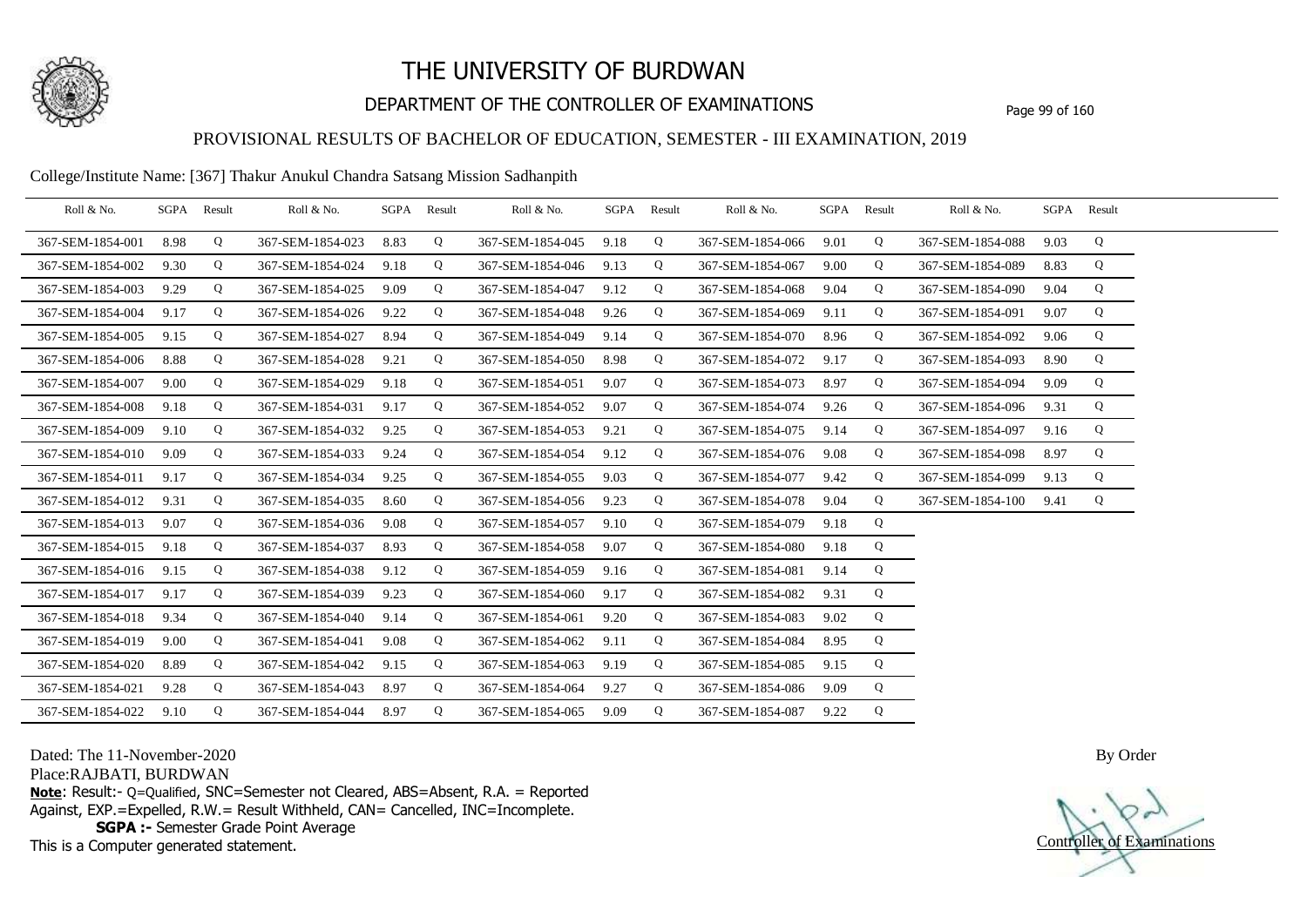# THE UNIVERSITY OF BURDWAN

## DEPARTMENT OF THE CONTROLLER OF EXAMINATIONS

### PROVISIONAL RESULTS OF BACHELOR OF EDUCATION, SEMESTER - III EXAMINATION, 2019

College/Institute Name: [367] Thakur Anukul Chandra Satsang Mission Sadhanpith

| Roll & No. | SGPA | Result | Roll & No. | SGPA | Result | Roll & No. | SGPA | Result | Roll & No. | SGPA | Result | Roll & No. | SGPA | Result |
|---|---|---|---|---|---|---|---|---|---|---|---|---|---|---|
| 367-SEM-1854-001 | 8.98 | Q | 367-SEM-1854-023 | 8.83 | Q | 367-SEM-1854-045 | 9.18 | Q | 367-SEM-1854-066 | 9.01 | Q | 367-SEM-1854-088 | 9.03 | Q |
| 367-SEM-1854-002 | 9.30 | Q | 367-SEM-1854-024 | 9.18 | Q | 367-SEM-1854-046 | 9.13 | Q | 367-SEM-1854-067 | 9.00 | Q | 367-SEM-1854-089 | 8.83 | Q |
| 367-SEM-1854-003 | 9.29 | Q | 367-SEM-1854-025 | 9.09 | Q | 367-SEM-1854-047 | 9.12 | Q | 367-SEM-1854-068 | 9.04 | Q | 367-SEM-1854-090 | 9.04 | Q |
| 367-SEM-1854-004 | 9.17 | Q | 367-SEM-1854-026 | 9.22 | Q | 367-SEM-1854-048 | 9.26 | Q | 367-SEM-1854-069 | 9.11 | Q | 367-SEM-1854-091 | 9.07 | Q |
| 367-SEM-1854-005 | 9.15 | Q | 367-SEM-1854-027 | 8.94 | Q | 367-SEM-1854-049 | 9.14 | Q | 367-SEM-1854-070 | 8.96 | Q | 367-SEM-1854-092 | 9.06 | Q |
| 367-SEM-1854-006 | 8.88 | Q | 367-SEM-1854-028 | 9.21 | Q | 367-SEM-1854-050 | 8.98 | Q | 367-SEM-1854-072 | 9.17 | Q | 367-SEM-1854-093 | 8.90 | Q |
| 367-SEM-1854-007 | 9.00 | Q | 367-SEM-1854-029 | 9.18 | Q | 367-SEM-1854-051 | 9.07 | Q | 367-SEM-1854-073 | 8.97 | Q | 367-SEM-1854-094 | 9.09 | Q |
| 367-SEM-1854-008 | 9.18 | Q | 367-SEM-1854-031 | 9.17 | Q | 367-SEM-1854-052 | 9.07 | Q | 367-SEM-1854-074 | 9.26 | Q | 367-SEM-1854-096 | 9.31 | Q |
| 367-SEM-1854-009 | 9.10 | Q | 367-SEM-1854-032 | 9.25 | Q | 367-SEM-1854-053 | 9.21 | Q | 367-SEM-1854-075 | 9.14 | Q | 367-SEM-1854-097 | 9.16 | Q |
| 367-SEM-1854-010 | 9.09 | Q | 367-SEM-1854-033 | 9.24 | Q | 367-SEM-1854-054 | 9.12 | Q | 367-SEM-1854-076 | 9.08 | Q | 367-SEM-1854-098 | 8.97 | Q |
| 367-SEM-1854-011 | 9.17 | Q | 367-SEM-1854-034 | 9.25 | Q | 367-SEM-1854-055 | 9.03 | Q | 367-SEM-1854-077 | 9.42 | Q | 367-SEM-1854-099 | 9.13 | Q |
| 367-SEM-1854-012 | 9.31 | Q | 367-SEM-1854-035 | 8.60 | Q | 367-SEM-1854-056 | 9.23 | Q | 367-SEM-1854-078 | 9.04 | Q | 367-SEM-1854-100 | 9.41 | Q |
| 367-SEM-1854-013 | 9.07 | Q | 367-SEM-1854-036 | 9.08 | Q | 367-SEM-1854-057 | 9.10 | Q | 367-SEM-1854-079 | 9.18 | Q | | | |
| 367-SEM-1854-015 | 9.18 | Q | 367-SEM-1854-037 | 8.93 | Q | 367-SEM-1854-058 | 9.07 | Q | 367-SEM-1854-080 | 9.18 | Q | | | |
| 367-SEM-1854-016 | 9.15 | Q | 367-SEM-1854-038 | 9.12 | Q | 367-SEM-1854-059 | 9.16 | Q | 367-SEM-1854-081 | 9.14 | Q | | | |
| 367-SEM-1854-017 | 9.17 | Q | 367-SEM-1854-039 | 9.23 | Q | 367-SEM-1854-060 | 9.17 | Q | 367-SEM-1854-082 | 9.31 | Q | | | |
| 367-SEM-1854-018 | 9.34 | Q | 367-SEM-1854-040 | 9.14 | Q | 367-SEM-1854-061 | 9.20 | Q | 367-SEM-1854-083 | 9.02 | Q | | | |
| 367-SEM-1854-019 | 9.00 | Q | 367-SEM-1854-041 | 9.08 | Q | 367-SEM-1854-062 | 9.11 | Q | 367-SEM-1854-084 | 8.95 | Q | | | |
| 367-SEM-1854-020 | 8.89 | Q | 367-SEM-1854-042 | 9.15 | Q | 367-SEM-1854-063 | 9.19 | Q | 367-SEM-1854-085 | 9.15 | Q | | | |
| 367-SEM-1854-021 | 9.28 | Q | 367-SEM-1854-043 | 8.97 | Q | 367-SEM-1854-064 | 9.27 | Q | 367-SEM-1854-086 | 9.09 | Q | | | |
| 367-SEM-1854-022 | 9.10 | Q | 367-SEM-1854-044 | 8.97 | Q | 367-SEM-1854-065 | 9.09 | Q | 367-SEM-1854-087 | 9.22 | Q | | | |

Dated: The 11-November-2020

Place:RAJBATI, BURDWAN

**Note**: Result:- Q=Qualified, SNC=Semester not Cleared, ABS=Absent, R.A. = Reported Against, EXP.=Expelled, R.W.= Result Withheld, CAN= Cancelled, INC=Incomplete.

**SGPA :-** Semester Grade Point Average

This is a Computer generated statement.

By Order

Controller of Examinations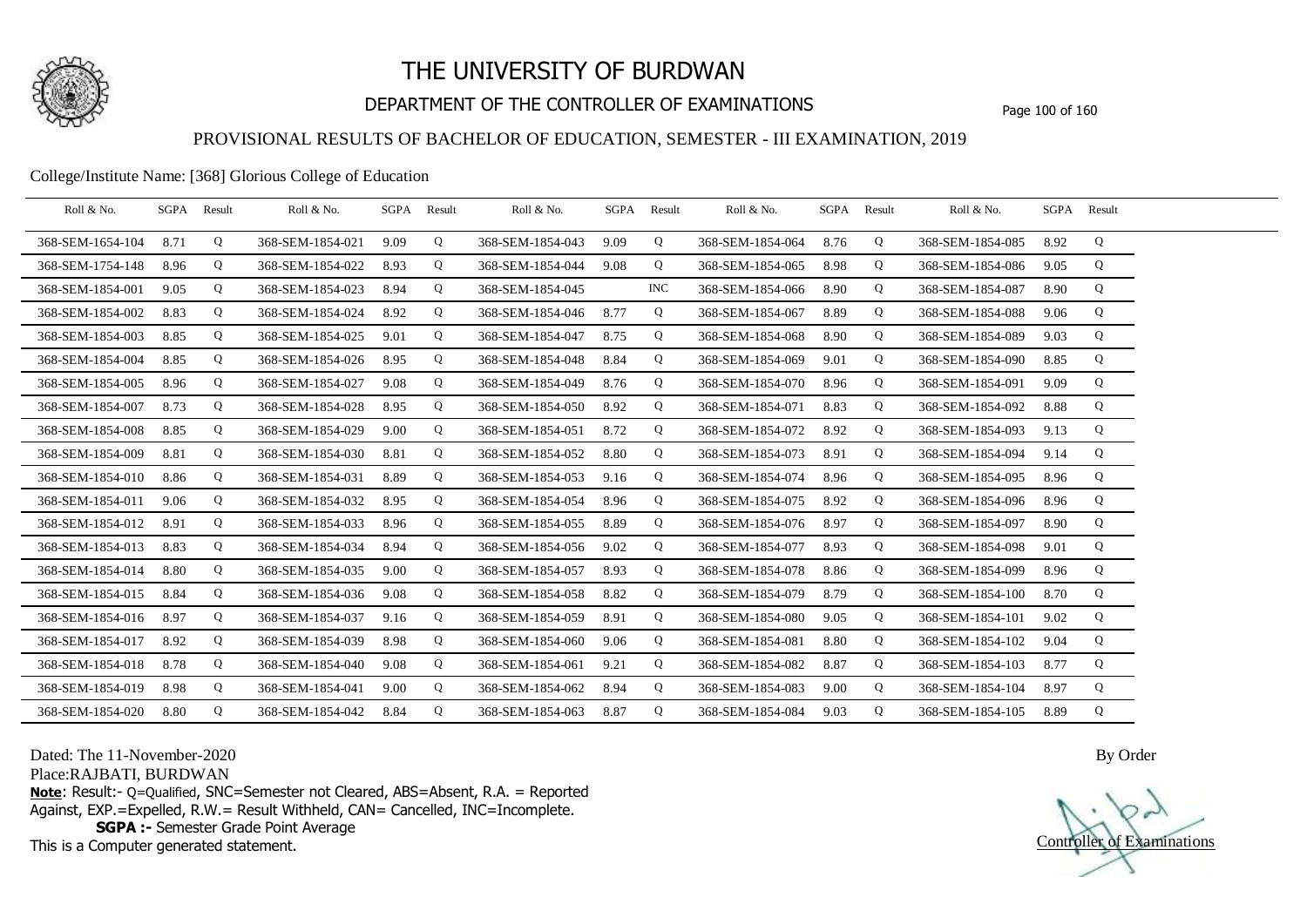# THE UNIVERSITY OF BURDWAN

## DEPARTMENT OF THE CONTROLLER OF EXAMINATIONS

### PROVISIONAL RESULTS OF BACHELOR OF EDUCATION, SEMESTER - III EXAMINATION, 2019

College/Institute Name: [368] Glorious College of Education

| Roll & No. | SGPA | Result | Roll & No. | SGPA | Result | Roll & No. | SGPA | Result | Roll & No. | SGPA | Result | Roll & No. | SGPA | Result |
|---|---|---|---|---|---|---|---|---|---|---|---|---|---|---|
| 368-SEM-1654-104 | 8.71 | Q | 368-SEM-1854-021 | 9.09 | Q | 368-SEM-1854-043 | 9.09 | Q | 368-SEM-1854-064 | 8.76 | Q | 368-SEM-1854-085 | 8.92 | Q |
| 368-SEM-1754-148 | 8.96 | Q | 368-SEM-1854-022 | 8.93 | Q | 368-SEM-1854-044 | 9.08 | Q | 368-SEM-1854-065 | 8.98 | Q | 368-SEM-1854-086 | 9.05 | Q |
| 368-SEM-1854-001 | 9.05 | Q | 368-SEM-1854-023 | 8.94 | Q | 368-SEM-1854-045 | | INC | 368-SEM-1854-066 | 8.90 | Q | 368-SEM-1854-087 | 8.90 | Q |
| 368-SEM-1854-002 | 8.83 | Q | 368-SEM-1854-024 | 8.92 | Q | 368-SEM-1854-046 | 8.77 | Q | 368-SEM-1854-067 | 8.89 | Q | 368-SEM-1854-088 | 9.06 | Q |
| 368-SEM-1854-003 | 8.85 | Q | 368-SEM-1854-025 | 9.01 | Q | 368-SEM-1854-047 | 8.75 | Q | 368-SEM-1854-068 | 8.90 | Q | 368-SEM-1854-089 | 9.03 | Q |
| 368-SEM-1854-004 | 8.85 | Q | 368-SEM-1854-026 | 8.95 | Q | 368-SEM-1854-048 | 8.84 | Q | 368-SEM-1854-069 | 9.01 | Q | 368-SEM-1854-090 | 8.85 | Q |
| 368-SEM-1854-005 | 8.96 | Q | 368-SEM-1854-027 | 9.08 | Q | 368-SEM-1854-049 | 8.76 | Q | 368-SEM-1854-070 | 8.96 | Q | 368-SEM-1854-091 | 9.09 | Q |
| 368-SEM-1854-007 | 8.73 | Q | 368-SEM-1854-028 | 8.95 | Q | 368-SEM-1854-050 | 8.92 | Q | 368-SEM-1854-071 | 8.83 | Q | 368-SEM-1854-092 | 8.88 | Q |
| 368-SEM-1854-008 | 8.85 | Q | 368-SEM-1854-029 | 9.00 | Q | 368-SEM-1854-051 | 8.72 | Q | 368-SEM-1854-072 | 8.92 | Q | 368-SEM-1854-093 | 9.13 | Q |
| 368-SEM-1854-009 | 8.81 | Q | 368-SEM-1854-030 | 8.81 | Q | 368-SEM-1854-052 | 8.80 | Q | 368-SEM-1854-073 | 8.91 | Q | 368-SEM-1854-094 | 9.14 | Q |
| 368-SEM-1854-010 | 8.86 | Q | 368-SEM-1854-031 | 8.89 | Q | 368-SEM-1854-053 | 9.16 | Q | 368-SEM-1854-074 | 8.96 | Q | 368-SEM-1854-095 | 8.96 | Q |
| 368-SEM-1854-011 | 9.06 | Q | 368-SEM-1854-032 | 8.95 | Q | 368-SEM-1854-054 | 8.96 | Q | 368-SEM-1854-075 | 8.92 | Q | 368-SEM-1854-096 | 8.96 | Q |
| 368-SEM-1854-012 | 8.91 | Q | 368-SEM-1854-033 | 8.96 | Q | 368-SEM-1854-055 | 8.89 | Q | 368-SEM-1854-076 | 8.97 | Q | 368-SEM-1854-097 | 8.90 | Q |
| 368-SEM-1854-013 | 8.83 | Q | 368-SEM-1854-034 | 8.94 | Q | 368-SEM-1854-056 | 9.02 | Q | 368-SEM-1854-077 | 8.93 | Q | 368-SEM-1854-098 | 9.01 | Q |
| 368-SEM-1854-014 | 8.80 | Q | 368-SEM-1854-035 | 9.00 | Q | 368-SEM-1854-057 | 8.93 | Q | 368-SEM-1854-078 | 8.86 | Q | 368-SEM-1854-099 | 8.96 | Q |
| 368-SEM-1854-015 | 8.84 | Q | 368-SEM-1854-036 | 9.08 | Q | 368-SEM-1854-058 | 8.82 | Q | 368-SEM-1854-079 | 8.79 | Q | 368-SEM-1854-100 | 8.70 | Q |
| 368-SEM-1854-016 | 8.97 | Q | 368-SEM-1854-037 | 9.16 | Q | 368-SEM-1854-059 | 8.91 | Q | 368-SEM-1854-080 | 9.05 | Q | 368-SEM-1854-101 | 9.02 | Q |
| 368-SEM-1854-017 | 8.92 | Q | 368-SEM-1854-039 | 8.98 | Q | 368-SEM-1854-060 | 9.06 | Q | 368-SEM-1854-081 | 8.80 | Q | 368-SEM-1854-102 | 9.04 | Q |
| 368-SEM-1854-018 | 8.78 | Q | 368-SEM-1854-040 | 9.08 | Q | 368-SEM-1854-061 | 9.21 | Q | 368-SEM-1854-082 | 8.87 | Q | 368-SEM-1854-103 | 8.77 | Q |
| 368-SEM-1854-019 | 8.98 | Q | 368-SEM-1854-041 | 9.00 | Q | 368-SEM-1854-062 | 8.94 | Q | 368-SEM-1854-083 | 9.00 | Q | 368-SEM-1854-104 | 8.97 | Q |
| 368-SEM-1854-020 | 8.80 | Q | 368-SEM-1854-042 | 8.84 | Q | 368-SEM-1854-063 | 8.87 | Q | 368-SEM-1854-084 | 9.03 | Q | 368-SEM-1854-105 | 8.89 | Q |

Dated: The 11-November-2020

Place:RAJBATI, BURDWAN

**Note**: Result:- Q=Qualified, SNC=Semester not Cleared, ABS=Absent, R.A. = Reported Against, EXP.=Expelled, R.W.= Result Withheld, CAN= Cancelled, INC=Incomplete.

**SGPA :-** Semester Grade Point Average

This is a Computer generated statement.

By Order

Controller of Examinations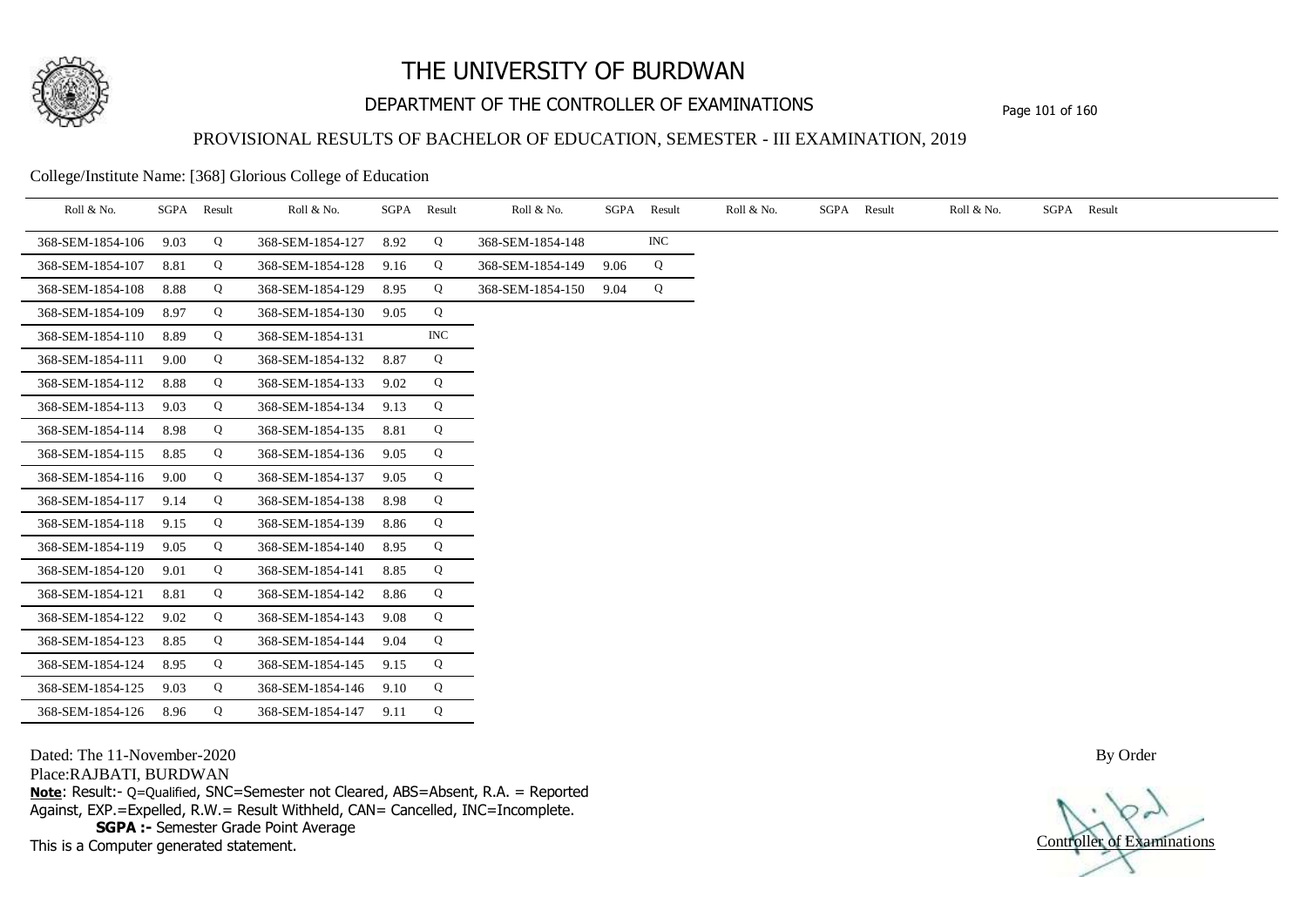# THE UNIVERSITY OF BURDWAN

## DEPARTMENT OF THE CONTROLLER OF EXAMINATIONS

### PROVISIONAL RESULTS OF BACHELOR OF EDUCATION, SEMESTER - III EXAMINATION, 2019

College/Institute Name: [368] Glorious College of Education

| Roll & No. | SGPA | Result | Roll & No. | SGPA | Result | Roll & No. | SGPA | Result | Roll & No. | SGPA | Result | Roll & No. | SGPA | Result |
|---|---|---|---|---|---|---|---|---|---|---|---|---|---|---|
| 368-SEM-1854-106 | 9.03 | Q | 368-SEM-1854-127 | 8.92 | Q | 368-SEM-1854-148 | | INC | | | | | | |
| 368-SEM-1854-107 | 8.81 | Q | 368-SEM-1854-128 | 9.16 | Q | 368-SEM-1854-149 | 9.06 | Q | | | | | | |
| 368-SEM-1854-108 | 8.88 | Q | 368-SEM-1854-129 | 8.95 | Q | 368-SEM-1854-150 | 9.04 | Q | | | | | | |
| 368-SEM-1854-109 | 8.97 | Q | 368-SEM-1854-130 | 9.05 | Q | | | | | | | | | |
| 368-SEM-1854-110 | 8.89 | Q | 368-SEM-1854-131 | | INC | | | | | | | | | |
| 368-SEM-1854-111 | 9.00 | Q | 368-SEM-1854-132 | 8.87 | Q | | | | | | | | | |
| 368-SEM-1854-112 | 8.88 | Q | 368-SEM-1854-133 | 9.02 | Q | | | | | | | | | |
| 368-SEM-1854-113 | 9.03 | Q | 368-SEM-1854-134 | 9.13 | Q | | | | | | | | | |
| 368-SEM-1854-114 | 8.98 | Q | 368-SEM-1854-135 | 8.81 | Q | | | | | | | | | |
| 368-SEM-1854-115 | 8.85 | Q | 368-SEM-1854-136 | 9.05 | Q | | | | | | | | | |
| 368-SEM-1854-116 | 9.00 | Q | 368-SEM-1854-137 | 9.05 | Q | | | | | | | | | |
| 368-SEM-1854-117 | 9.14 | Q | 368-SEM-1854-138 | 8.98 | Q | | | | | | | | | |
| 368-SEM-1854-118 | 9.15 | Q | 368-SEM-1854-139 | 8.86 | Q | | | | | | | | | |
| 368-SEM-1854-119 | 9.05 | Q | 368-SEM-1854-140 | 8.95 | Q | | | | | | | | | |
| 368-SEM-1854-120 | 9.01 | Q | 368-SEM-1854-141 | 8.85 | Q | | | | | | | | | |
| 368-SEM-1854-121 | 8.81 | Q | 368-SEM-1854-142 | 8.86 | Q | | | | | | | | | |
| 368-SEM-1854-122 | 9.02 | Q | 368-SEM-1854-143 | 9.08 | Q | | | | | | | | | |
| 368-SEM-1854-123 | 8.85 | Q | 368-SEM-1854-144 | 9.04 | Q | | | | | | | | | |
| 368-SEM-1854-124 | 8.95 | Q | 368-SEM-1854-145 | 9.15 | Q | | | | | | | | | |
| 368-SEM-1854-125 | 9.03 | Q | 368-SEM-1854-146 | 9.10 | Q | | | | | | | | | |
| 368-SEM-1854-126 | 8.96 | Q | 368-SEM-1854-147 | 9.11 | Q | | | | | | | | | |

Dated: The 11-November-2020

Place:RAJBATI, BURDWAN

**Note**: Result:- Q=Qualified, SNC=Semester not Cleared, ABS=Absent, R.A. = Reported Against, EXP.=Expelled, R.W.= Result Withheld, CAN= Cancelled, INC=Incomplete.

**SGPA :-** Semester Grade Point Average

This is a Computer generated statement.

By Order

Controller of Examinations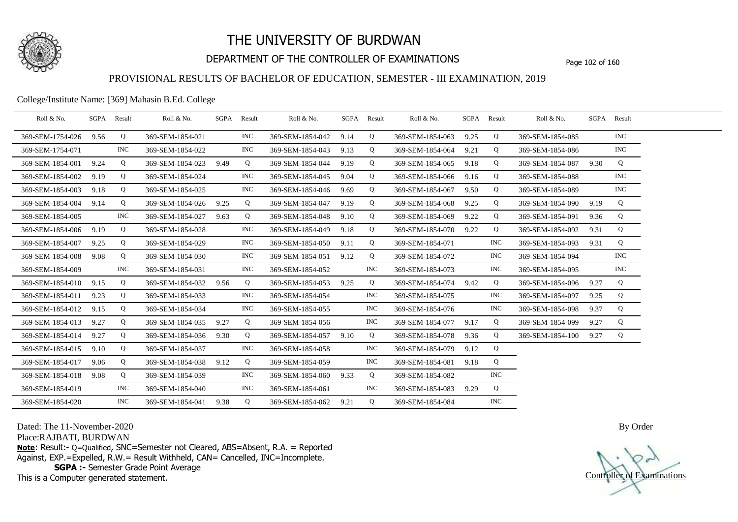# THE UNIVERSITY OF BURDWAN

## DEPARTMENT OF THE CONTROLLER OF EXAMINATIONS

### PROVISIONAL RESULTS OF BACHELOR OF EDUCATION, SEMESTER - III EXAMINATION, 2019

College/Institute Name: [369] Mahasin B.Ed. College

| Roll & No. | SGPA | Result | Roll & No. | SGPA | Result | Roll & No. | SGPA | Result | Roll & No. | SGPA | Result | Roll & No. | SGPA | Result |
|---|---|---|---|---|---|---|---|---|---|---|---|---|---|---|
| 369-SEM-1754-026 | 9.56 | Q | 369-SEM-1854-021 | | INC | 369-SEM-1854-042 | 9.14 | Q | 369-SEM-1854-063 | 9.25 | Q | 369-SEM-1854-085 | | INC |
| 369-SEM-1754-071 | | INC | 369-SEM-1854-022 | | INC | 369-SEM-1854-043 | 9.13 | Q | 369-SEM-1854-064 | 9.21 | Q | 369-SEM-1854-086 | | INC |
| 369-SEM-1854-001 | 9.24 | Q | 369-SEM-1854-023 | 9.49 | Q | 369-SEM-1854-044 | 9.19 | Q | 369-SEM-1854-065 | 9.18 | Q | 369-SEM-1854-087 | 9.30 | Q |
| 369-SEM-1854-002 | 9.19 | Q | 369-SEM-1854-024 | | INC | 369-SEM-1854-045 | 9.04 | Q | 369-SEM-1854-066 | 9.16 | Q | 369-SEM-1854-088 | | INC |
| 369-SEM-1854-003 | 9.18 | Q | 369-SEM-1854-025 | | INC | 369-SEM-1854-046 | 9.69 | Q | 369-SEM-1854-067 | 9.50 | Q | 369-SEM-1854-089 | | INC |
| 369-SEM-1854-004 | 9.14 | Q | 369-SEM-1854-026 | 9.25 | Q | 369-SEM-1854-047 | 9.19 | Q | 369-SEM-1854-068 | 9.25 | Q | 369-SEM-1854-090 | 9.19 | Q |
| 369-SEM-1854-005 | | INC | 369-SEM-1854-027 | 9.63 | Q | 369-SEM-1854-048 | 9.10 | Q | 369-SEM-1854-069 | 9.22 | Q | 369-SEM-1854-091 | 9.36 | Q |
| 369-SEM-1854-006 | 9.19 | Q | 369-SEM-1854-028 | | INC | 369-SEM-1854-049 | 9.18 | Q | 369-SEM-1854-070 | 9.22 | Q | 369-SEM-1854-092 | 9.31 | Q |
| 369-SEM-1854-007 | 9.25 | Q | 369-SEM-1854-029 | | INC | 369-SEM-1854-050 | 9.11 | Q | 369-SEM-1854-071 | | INC | 369-SEM-1854-093 | 9.31 | Q |
| 369-SEM-1854-008 | 9.08 | Q | 369-SEM-1854-030 | | INC | 369-SEM-1854-051 | 9.12 | Q | 369-SEM-1854-072 | | INC | 369-SEM-1854-094 | | INC |
| 369-SEM-1854-009 | | INC | 369-SEM-1854-031 | | INC | 369-SEM-1854-052 | | INC | 369-SEM-1854-073 | | INC | 369-SEM-1854-095 | | INC |
| 369-SEM-1854-010 | 9.15 | Q | 369-SEM-1854-032 | 9.56 | Q | 369-SEM-1854-053 | 9.25 | Q | 369-SEM-1854-074 | 9.42 | Q | 369-SEM-1854-096 | 9.27 | Q |
| 369-SEM-1854-011 | 9.23 | Q | 369-SEM-1854-033 | | INC | 369-SEM-1854-054 | | INC | 369-SEM-1854-075 | | INC | 369-SEM-1854-097 | 9.25 | Q |
| 369-SEM-1854-012 | 9.15 | Q | 369-SEM-1854-034 | | INC | 369-SEM-1854-055 | | INC | 369-SEM-1854-076 | | INC | 369-SEM-1854-098 | 9.37 | Q |
| 369-SEM-1854-013 | 9.27 | Q | 369-SEM-1854-035 | 9.27 | Q | 369-SEM-1854-056 | | INC | 369-SEM-1854-077 | 9.17 | Q | 369-SEM-1854-099 | 9.27 | Q |
| 369-SEM-1854-014 | 9.27 | Q | 369-SEM-1854-036 | 9.30 | Q | 369-SEM-1854-057 | 9.10 | Q | 369-SEM-1854-078 | 9.36 | Q | 369-SEM-1854-100 | 9.27 | Q |
| 369-SEM-1854-015 | 9.10 | Q | 369-SEM-1854-037 | | INC | 369-SEM-1854-058 | | INC | 369-SEM-1854-079 | 9.12 | Q | | | |
| 369-SEM-1854-017 | 9.06 | Q | 369-SEM-1854-038 | 9.12 | Q | 369-SEM-1854-059 | | INC | 369-SEM-1854-081 | 9.18 | Q | | | |
| 369-SEM-1854-018 | 9.08 | Q | 369-SEM-1854-039 | | INC | 369-SEM-1854-060 | 9.33 | Q | 369-SEM-1854-082 | | INC | | | |
| 369-SEM-1854-019 | | INC | 369-SEM-1854-040 | | INC | 369-SEM-1854-061 | | INC | 369-SEM-1854-083 | 9.29 | Q | | | |
| 369-SEM-1854-020 | | INC | 369-SEM-1854-041 | 9.38 | Q | 369-SEM-1854-062 | 9.21 | Q | 369-SEM-1854-084 | | INC | | | |

Dated: The 11-November-2020

Place:RAJBATI, BURDWAN

**Note**: Result:- Q=Qualified, SNC=Semester not Cleared, ABS=Absent, R.A. = Reported Against, EXP.=Expelled, R.W.= Result Withheld, CAN= Cancelled, INC=Incomplete.

**SGPA :-** Semester Grade Point Average

This is a Computer generated statement.

By Order

Controller of Examinations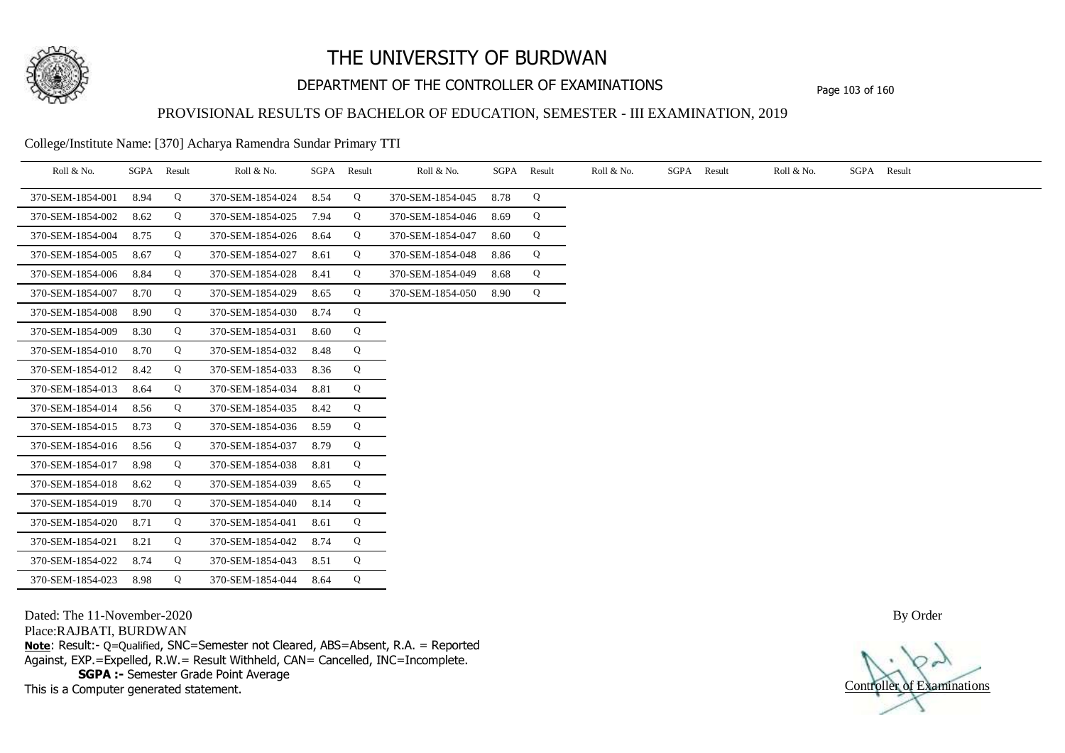# THE UNIVERSITY OF BURDWAN

## DEPARTMENT OF THE CONTROLLER OF EXAMINATIONS

### PROVISIONAL RESULTS OF BACHELOR OF EDUCATION, SEMESTER - III EXAMINATION, 2019

College/Institute Name: [370] Acharya Ramendra Sundar Primary TTI

| Roll & No. | SGPA | Result | Roll & No. | SGPA | Result | Roll & No. | SGPA | Result | Roll & No. | SGPA | Result | Roll & No. | SGPA | Result |
|---|---|---|---|---|---|---|---|---|---|---|---|---|---|---|
| 370-SEM-1854-001 | 8.94 | Q | 370-SEM-1854-024 | 8.54 | Q | 370-SEM-1854-045 | 8.78 | Q | | | | | | |
| 370-SEM-1854-002 | 8.62 | Q | 370-SEM-1854-025 | 7.94 | Q | 370-SEM-1854-046 | 8.69 | Q | | | | | | |
| 370-SEM-1854-004 | 8.75 | Q | 370-SEM-1854-026 | 8.64 | Q | 370-SEM-1854-047 | 8.60 | Q | | | | | | |
| 370-SEM-1854-005 | 8.67 | Q | 370-SEM-1854-027 | 8.61 | Q | 370-SEM-1854-048 | 8.86 | Q | | | | | | |
| 370-SEM-1854-006 | 8.84 | Q | 370-SEM-1854-028 | 8.41 | Q | 370-SEM-1854-049 | 8.68 | Q | | | | | | |
| 370-SEM-1854-007 | 8.70 | Q | 370-SEM-1854-029 | 8.65 | Q | 370-SEM-1854-050 | 8.90 | Q | | | | | | |
| 370-SEM-1854-008 | 8.90 | Q | 370-SEM-1854-030 | 8.74 | Q | | | | | | | | | |
| 370-SEM-1854-009 | 8.30 | Q | 370-SEM-1854-031 | 8.60 | Q | | | | | | | | | |
| 370-SEM-1854-010 | 8.70 | Q | 370-SEM-1854-032 | 8.48 | Q | | | | | | | | | |
| 370-SEM-1854-012 | 8.42 | Q | 370-SEM-1854-033 | 8.36 | Q | | | | | | | | | |
| 370-SEM-1854-013 | 8.64 | Q | 370-SEM-1854-034 | 8.81 | Q | | | | | | | | | |
| 370-SEM-1854-014 | 8.56 | Q | 370-SEM-1854-035 | 8.42 | Q | | | | | | | | | |
| 370-SEM-1854-015 | 8.73 | Q | 370-SEM-1854-036 | 8.59 | Q | | | | | | | | | |
| 370-SEM-1854-016 | 8.56 | Q | 370-SEM-1854-037 | 8.79 | Q | | | | | | | | | |
| 370-SEM-1854-017 | 8.98 | Q | 370-SEM-1854-038 | 8.81 | Q | | | | | | | | | |
| 370-SEM-1854-018 | 8.62 | Q | 370-SEM-1854-039 | 8.65 | Q | | | | | | | | | |
| 370-SEM-1854-019 | 8.70 | Q | 370-SEM-1854-040 | 8.14 | Q | | | | | | | | | |
| 370-SEM-1854-020 | 8.71 | Q | 370-SEM-1854-041 | 8.61 | Q | | | | | | | | | |
| 370-SEM-1854-021 | 8.21 | Q | 370-SEM-1854-042 | 8.74 | Q | | | | | | | | | |
| 370-SEM-1854-022 | 8.74 | Q | 370-SEM-1854-043 | 8.51 | Q | | | | | | | | | |
| 370-SEM-1854-023 | 8.98 | Q | 370-SEM-1854-044 | 8.64 | Q | | | | | | | | | |

Dated: The 11-November-2020

Place:RAJBATI, BURDWAN

**Note**: Result:- Q=Qualified, SNC=Semester not Cleared, ABS=Absent, R.A. = Reported Against, EXP.=Expelled, R.W.= Result Withheld, CAN= Cancelled, INC=Incomplete.

**SGPA :-** Semester Grade Point Average

This is a Computer generated statement.

By Order

Controller of Examinations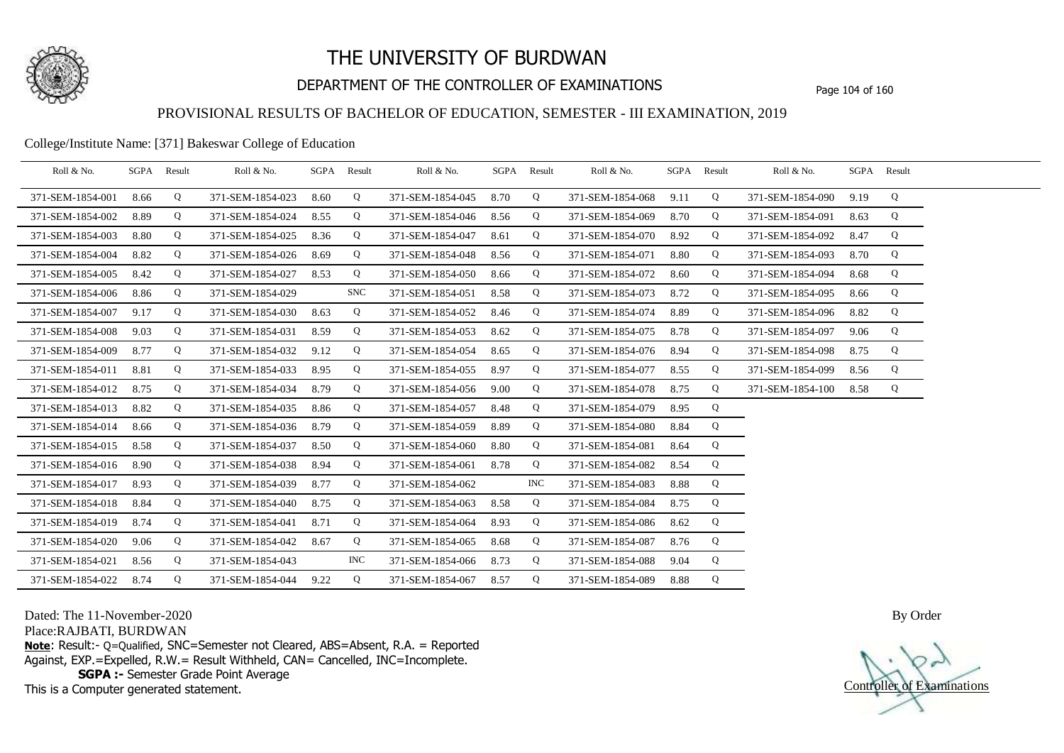# THE UNIVERSITY OF BURDWAN

## DEPARTMENT OF THE CONTROLLER OF EXAMINATIONS

### PROVISIONAL RESULTS OF BACHELOR OF EDUCATION, SEMESTER - III EXAMINATION, 2019

College/Institute Name: [371] Bakeswar College of Education

| Roll & No. | SGPA | Result | Roll & No. | SGPA | Result | Roll & No. | SGPA | Result | Roll & No. | SGPA | Result | Roll & No. | SGPA | Result |
|---|---|---|---|---|---|---|---|---|---|---|---|---|---|---|
| 371-SEM-1854-001 | 8.66 | Q | 371-SEM-1854-023 | 8.60 | Q | 371-SEM-1854-045 | 8.70 | Q | 371-SEM-1854-068 | 9.11 | Q | 371-SEM-1854-090 | 9.19 | Q |
| 371-SEM-1854-002 | 8.89 | Q | 371-SEM-1854-024 | 8.55 | Q | 371-SEM-1854-046 | 8.56 | Q | 371-SEM-1854-069 | 8.70 | Q | 371-SEM-1854-091 | 8.63 | Q |
| 371-SEM-1854-003 | 8.80 | Q | 371-SEM-1854-025 | 8.36 | Q | 371-SEM-1854-047 | 8.61 | Q | 371-SEM-1854-070 | 8.92 | Q | 371-SEM-1854-092 | 8.47 | Q |
| 371-SEM-1854-004 | 8.82 | Q | 371-SEM-1854-026 | 8.69 | Q | 371-SEM-1854-048 | 8.56 | Q | 371-SEM-1854-071 | 8.80 | Q | 371-SEM-1854-093 | 8.70 | Q |
| 371-SEM-1854-005 | 8.42 | Q | 371-SEM-1854-027 | 8.53 | Q | 371-SEM-1854-050 | 8.66 | Q | 371-SEM-1854-072 | 8.60 | Q | 371-SEM-1854-094 | 8.68 | Q |
| 371-SEM-1854-006 | 8.86 | Q | 371-SEM-1854-029 | | SNC | 371-SEM-1854-051 | 8.58 | Q | 371-SEM-1854-073 | 8.72 | Q | 371-SEM-1854-095 | 8.66 | Q |
| 371-SEM-1854-007 | 9.17 | Q | 371-SEM-1854-030 | 8.63 | Q | 371-SEM-1854-052 | 8.46 | Q | 371-SEM-1854-074 | 8.89 | Q | 371-SEM-1854-096 | 8.82 | Q |
| 371-SEM-1854-008 | 9.03 | Q | 371-SEM-1854-031 | 8.59 | Q | 371-SEM-1854-053 | 8.62 | Q | 371-SEM-1854-075 | 8.78 | Q | 371-SEM-1854-097 | 9.06 | Q |
| 371-SEM-1854-009 | 8.77 | Q | 371-SEM-1854-032 | 9.12 | Q | 371-SEM-1854-054 | 8.65 | Q | 371-SEM-1854-076 | 8.94 | Q | 371-SEM-1854-098 | 8.75 | Q |
| 371-SEM-1854-011 | 8.81 | Q | 371-SEM-1854-033 | 8.95 | Q | 371-SEM-1854-055 | 8.97 | Q | 371-SEM-1854-077 | 8.55 | Q | 371-SEM-1854-099 | 8.56 | Q |
| 371-SEM-1854-012 | 8.75 | Q | 371-SEM-1854-034 | 8.79 | Q | 371-SEM-1854-056 | 9.00 | Q | 371-SEM-1854-078 | 8.75 | Q | 371-SEM-1854-100 | 8.58 | Q |
| 371-SEM-1854-013 | 8.82 | Q | 371-SEM-1854-035 | 8.86 | Q | 371-SEM-1854-057 | 8.48 | Q | 371-SEM-1854-079 | 8.95 | Q | | | |
| 371-SEM-1854-014 | 8.66 | Q | 371-SEM-1854-036 | 8.79 | Q | 371-SEM-1854-059 | 8.89 | Q | 371-SEM-1854-080 | 8.84 | Q | | | |
| 371-SEM-1854-015 | 8.58 | Q | 371-SEM-1854-037 | 8.50 | Q | 371-SEM-1854-060 | 8.80 | Q | 371-SEM-1854-081 | 8.64 | Q | | | |
| 371-SEM-1854-016 | 8.90 | Q | 371-SEM-1854-038 | 8.94 | Q | 371-SEM-1854-061 | 8.78 | Q | 371-SEM-1854-082 | 8.54 | Q | | | |
| 371-SEM-1854-017 | 8.93 | Q | 371-SEM-1854-039 | 8.77 | Q | 371-SEM-1854-062 | | INC | 371-SEM-1854-083 | 8.88 | Q | | | |
| 371-SEM-1854-018 | 8.84 | Q | 371-SEM-1854-040 | 8.75 | Q | 371-SEM-1854-063 | 8.58 | Q | 371-SEM-1854-084 | 8.75 | Q | | | |
| 371-SEM-1854-019 | 8.74 | Q | 371-SEM-1854-041 | 8.71 | Q | 371-SEM-1854-064 | 8.93 | Q | 371-SEM-1854-086 | 8.62 | Q | | | |
| 371-SEM-1854-020 | 9.06 | Q | 371-SEM-1854-042 | 8.67 | Q | 371-SEM-1854-065 | 8.68 | Q | 371-SEM-1854-087 | 8.76 | Q | | | |
| 371-SEM-1854-021 | 8.56 | Q | 371-SEM-1854-043 | | INC | 371-SEM-1854-066 | 8.73 | Q | 371-SEM-1854-088 | 9.04 | Q | | | |
| 371-SEM-1854-022 | 8.74 | Q | 371-SEM-1854-044 | 9.22 | Q | 371-SEM-1854-067 | 8.57 | Q | 371-SEM-1854-089 | 8.88 | Q | | | |

Dated: The 11-November-2020

Place:RAJBATI, BURDWAN

**Note**: Result:- Q=Qualified, SNC=Semester not Cleared, ABS=Absent, R.A. = Reported Against, EXP.=Expelled, R.W.= Result Withheld, CAN= Cancelled, INC=Incomplete.

**SGPA :-** Semester Grade Point Average

This is a Computer generated statement.

By Order

Controller of Examinations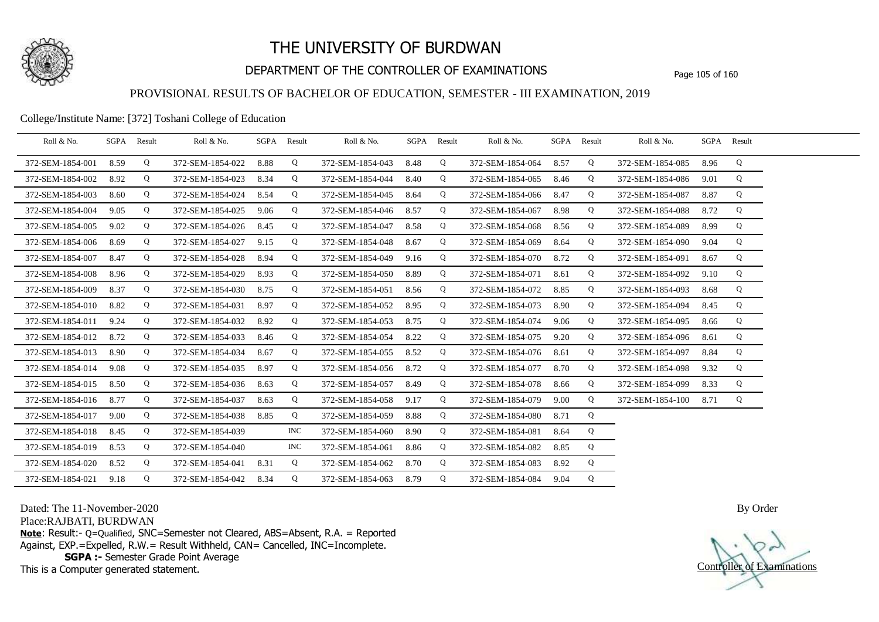# THE UNIVERSITY OF BURDWAN

## DEPARTMENT OF THE CONTROLLER OF EXAMINATIONS

### PROVISIONAL RESULTS OF BACHELOR OF EDUCATION, SEMESTER - III EXAMINATION, 2019

College/Institute Name: [372] Toshani College of Education

| Roll & No. | SGPA | Result | Roll & No. | SGPA | Result | Roll & No. | SGPA | Result | Roll & No. | SGPA | Result | Roll & No. | SGPA | Result |
|---|---|---|---|---|---|---|---|---|---|---|---|---|---|---|
| 372-SEM-1854-001 | 8.59 | Q | 372-SEM-1854-022 | 8.88 | Q | 372-SEM-1854-043 | 8.48 | Q | 372-SEM-1854-064 | 8.57 | Q | 372-SEM-1854-085 | 8.96 | Q |
| 372-SEM-1854-002 | 8.92 | Q | 372-SEM-1854-023 | 8.34 | Q | 372-SEM-1854-044 | 8.40 | Q | 372-SEM-1854-065 | 8.46 | Q | 372-SEM-1854-086 | 9.01 | Q |
| 372-SEM-1854-003 | 8.60 | Q | 372-SEM-1854-024 | 8.54 | Q | 372-SEM-1854-045 | 8.64 | Q | 372-SEM-1854-066 | 8.47 | Q | 372-SEM-1854-087 | 8.87 | Q |
| 372-SEM-1854-004 | 9.05 | Q | 372-SEM-1854-025 | 9.06 | Q | 372-SEM-1854-046 | 8.57 | Q | 372-SEM-1854-067 | 8.98 | Q | 372-SEM-1854-088 | 8.72 | Q |
| 372-SEM-1854-005 | 9.02 | Q | 372-SEM-1854-026 | 8.45 | Q | 372-SEM-1854-047 | 8.58 | Q | 372-SEM-1854-068 | 8.56 | Q | 372-SEM-1854-089 | 8.99 | Q |
| 372-SEM-1854-006 | 8.69 | Q | 372-SEM-1854-027 | 9.15 | Q | 372-SEM-1854-048 | 8.67 | Q | 372-SEM-1854-069 | 8.64 | Q | 372-SEM-1854-090 | 9.04 | Q |
| 372-SEM-1854-007 | 8.47 | Q | 372-SEM-1854-028 | 8.94 | Q | 372-SEM-1854-049 | 9.16 | Q | 372-SEM-1854-070 | 8.72 | Q | 372-SEM-1854-091 | 8.67 | Q |
| 372-SEM-1854-008 | 8.96 | Q | 372-SEM-1854-029 | 8.93 | Q | 372-SEM-1854-050 | 8.89 | Q | 372-SEM-1854-071 | 8.61 | Q | 372-SEM-1854-092 | 9.10 | Q |
| 372-SEM-1854-009 | 8.37 | Q | 372-SEM-1854-030 | 8.75 | Q | 372-SEM-1854-051 | 8.56 | Q | 372-SEM-1854-072 | 8.85 | Q | 372-SEM-1854-093 | 8.68 | Q |
| 372-SEM-1854-010 | 8.82 | Q | 372-SEM-1854-031 | 8.97 | Q | 372-SEM-1854-052 | 8.95 | Q | 372-SEM-1854-073 | 8.90 | Q | 372-SEM-1854-094 | 8.45 | Q |
| 372-SEM-1854-011 | 9.24 | Q | 372-SEM-1854-032 | 8.92 | Q | 372-SEM-1854-053 | 8.75 | Q | 372-SEM-1854-074 | 9.06 | Q | 372-SEM-1854-095 | 8.66 | Q |
| 372-SEM-1854-012 | 8.72 | Q | 372-SEM-1854-033 | 8.46 | Q | 372-SEM-1854-054 | 8.22 | Q | 372-SEM-1854-075 | 9.20 | Q | 372-SEM-1854-096 | 8.61 | Q |
| 372-SEM-1854-013 | 8.90 | Q | 372-SEM-1854-034 | 8.67 | Q | 372-SEM-1854-055 | 8.52 | Q | 372-SEM-1854-076 | 8.61 | Q | 372-SEM-1854-097 | 8.84 | Q |
| 372-SEM-1854-014 | 9.08 | Q | 372-SEM-1854-035 | 8.97 | Q | 372-SEM-1854-056 | 8.72 | Q | 372-SEM-1854-077 | 8.70 | Q | 372-SEM-1854-098 | 9.32 | Q |
| 372-SEM-1854-015 | 8.50 | Q | 372-SEM-1854-036 | 8.63 | Q | 372-SEM-1854-057 | 8.49 | Q | 372-SEM-1854-078 | 8.66 | Q | 372-SEM-1854-099 | 8.33 | Q |
| 372-SEM-1854-016 | 8.77 | Q | 372-SEM-1854-037 | 8.63 | Q | 372-SEM-1854-058 | 9.17 | Q | 372-SEM-1854-079 | 9.00 | Q | 372-SEM-1854-100 | 8.71 | Q |
| 372-SEM-1854-017 | 9.00 | Q | 372-SEM-1854-038 | 8.85 | Q | 372-SEM-1854-059 | 8.88 | Q | 372-SEM-1854-080 | 8.71 | Q | | | |
| 372-SEM-1854-018 | 8.45 | Q | 372-SEM-1854-039 | | INC | 372-SEM-1854-060 | 8.90 | Q | 372-SEM-1854-081 | 8.64 | Q | | | |
| 372-SEM-1854-019 | 8.53 | Q | 372-SEM-1854-040 | | INC | 372-SEM-1854-061 | 8.86 | Q | 372-SEM-1854-082 | 8.85 | Q | | | |
| 372-SEM-1854-020 | 8.52 | Q | 372-SEM-1854-041 | 8.31 | Q | 372-SEM-1854-062 | 8.70 | Q | 372-SEM-1854-083 | 8.92 | Q | | | |
| 372-SEM-1854-021 | 9.18 | Q | 372-SEM-1854-042 | 8.34 | Q | 372-SEM-1854-063 | 8.79 | Q | 372-SEM-1854-084 | 9.04 | Q | | | |

Dated: The 11-November-2020

Place:RAJBATI, BURDWAN

**Note**: Result:- Q=Qualified, SNC=Semester not Cleared, ABS=Absent, R.A. = Reported Against, EXP.=Expelled, R.W.= Result Withheld, CAN= Cancelled, INC=Incomplete.

**SGPA :-** Semester Grade Point Average

This is a Computer generated statement.

By Order

Controller of Examinations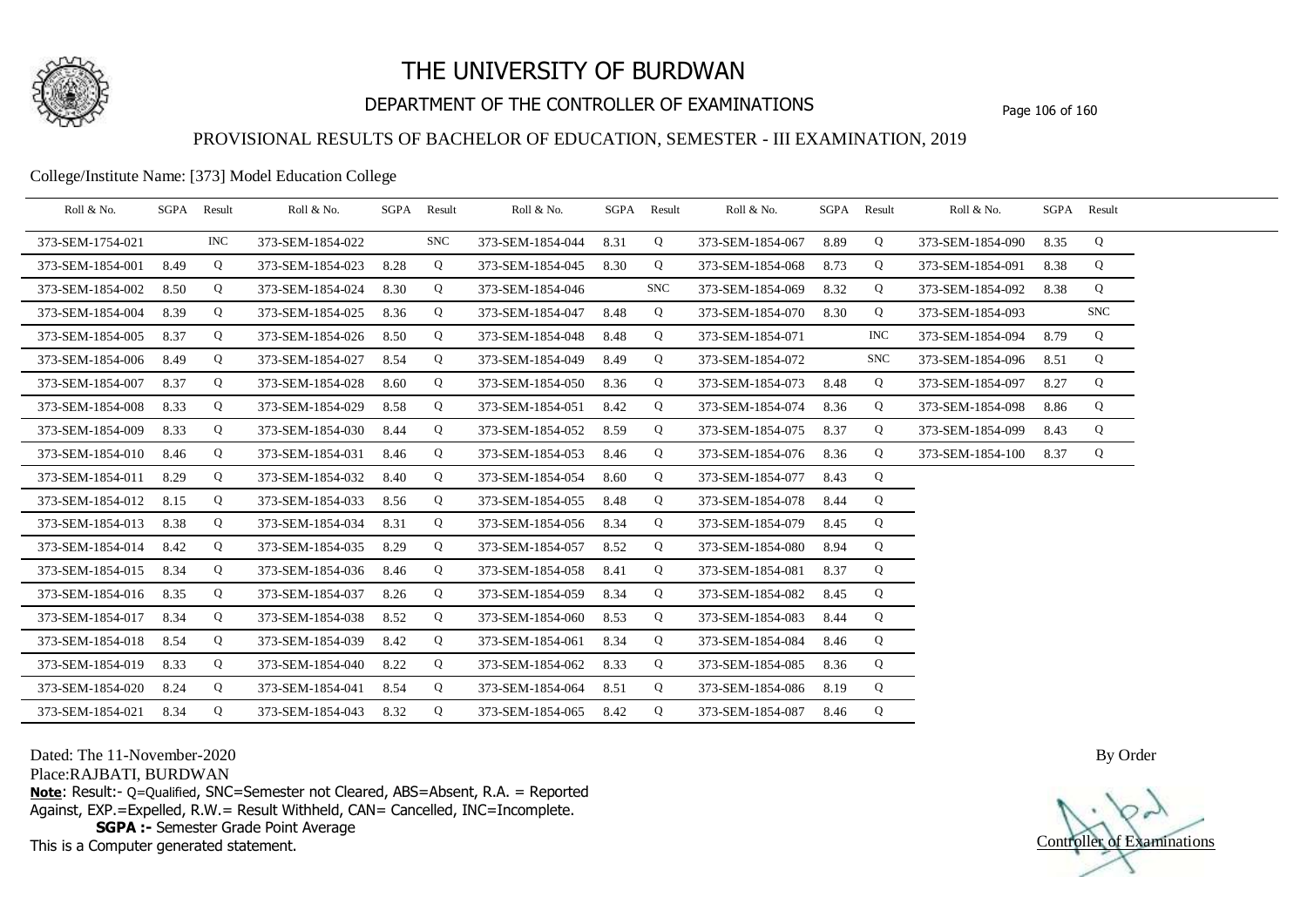# THE UNIVERSITY OF BURDWAN

## DEPARTMENT OF THE CONTROLLER OF EXAMINATIONS

### PROVISIONAL RESULTS OF BACHELOR OF EDUCATION, SEMESTER - III EXAMINATION, 2019

College/Institute Name: [373] Model Education College

| Roll & No. | SGPA | Result | Roll & No. | SGPA | Result | Roll & No. | SGPA | Result | Roll & No. | SGPA | Result | Roll & No. | SGPA | Result |
|---|---|---|---|---|---|---|---|---|---|---|---|---|---|---|
| 373-SEM-1754-021 | | INC | 373-SEM-1854-022 | | SNC | 373-SEM-1854-044 | 8.31 | Q | 373-SEM-1854-067 | 8.89 | Q | 373-SEM-1854-090 | 8.35 | Q |
| 373-SEM-1854-001 | 8.49 | Q | 373-SEM-1854-023 | 8.28 | Q | 373-SEM-1854-045 | 8.30 | Q | 373-SEM-1854-068 | 8.73 | Q | 373-SEM-1854-091 | 8.38 | Q |
| 373-SEM-1854-002 | 8.50 | Q | 373-SEM-1854-024 | 8.30 | Q | 373-SEM-1854-046 | | SNC | 373-SEM-1854-069 | 8.32 | Q | 373-SEM-1854-092 | 8.38 | Q |
| 373-SEM-1854-004 | 8.39 | Q | 373-SEM-1854-025 | 8.36 | Q | 373-SEM-1854-047 | 8.48 | Q | 373-SEM-1854-070 | 8.30 | Q | 373-SEM-1854-093 | | SNC |
| 373-SEM-1854-005 | 8.37 | Q | 373-SEM-1854-026 | 8.50 | Q | 373-SEM-1854-048 | 8.48 | Q | 373-SEM-1854-071 | | INC | 373-SEM-1854-094 | 8.79 | Q |
| 373-SEM-1854-006 | 8.49 | Q | 373-SEM-1854-027 | 8.54 | Q | 373-SEM-1854-049 | 8.49 | Q | 373-SEM-1854-072 | | SNC | 373-SEM-1854-096 | 8.51 | Q |
| 373-SEM-1854-007 | 8.37 | Q | 373-SEM-1854-028 | 8.60 | Q | 373-SEM-1854-050 | 8.36 | Q | 373-SEM-1854-073 | 8.48 | Q | 373-SEM-1854-097 | 8.27 | Q |
| 373-SEM-1854-008 | 8.33 | Q | 373-SEM-1854-029 | 8.58 | Q | 373-SEM-1854-051 | 8.42 | Q | 373-SEM-1854-074 | 8.36 | Q | 373-SEM-1854-098 | 8.86 | Q |
| 373-SEM-1854-009 | 8.33 | Q | 373-SEM-1854-030 | 8.44 | Q | 373-SEM-1854-052 | 8.59 | Q | 373-SEM-1854-075 | 8.37 | Q | 373-SEM-1854-099 | 8.43 | Q |
| 373-SEM-1854-010 | 8.46 | Q | 373-SEM-1854-031 | 8.46 | Q | 373-SEM-1854-053 | 8.46 | Q | 373-SEM-1854-076 | 8.36 | Q | 373-SEM-1854-100 | 8.37 | Q |
| 373-SEM-1854-011 | 8.29 | Q | 373-SEM-1854-032 | 8.40 | Q | 373-SEM-1854-054 | 8.60 | Q | 373-SEM-1854-077 | 8.43 | Q | | | |
| 373-SEM-1854-012 | 8.15 | Q | 373-SEM-1854-033 | 8.56 | Q | 373-SEM-1854-055 | 8.48 | Q | 373-SEM-1854-078 | 8.44 | Q | | | |
| 373-SEM-1854-013 | 8.38 | Q | 373-SEM-1854-034 | 8.31 | Q | 373-SEM-1854-056 | 8.34 | Q | 373-SEM-1854-079 | 8.45 | Q | | | |
| 373-SEM-1854-014 | 8.42 | Q | 373-SEM-1854-035 | 8.29 | Q | 373-SEM-1854-057 | 8.52 | Q | 373-SEM-1854-080 | 8.94 | Q | | | |
| 373-SEM-1854-015 | 8.34 | Q | 373-SEM-1854-036 | 8.46 | Q | 373-SEM-1854-058 | 8.41 | Q | 373-SEM-1854-081 | 8.37 | Q | | | |
| 373-SEM-1854-016 | 8.35 | Q | 373-SEM-1854-037 | 8.26 | Q | 373-SEM-1854-059 | 8.34 | Q | 373-SEM-1854-082 | 8.45 | Q | | | |
| 373-SEM-1854-017 | 8.34 | Q | 373-SEM-1854-038 | 8.52 | Q | 373-SEM-1854-060 | 8.53 | Q | 373-SEM-1854-083 | 8.44 | Q | | | |
| 373-SEM-1854-018 | 8.54 | Q | 373-SEM-1854-039 | 8.42 | Q | 373-SEM-1854-061 | 8.34 | Q | 373-SEM-1854-084 | 8.46 | Q | | | |
| 373-SEM-1854-019 | 8.33 | Q | 373-SEM-1854-040 | 8.22 | Q | 373-SEM-1854-062 | 8.33 | Q | 373-SEM-1854-085 | 8.36 | Q | | | |
| 373-SEM-1854-020 | 8.24 | Q | 373-SEM-1854-041 | 8.54 | Q | 373-SEM-1854-064 | 8.51 | Q | 373-SEM-1854-086 | 8.19 | Q | | | |
| 373-SEM-1854-021 | 8.34 | Q | 373-SEM-1854-043 | 8.32 | Q | 373-SEM-1854-065 | 8.42 | Q | 373-SEM-1854-087 | 8.46 | Q | | | |

Dated: The 11-November-2020

Place:RAJBATI, BURDWAN

**Note**: Result:- Q=Qualified, SNC=Semester not Cleared, ABS=Absent, R.A. = Reported Against, EXP.=Expelled, R.W.= Result Withheld, CAN= Cancelled, INC=Incomplete.

**SGPA :-** Semester Grade Point Average

This is a Computer generated statement.

By Order

Controller of Examinations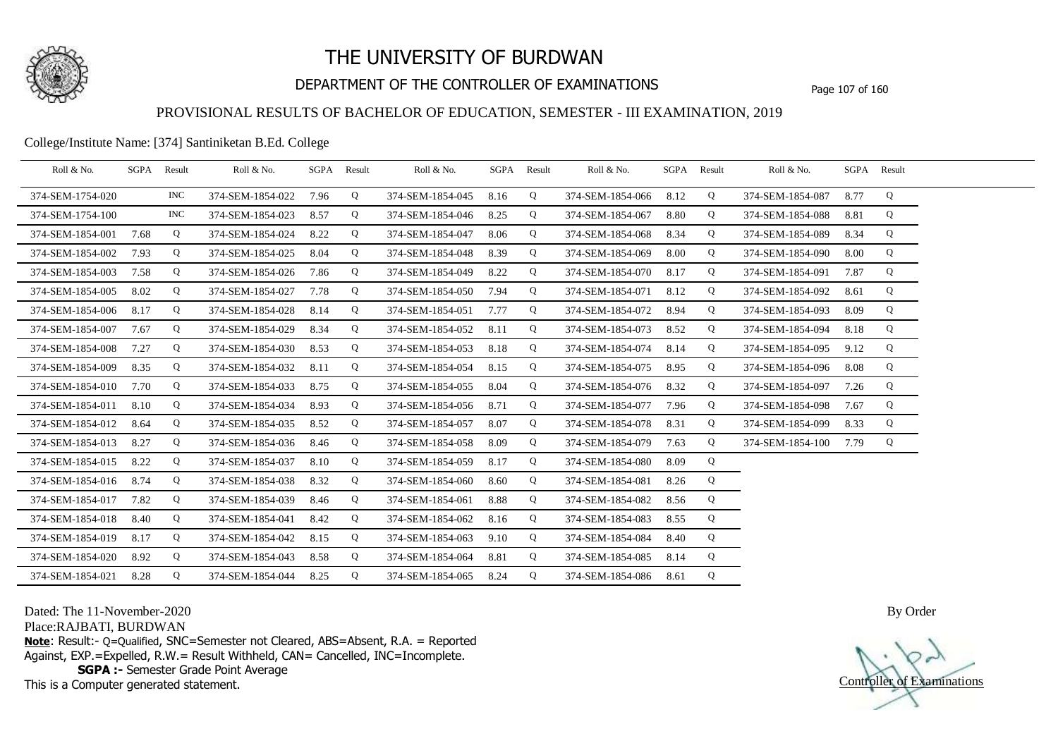# THE UNIVERSITY OF BURDWAN

## DEPARTMENT OF THE CONTROLLER OF EXAMINATIONS

### PROVISIONAL RESULTS OF BACHELOR OF EDUCATION, SEMESTER - III EXAMINATION, 2019

College/Institute Name: [374] Santiniketan B.Ed. College

| Roll & No. | SGPA | Result | Roll & No. | SGPA | Result | Roll & No. | SGPA | Result | Roll & No. | SGPA | Result | Roll & No. | SGPA | Result |
|---|---|---|---|---|---|---|---|---|---|---|---|---|---|---|
| 374-SEM-1754-020 | | INC | 374-SEM-1854-022 | 7.96 | Q | 374-SEM-1854-045 | 8.16 | Q | 374-SEM-1854-066 | 8.12 | Q | 374-SEM-1854-087 | 8.77 | Q |
| 374-SEM-1754-100 | | INC | 374-SEM-1854-023 | 8.57 | Q | 374-SEM-1854-046 | 8.25 | Q | 374-SEM-1854-067 | 8.80 | Q | 374-SEM-1854-088 | 8.81 | Q |
| 374-SEM-1854-001 | 7.68 | Q | 374-SEM-1854-024 | 8.22 | Q | 374-SEM-1854-047 | 8.06 | Q | 374-SEM-1854-068 | 8.34 | Q | 374-SEM-1854-089 | 8.34 | Q |
| 374-SEM-1854-002 | 7.93 | Q | 374-SEM-1854-025 | 8.04 | Q | 374-SEM-1854-048 | 8.39 | Q | 374-SEM-1854-069 | 8.00 | Q | 374-SEM-1854-090 | 8.00 | Q |
| 374-SEM-1854-003 | 7.58 | Q | 374-SEM-1854-026 | 7.86 | Q | 374-SEM-1854-049 | 8.22 | Q | 374-SEM-1854-070 | 8.17 | Q | 374-SEM-1854-091 | 7.87 | Q |
| 374-SEM-1854-005 | 8.02 | Q | 374-SEM-1854-027 | 7.78 | Q | 374-SEM-1854-050 | 7.94 | Q | 374-SEM-1854-071 | 8.12 | Q | 374-SEM-1854-092 | 8.61 | Q |
| 374-SEM-1854-006 | 8.17 | Q | 374-SEM-1854-028 | 8.14 | Q | 374-SEM-1854-051 | 7.77 | Q | 374-SEM-1854-072 | 8.94 | Q | 374-SEM-1854-093 | 8.09 | Q |
| 374-SEM-1854-007 | 7.67 | Q | 374-SEM-1854-029 | 8.34 | Q | 374-SEM-1854-052 | 8.11 | Q | 374-SEM-1854-073 | 8.52 | Q | 374-SEM-1854-094 | 8.18 | Q |
| 374-SEM-1854-008 | 7.27 | Q | 374-SEM-1854-030 | 8.53 | Q | 374-SEM-1854-053 | 8.18 | Q | 374-SEM-1854-074 | 8.14 | Q | 374-SEM-1854-095 | 9.12 | Q |
| 374-SEM-1854-009 | 8.35 | Q | 374-SEM-1854-032 | 8.11 | Q | 374-SEM-1854-054 | 8.15 | Q | 374-SEM-1854-075 | 8.95 | Q | 374-SEM-1854-096 | 8.08 | Q |
| 374-SEM-1854-010 | 7.70 | Q | 374-SEM-1854-033 | 8.75 | Q | 374-SEM-1854-055 | 8.04 | Q | 374-SEM-1854-076 | 8.32 | Q | 374-SEM-1854-097 | 7.26 | Q |
| 374-SEM-1854-011 | 8.10 | Q | 374-SEM-1854-034 | 8.93 | Q | 374-SEM-1854-056 | 8.71 | Q | 374-SEM-1854-077 | 7.96 | Q | 374-SEM-1854-098 | 7.67 | Q |
| 374-SEM-1854-012 | 8.64 | Q | 374-SEM-1854-035 | 8.52 | Q | 374-SEM-1854-057 | 8.07 | Q | 374-SEM-1854-078 | 8.31 | Q | 374-SEM-1854-099 | 8.33 | Q |
| 374-SEM-1854-013 | 8.27 | Q | 374-SEM-1854-036 | 8.46 | Q | 374-SEM-1854-058 | 8.09 | Q | 374-SEM-1854-079 | 7.63 | Q | 374-SEM-1854-100 | 7.79 | Q |
| 374-SEM-1854-015 | 8.22 | Q | 374-SEM-1854-037 | 8.10 | Q | 374-SEM-1854-059 | 8.17 | Q | 374-SEM-1854-080 | 8.09 | Q | | | |
| 374-SEM-1854-016 | 8.74 | Q | 374-SEM-1854-038 | 8.32 | Q | 374-SEM-1854-060 | 8.60 | Q | 374-SEM-1854-081 | 8.26 | Q | | | |
| 374-SEM-1854-017 | 7.82 | Q | 374-SEM-1854-039 | 8.46 | Q | 374-SEM-1854-061 | 8.88 | Q | 374-SEM-1854-082 | 8.56 | Q | | | |
| 374-SEM-1854-018 | 8.40 | Q | 374-SEM-1854-041 | 8.42 | Q | 374-SEM-1854-062 | 8.16 | Q | 374-SEM-1854-083 | 8.55 | Q | | | |
| 374-SEM-1854-019 | 8.17 | Q | 374-SEM-1854-042 | 8.15 | Q | 374-SEM-1854-063 | 9.10 | Q | 374-SEM-1854-084 | 8.40 | Q | | | |
| 374-SEM-1854-020 | 8.92 | Q | 374-SEM-1854-043 | 8.58 | Q | 374-SEM-1854-064 | 8.81 | Q | 374-SEM-1854-085 | 8.14 | Q | | | |
| 374-SEM-1854-021 | 8.28 | Q | 374-SEM-1854-044 | 8.25 | Q | 374-SEM-1854-065 | 8.24 | Q | 374-SEM-1854-086 | 8.61 | Q | | | |

Dated: The 11-November-2020

Place:RAJBATI, BURDWAN

**Note**: Result:- Q=Qualified, SNC=Semester not Cleared, ABS=Absent, R.A. = Reported Against, EXP.=Expelled, R.W.= Result Withheld, CAN= Cancelled, INC=Incomplete.

**SGPA :-** Semester Grade Point Average

This is a Computer generated statement.

By Order

Controller of Examinations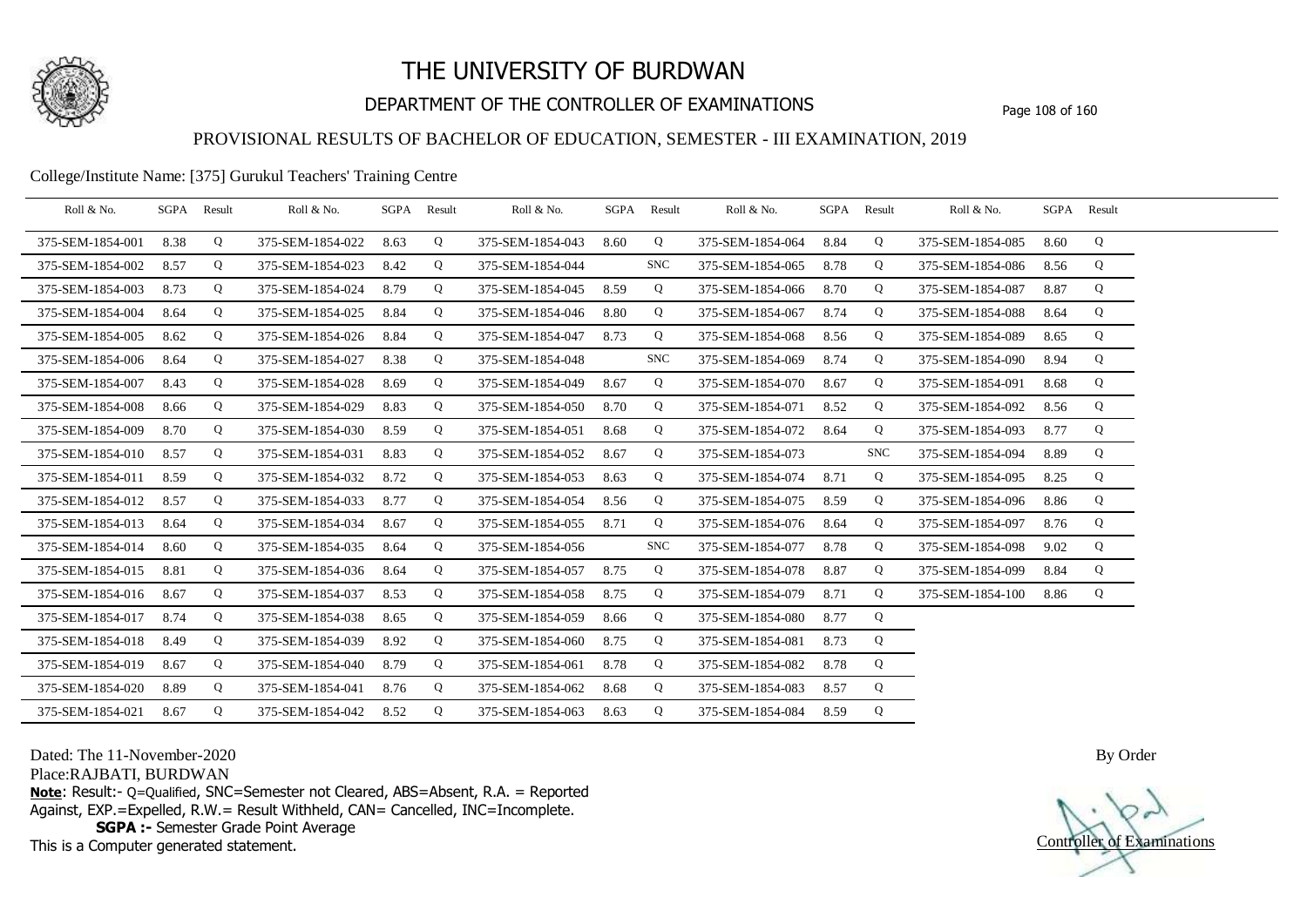# THE UNIVERSITY OF BURDWAN

## DEPARTMENT OF THE CONTROLLER OF EXAMINATIONS

### PROVISIONAL RESULTS OF BACHELOR OF EDUCATION, SEMESTER - III EXAMINATION, 2019

College/Institute Name: [375] Gurukul Teachers' Training Centre

| Roll & No. | SGPA | Result | Roll & No. | SGPA | Result | Roll & No. | SGPA | Result | Roll & No. | SGPA | Result | Roll & No. | SGPA | Result |
|---|---|---|---|---|---|---|---|---|---|---|---|---|---|---|
| 375-SEM-1854-001 | 8.38 | Q | 375-SEM-1854-022 | 8.63 | Q | 375-SEM-1854-043 | 8.60 | Q | 375-SEM-1854-064 | 8.84 | Q | 375-SEM-1854-085 | 8.60 | Q |
| 375-SEM-1854-002 | 8.57 | Q | 375-SEM-1854-023 | 8.42 | Q | 375-SEM-1854-044 | | SNC | 375-SEM-1854-065 | 8.78 | Q | 375-SEM-1854-086 | 8.56 | Q |
| 375-SEM-1854-003 | 8.73 | Q | 375-SEM-1854-024 | 8.79 | Q | 375-SEM-1854-045 | 8.59 | Q | 375-SEM-1854-066 | 8.70 | Q | 375-SEM-1854-087 | 8.87 | Q |
| 375-SEM-1854-004 | 8.64 | Q | 375-SEM-1854-025 | 8.84 | Q | 375-SEM-1854-046 | 8.80 | Q | 375-SEM-1854-067 | 8.74 | Q | 375-SEM-1854-088 | 8.64 | Q |
| 375-SEM-1854-005 | 8.62 | Q | 375-SEM-1854-026 | 8.84 | Q | 375-SEM-1854-047 | 8.73 | Q | 375-SEM-1854-068 | 8.56 | Q | 375-SEM-1854-089 | 8.65 | Q |
| 375-SEM-1854-006 | 8.64 | Q | 375-SEM-1854-027 | 8.38 | Q | 375-SEM-1854-048 | | SNC | 375-SEM-1854-069 | 8.74 | Q | 375-SEM-1854-090 | 8.94 | Q |
| 375-SEM-1854-007 | 8.43 | Q | 375-SEM-1854-028 | 8.69 | Q | 375-SEM-1854-049 | 8.67 | Q | 375-SEM-1854-070 | 8.67 | Q | 375-SEM-1854-091 | 8.68 | Q |
| 375-SEM-1854-008 | 8.66 | Q | 375-SEM-1854-029 | 8.83 | Q | 375-SEM-1854-050 | 8.70 | Q | 375-SEM-1854-071 | 8.52 | Q | 375-SEM-1854-092 | 8.56 | Q |
| 375-SEM-1854-009 | 8.70 | Q | 375-SEM-1854-030 | 8.59 | Q | 375-SEM-1854-051 | 8.68 | Q | 375-SEM-1854-072 | 8.64 | Q | 375-SEM-1854-093 | 8.77 | Q |
| 375-SEM-1854-010 | 8.57 | Q | 375-SEM-1854-031 | 8.83 | Q | 375-SEM-1854-052 | 8.67 | Q | 375-SEM-1854-073 | | SNC | 375-SEM-1854-094 | 8.89 | Q |
| 375-SEM-1854-011 | 8.59 | Q | 375-SEM-1854-032 | 8.72 | Q | 375-SEM-1854-053 | 8.63 | Q | 375-SEM-1854-074 | 8.71 | Q | 375-SEM-1854-095 | 8.25 | Q |
| 375-SEM-1854-012 | 8.57 | Q | 375-SEM-1854-033 | 8.77 | Q | 375-SEM-1854-054 | 8.56 | Q | 375-SEM-1854-075 | 8.59 | Q | 375-SEM-1854-096 | 8.86 | Q |
| 375-SEM-1854-013 | 8.64 | Q | 375-SEM-1854-034 | 8.67 | Q | 375-SEM-1854-055 | 8.71 | Q | 375-SEM-1854-076 | 8.64 | Q | 375-SEM-1854-097 | 8.76 | Q |
| 375-SEM-1854-014 | 8.60 | Q | 375-SEM-1854-035 | 8.64 | Q | 375-SEM-1854-056 | | SNC | 375-SEM-1854-077 | 8.78 | Q | 375-SEM-1854-098 | 9.02 | Q |
| 375-SEM-1854-015 | 8.81 | Q | 375-SEM-1854-036 | 8.64 | Q | 375-SEM-1854-057 | 8.75 | Q | 375-SEM-1854-078 | 8.87 | Q | 375-SEM-1854-099 | 8.84 | Q |
| 375-SEM-1854-016 | 8.67 | Q | 375-SEM-1854-037 | 8.53 | Q | 375-SEM-1854-058 | 8.75 | Q | 375-SEM-1854-079 | 8.71 | Q | 375-SEM-1854-100 | 8.86 | Q |
| 375-SEM-1854-017 | 8.74 | Q | 375-SEM-1854-038 | 8.65 | Q | 375-SEM-1854-059 | 8.66 | Q | 375-SEM-1854-080 | 8.77 | Q | | | |
| 375-SEM-1854-018 | 8.49 | Q | 375-SEM-1854-039 | 8.92 | Q | 375-SEM-1854-060 | 8.75 | Q | 375-SEM-1854-081 | 8.73 | Q | | | |
| 375-SEM-1854-019 | 8.67 | Q | 375-SEM-1854-040 | 8.79 | Q | 375-SEM-1854-061 | 8.78 | Q | 375-SEM-1854-082 | 8.78 | Q | | | |
| 375-SEM-1854-020 | 8.89 | Q | 375-SEM-1854-041 | 8.76 | Q | 375-SEM-1854-062 | 8.68 | Q | 375-SEM-1854-083 | 8.57 | Q | | | |
| 375-SEM-1854-021 | 8.67 | Q | 375-SEM-1854-042 | 8.52 | Q | 375-SEM-1854-063 | 8.63 | Q | 375-SEM-1854-084 | 8.59 | Q | | | |

Dated: The 11-November-2020

Place:RAJBATI, BURDWAN

**Note**: Result:- Q=Qualified, SNC=Semester not Cleared, ABS=Absent, R.A. = Reported Against, EXP.=Expelled, R.W.= Result Withheld, CAN= Cancelled, INC=Incomplete.

**SGPA :-** Semester Grade Point Average

This is a Computer generated statement.

By Order

Controller of Examinations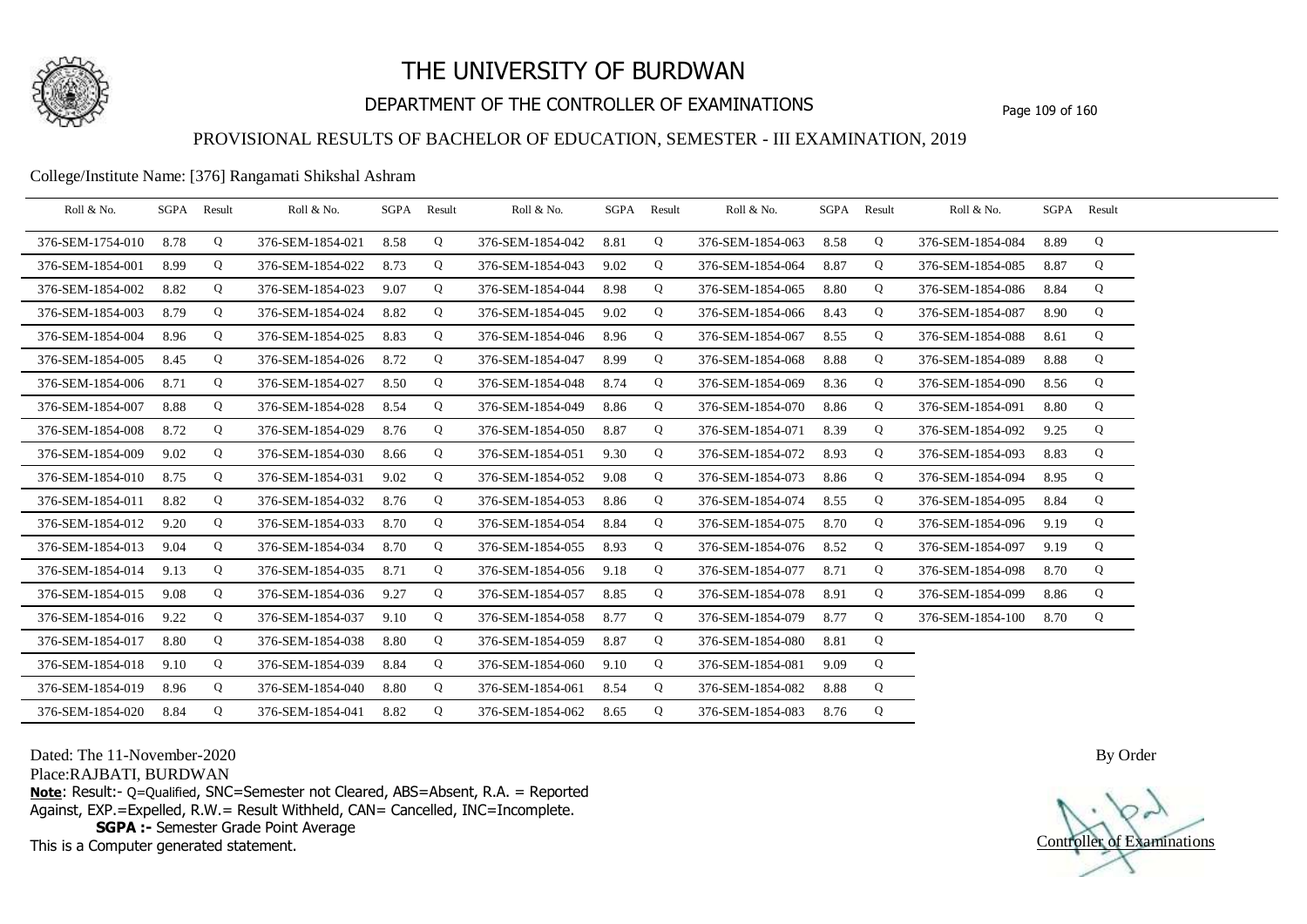# THE UNIVERSITY OF BURDWAN

## DEPARTMENT OF THE CONTROLLER OF EXAMINATIONS

### PROVISIONAL RESULTS OF BACHELOR OF EDUCATION, SEMESTER - III EXAMINATION, 2019

College/Institute Name: [376] Rangamati Shikshal Ashram

| Roll & No. | SGPA | Result | Roll & No. | SGPA | Result | Roll & No. | SGPA | Result | Roll & No. | SGPA | Result | Roll & No. | SGPA | Result |
|---|---|---|---|---|---|---|---|---|---|---|---|---|---|---|
| 376-SEM-1754-010 | 8.78 | Q | 376-SEM-1854-021 | 8.58 | Q | 376-SEM-1854-042 | 8.81 | Q | 376-SEM-1854-063 | 8.58 | Q | 376-SEM-1854-084 | 8.89 | Q |
| 376-SEM-1854-001 | 8.99 | Q | 376-SEM-1854-022 | 8.73 | Q | 376-SEM-1854-043 | 9.02 | Q | 376-SEM-1854-064 | 8.87 | Q | 376-SEM-1854-085 | 8.87 | Q |
| 376-SEM-1854-002 | 8.82 | Q | 376-SEM-1854-023 | 9.07 | Q | 376-SEM-1854-044 | 8.98 | Q | 376-SEM-1854-065 | 8.80 | Q | 376-SEM-1854-086 | 8.84 | Q |
| 376-SEM-1854-003 | 8.79 | Q | 376-SEM-1854-024 | 8.82 | Q | 376-SEM-1854-045 | 9.02 | Q | 376-SEM-1854-066 | 8.43 | Q | 376-SEM-1854-087 | 8.90 | Q |
| 376-SEM-1854-004 | 8.96 | Q | 376-SEM-1854-025 | 8.83 | Q | 376-SEM-1854-046 | 8.96 | Q | 376-SEM-1854-067 | 8.55 | Q | 376-SEM-1854-088 | 8.61 | Q |
| 376-SEM-1854-005 | 8.45 | Q | 376-SEM-1854-026 | 8.72 | Q | 376-SEM-1854-047 | 8.99 | Q | 376-SEM-1854-068 | 8.88 | Q | 376-SEM-1854-089 | 8.88 | Q |
| 376-SEM-1854-006 | 8.71 | Q | 376-SEM-1854-027 | 8.50 | Q | 376-SEM-1854-048 | 8.74 | Q | 376-SEM-1854-069 | 8.36 | Q | 376-SEM-1854-090 | 8.56 | Q |
| 376-SEM-1854-007 | 8.88 | Q | 376-SEM-1854-028 | 8.54 | Q | 376-SEM-1854-049 | 8.86 | Q | 376-SEM-1854-070 | 8.86 | Q | 376-SEM-1854-091 | 8.80 | Q |
| 376-SEM-1854-008 | 8.72 | Q | 376-SEM-1854-029 | 8.76 | Q | 376-SEM-1854-050 | 8.87 | Q | 376-SEM-1854-071 | 8.39 | Q | 376-SEM-1854-092 | 9.25 | Q |
| 376-SEM-1854-009 | 9.02 | Q | 376-SEM-1854-030 | 8.66 | Q | 376-SEM-1854-051 | 9.30 | Q | 376-SEM-1854-072 | 8.93 | Q | 376-SEM-1854-093 | 8.83 | Q |
| 376-SEM-1854-010 | 8.75 | Q | 376-SEM-1854-031 | 9.02 | Q | 376-SEM-1854-052 | 9.08 | Q | 376-SEM-1854-073 | 8.86 | Q | 376-SEM-1854-094 | 8.95 | Q |
| 376-SEM-1854-011 | 8.82 | Q | 376-SEM-1854-032 | 8.76 | Q | 376-SEM-1854-053 | 8.86 | Q | 376-SEM-1854-074 | 8.55 | Q | 376-SEM-1854-095 | 8.84 | Q |
| 376-SEM-1854-012 | 9.20 | Q | 376-SEM-1854-033 | 8.70 | Q | 376-SEM-1854-054 | 8.84 | Q | 376-SEM-1854-075 | 8.70 | Q | 376-SEM-1854-096 | 9.19 | Q |
| 376-SEM-1854-013 | 9.04 | Q | 376-SEM-1854-034 | 8.70 | Q | 376-SEM-1854-055 | 8.93 | Q | 376-SEM-1854-076 | 8.52 | Q | 376-SEM-1854-097 | 9.19 | Q |
| 376-SEM-1854-014 | 9.13 | Q | 376-SEM-1854-035 | 8.71 | Q | 376-SEM-1854-056 | 9.18 | Q | 376-SEM-1854-077 | 8.71 | Q | 376-SEM-1854-098 | 8.70 | Q |
| 376-SEM-1854-015 | 9.08 | Q | 376-SEM-1854-036 | 9.27 | Q | 376-SEM-1854-057 | 8.85 | Q | 376-SEM-1854-078 | 8.91 | Q | 376-SEM-1854-099 | 8.86 | Q |
| 376-SEM-1854-016 | 9.22 | Q | 376-SEM-1854-037 | 9.10 | Q | 376-SEM-1854-058 | 8.77 | Q | 376-SEM-1854-079 | 8.77 | Q | 376-SEM-1854-100 | 8.70 | Q |
| 376-SEM-1854-017 | 8.80 | Q | 376-SEM-1854-038 | 8.80 | Q | 376-SEM-1854-059 | 8.87 | Q | 376-SEM-1854-080 | 8.81 | Q | | | |
| 376-SEM-1854-018 | 9.10 | Q | 376-SEM-1854-039 | 8.84 | Q | 376-SEM-1854-060 | 9.10 | Q | 376-SEM-1854-081 | 9.09 | Q | | | |
| 376-SEM-1854-019 | 8.96 | Q | 376-SEM-1854-040 | 8.80 | Q | 376-SEM-1854-061 | 8.54 | Q | 376-SEM-1854-082 | 8.88 | Q | | | |
| 376-SEM-1854-020 | 8.84 | Q | 376-SEM-1854-041 | 8.82 | Q | 376-SEM-1854-062 | 8.65 | Q | 376-SEM-1854-083 | 8.76 | Q | | | |

Dated: The 11-November-2020

Place:RAJBATI, BURDWAN

**Note**: Result:- Q=Qualified, SNC=Semester not Cleared, ABS=Absent, R.A. = Reported Against, EXP.=Expelled, R.W.= Result Withheld, CAN= Cancelled, INC=Incomplete.

**SGPA :-** Semester Grade Point Average

This is a Computer generated statement.

By Order

Controller of Examinations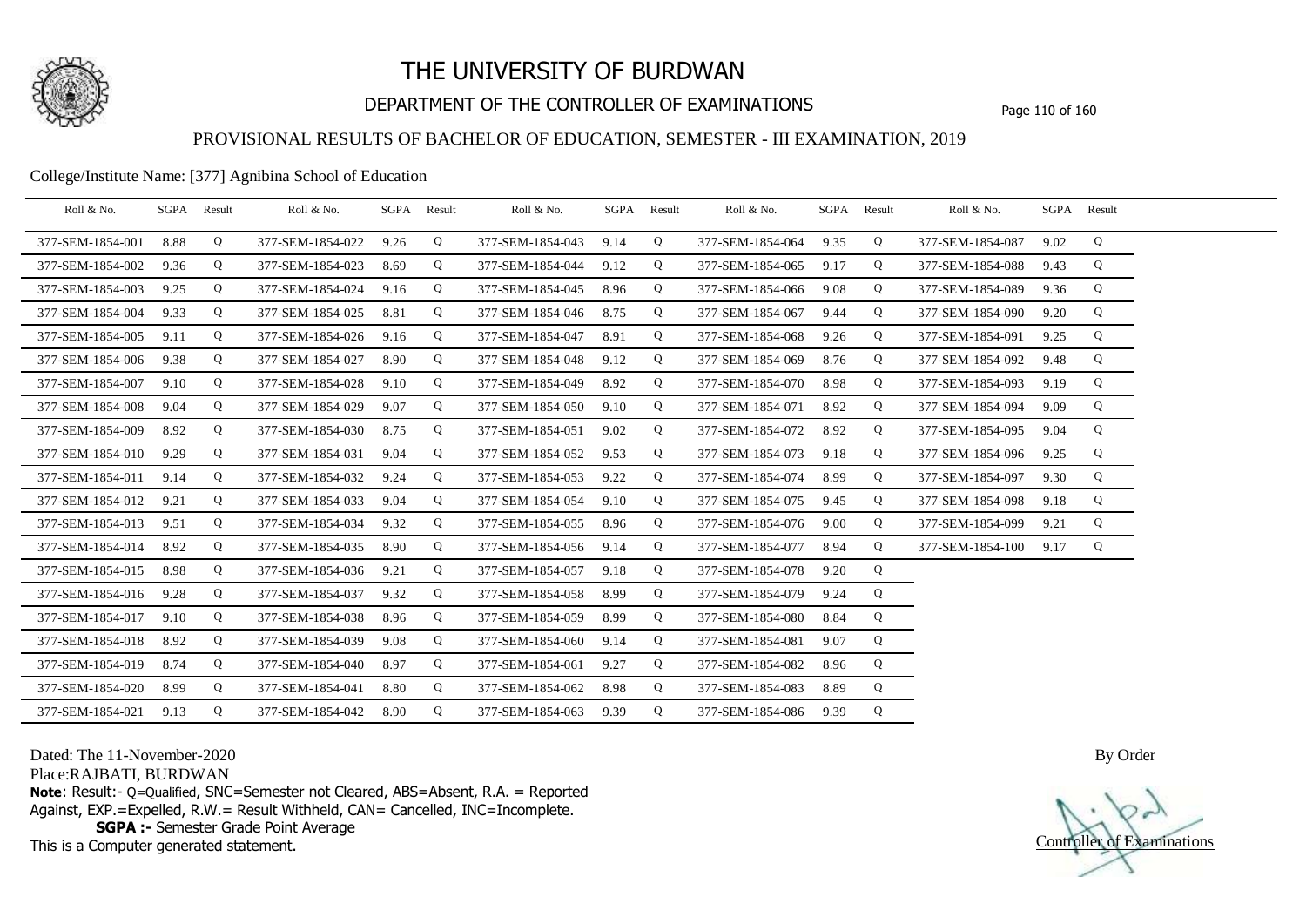# THE UNIVERSITY OF BURDWAN

## DEPARTMENT OF THE CONTROLLER OF EXAMINATIONS

### PROVISIONAL RESULTS OF BACHELOR OF EDUCATION, SEMESTER - III EXAMINATION, 2019

College/Institute Name: [377] Agnibina School of Education

| Roll & No. | SGPA | Result | Roll & No. | SGPA | Result | Roll & No. | SGPA | Result | Roll & No. | SGPA | Result | Roll & No. | SGPA | Result |
|---|---|---|---|---|---|---|---|---|---|---|---|---|---|---|
| 377-SEM-1854-001 | 8.88 | Q | 377-SEM-1854-022 | 9.26 | Q | 377-SEM-1854-043 | 9.14 | Q | 377-SEM-1854-064 | 9.35 | Q | 377-SEM-1854-087 | 9.02 | Q |
| 377-SEM-1854-002 | 9.36 | Q | 377-SEM-1854-023 | 8.69 | Q | 377-SEM-1854-044 | 9.12 | Q | 377-SEM-1854-065 | 9.17 | Q | 377-SEM-1854-088 | 9.43 | Q |
| 377-SEM-1854-003 | 9.25 | Q | 377-SEM-1854-024 | 9.16 | Q | 377-SEM-1854-045 | 8.96 | Q | 377-SEM-1854-066 | 9.08 | Q | 377-SEM-1854-089 | 9.36 | Q |
| 377-SEM-1854-004 | 9.33 | Q | 377-SEM-1854-025 | 8.81 | Q | 377-SEM-1854-046 | 8.75 | Q | 377-SEM-1854-067 | 9.44 | Q | 377-SEM-1854-090 | 9.20 | Q |
| 377-SEM-1854-005 | 9.11 | Q | 377-SEM-1854-026 | 9.16 | Q | 377-SEM-1854-047 | 8.91 | Q | 377-SEM-1854-068 | 9.26 | Q | 377-SEM-1854-091 | 9.25 | Q |
| 377-SEM-1854-006 | 9.38 | Q | 377-SEM-1854-027 | 8.90 | Q | 377-SEM-1854-048 | 9.12 | Q | 377-SEM-1854-069 | 8.76 | Q | 377-SEM-1854-092 | 9.48 | Q |
| 377-SEM-1854-007 | 9.10 | Q | 377-SEM-1854-028 | 9.10 | Q | 377-SEM-1854-049 | 8.92 | Q | 377-SEM-1854-070 | 8.98 | Q | 377-SEM-1854-093 | 9.19 | Q |
| 377-SEM-1854-008 | 9.04 | Q | 377-SEM-1854-029 | 9.07 | Q | 377-SEM-1854-050 | 9.10 | Q | 377-SEM-1854-071 | 8.92 | Q | 377-SEM-1854-094 | 9.09 | Q |
| 377-SEM-1854-009 | 8.92 | Q | 377-SEM-1854-030 | 8.75 | Q | 377-SEM-1854-051 | 9.02 | Q | 377-SEM-1854-072 | 8.92 | Q | 377-SEM-1854-095 | 9.04 | Q |
| 377-SEM-1854-010 | 9.29 | Q | 377-SEM-1854-031 | 9.04 | Q | 377-SEM-1854-052 | 9.53 | Q | 377-SEM-1854-073 | 9.18 | Q | 377-SEM-1854-096 | 9.25 | Q |
| 377-SEM-1854-011 | 9.14 | Q | 377-SEM-1854-032 | 9.24 | Q | 377-SEM-1854-053 | 9.22 | Q | 377-SEM-1854-074 | 8.99 | Q | 377-SEM-1854-097 | 9.30 | Q |
| 377-SEM-1854-012 | 9.21 | Q | 377-SEM-1854-033 | 9.04 | Q | 377-SEM-1854-054 | 9.10 | Q | 377-SEM-1854-075 | 9.45 | Q | 377-SEM-1854-098 | 9.18 | Q |
| 377-SEM-1854-013 | 9.51 | Q | 377-SEM-1854-034 | 9.32 | Q | 377-SEM-1854-055 | 8.96 | Q | 377-SEM-1854-076 | 9.00 | Q | 377-SEM-1854-099 | 9.21 | Q |
| 377-SEM-1854-014 | 8.92 | Q | 377-SEM-1854-035 | 8.90 | Q | 377-SEM-1854-056 | 9.14 | Q | 377-SEM-1854-077 | 8.94 | Q | 377-SEM-1854-100 | 9.17 | Q |
| 377-SEM-1854-015 | 8.98 | Q | 377-SEM-1854-036 | 9.21 | Q | 377-SEM-1854-057 | 9.18 | Q | 377-SEM-1854-078 | 9.20 | Q | | | |
| 377-SEM-1854-016 | 9.28 | Q | 377-SEM-1854-037 | 9.32 | Q | 377-SEM-1854-058 | 8.99 | Q | 377-SEM-1854-079 | 9.24 | Q | | | |
| 377-SEM-1854-017 | 9.10 | Q | 377-SEM-1854-038 | 8.96 | Q | 377-SEM-1854-059 | 8.99 | Q | 377-SEM-1854-080 | 8.84 | Q | | | |
| 377-SEM-1854-018 | 8.92 | Q | 377-SEM-1854-039 | 9.08 | Q | 377-SEM-1854-060 | 9.14 | Q | 377-SEM-1854-081 | 9.07 | Q | | | |
| 377-SEM-1854-019 | 8.74 | Q | 377-SEM-1854-040 | 8.97 | Q | 377-SEM-1854-061 | 9.27 | Q | 377-SEM-1854-082 | 8.96 | Q | | | |
| 377-SEM-1854-020 | 8.99 | Q | 377-SEM-1854-041 | 8.80 | Q | 377-SEM-1854-062 | 8.98 | Q | 377-SEM-1854-083 | 8.89 | Q | | | |
| 377-SEM-1854-021 | 9.13 | Q | 377-SEM-1854-042 | 8.90 | Q | 377-SEM-1854-063 | 9.39 | Q | 377-SEM-1854-086 | 9.39 | Q | | | |

Dated: The 11-November-2020

Place:RAJBATI, BURDWAN

**Note**: Result:- Q=Qualified, SNC=Semester not Cleared, ABS=Absent, R.A. = Reported Against, EXP.=Expelled, R.W.= Result Withheld, CAN= Cancelled, INC=Incomplete.

**SGPA :-** Semester Grade Point Average

This is a Computer generated statement.

By Order

Controller of Examinations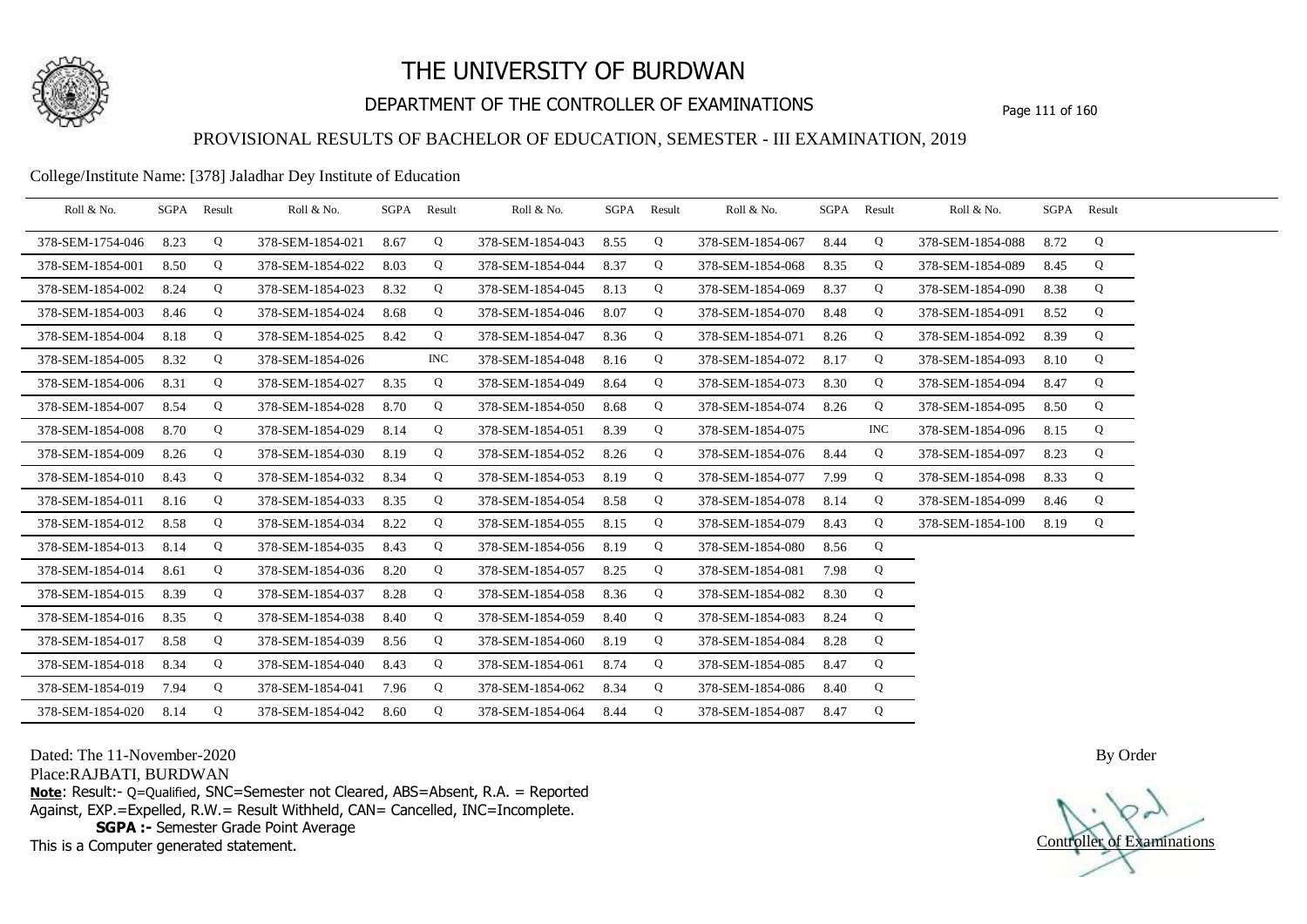# THE UNIVERSITY OF BURDWAN

## DEPARTMENT OF THE CONTROLLER OF EXAMINATIONS

### PROVISIONAL RESULTS OF BACHELOR OF EDUCATION, SEMESTER - III EXAMINATION, 2019

College/Institute Name: [378] Jaladhar Dey Institute of Education

| Roll & No. | SGPA | Result | Roll & No. | SGPA | Result | Roll & No. | SGPA | Result | Roll & No. | SGPA | Result | Roll & No. | SGPA | Result |
|---|---|---|---|---|---|---|---|---|---|---|---|---|---|---|
| 378-SEM-1754-046 | 8.23 | Q | 378-SEM-1854-021 | 8.67 | Q | 378-SEM-1854-043 | 8.55 | Q | 378-SEM-1854-067 | 8.44 | Q | 378-SEM-1854-088 | 8.72 | Q |
| 378-SEM-1854-001 | 8.50 | Q | 378-SEM-1854-022 | 8.03 | Q | 378-SEM-1854-044 | 8.37 | Q | 378-SEM-1854-068 | 8.35 | Q | 378-SEM-1854-089 | 8.45 | Q |
| 378-SEM-1854-002 | 8.24 | Q | 378-SEM-1854-023 | 8.32 | Q | 378-SEM-1854-045 | 8.13 | Q | 378-SEM-1854-069 | 8.37 | Q | 378-SEM-1854-090 | 8.38 | Q |
| 378-SEM-1854-003 | 8.46 | Q | 378-SEM-1854-024 | 8.68 | Q | 378-SEM-1854-046 | 8.07 | Q | 378-SEM-1854-070 | 8.48 | Q | 378-SEM-1854-091 | 8.52 | Q |
| 378-SEM-1854-004 | 8.18 | Q | 378-SEM-1854-025 | 8.42 | Q | 378-SEM-1854-047 | 8.36 | Q | 378-SEM-1854-071 | 8.26 | Q | 378-SEM-1854-092 | 8.39 | Q |
| 378-SEM-1854-005 | 8.32 | Q | 378-SEM-1854-026 | | INC | 378-SEM-1854-048 | 8.16 | Q | 378-SEM-1854-072 | 8.17 | Q | 378-SEM-1854-093 | 8.10 | Q |
| 378-SEM-1854-006 | 8.31 | Q | 378-SEM-1854-027 | 8.35 | Q | 378-SEM-1854-049 | 8.64 | Q | 378-SEM-1854-073 | 8.30 | Q | 378-SEM-1854-094 | 8.47 | Q |
| 378-SEM-1854-007 | 8.54 | Q | 378-SEM-1854-028 | 8.70 | Q | 378-SEM-1854-050 | 8.68 | Q | 378-SEM-1854-074 | 8.26 | Q | 378-SEM-1854-095 | 8.50 | Q |
| 378-SEM-1854-008 | 8.70 | Q | 378-SEM-1854-029 | 8.14 | Q | 378-SEM-1854-051 | 8.39 | Q | 378-SEM-1854-075 | | INC | 378-SEM-1854-096 | 8.15 | Q |
| 378-SEM-1854-009 | 8.26 | Q | 378-SEM-1854-030 | 8.19 | Q | 378-SEM-1854-052 | 8.26 | Q | 378-SEM-1854-076 | 8.44 | Q | 378-SEM-1854-097 | 8.23 | Q |
| 378-SEM-1854-010 | 8.43 | Q | 378-SEM-1854-032 | 8.34 | Q | 378-SEM-1854-053 | 8.19 | Q | 378-SEM-1854-077 | 7.99 | Q | 378-SEM-1854-098 | 8.33 | Q |
| 378-SEM-1854-011 | 8.16 | Q | 378-SEM-1854-033 | 8.35 | Q | 378-SEM-1854-054 | 8.58 | Q | 378-SEM-1854-078 | 8.14 | Q | 378-SEM-1854-099 | 8.46 | Q |
| 378-SEM-1854-012 | 8.58 | Q | 378-SEM-1854-034 | 8.22 | Q | 378-SEM-1854-055 | 8.15 | Q | 378-SEM-1854-079 | 8.43 | Q | 378-SEM-1854-100 | 8.19 | Q |
| 378-SEM-1854-013 | 8.14 | Q | 378-SEM-1854-035 | 8.43 | Q | 378-SEM-1854-056 | 8.19 | Q | 378-SEM-1854-080 | 8.56 | Q | | | |
| 378-SEM-1854-014 | 8.61 | Q | 378-SEM-1854-036 | 8.20 | Q | 378-SEM-1854-057 | 8.25 | Q | 378-SEM-1854-081 | 7.98 | Q | | | |
| 378-SEM-1854-015 | 8.39 | Q | 378-SEM-1854-037 | 8.28 | Q | 378-SEM-1854-058 | 8.36 | Q | 378-SEM-1854-082 | 8.30 | Q | | | |
| 378-SEM-1854-016 | 8.35 | Q | 378-SEM-1854-038 | 8.40 | Q | 378-SEM-1854-059 | 8.40 | Q | 378-SEM-1854-083 | 8.24 | Q | | | |
| 378-SEM-1854-017 | 8.58 | Q | 378-SEM-1854-039 | 8.56 | Q | 378-SEM-1854-060 | 8.19 | Q | 378-SEM-1854-084 | 8.28 | Q | | | |
| 378-SEM-1854-018 | 8.34 | Q | 378-SEM-1854-040 | 8.43 | Q | 378-SEM-1854-061 | 8.74 | Q | 378-SEM-1854-085 | 8.47 | Q | | | |
| 378-SEM-1854-019 | 7.94 | Q | 378-SEM-1854-041 | 7.96 | Q | 378-SEM-1854-062 | 8.34 | Q | 378-SEM-1854-086 | 8.40 | Q | | | |
| 378-SEM-1854-020 | 8.14 | Q | 378-SEM-1854-042 | 8.60 | Q | 378-SEM-1854-064 | 8.44 | Q | 378-SEM-1854-087 | 8.47 | Q | | | |

Dated: The 11-November-2020

Place:RAJBATI, BURDWAN

By Order

**Note**: Result:- Q=Qualified, SNC=Semester not Cleared, ABS=Absent, R.A. = Reported Against, EXP.=Expelled, R.W.= Result Withheld, CAN= Cancelled, INC=Incomplete.

**SGPA :-** Semester Grade Point Average

This is a Computer generated statement.

Controller of Examinations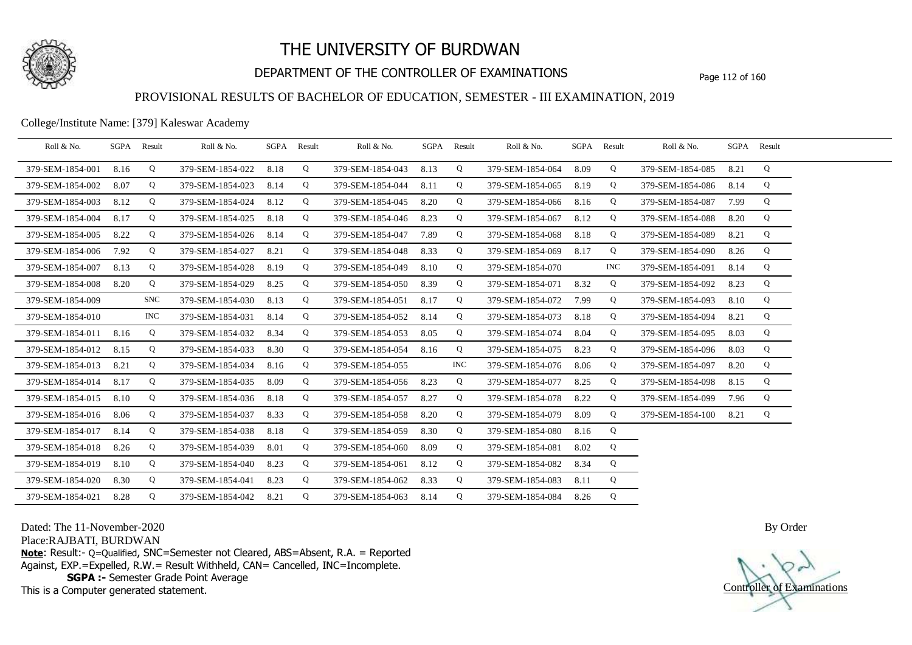# THE UNIVERSITY OF BURDWAN

## DEPARTMENT OF THE CONTROLLER OF EXAMINATIONS

### PROVISIONAL RESULTS OF BACHELOR OF EDUCATION, SEMESTER - III EXAMINATION, 2019

College/Institute Name: [379] Kaleswar Academy

| Roll & No. | SGPA | Result | Roll & No. | SGPA | Result | Roll & No. | SGPA | Result | Roll & No. | SGPA | Result | Roll & No. | SGPA | Result |
|---|---|---|---|---|---|---|---|---|---|---|---|---|---|---|
| 379-SEM-1854-001 | 8.16 | Q | 379-SEM-1854-022 | 8.18 | Q | 379-SEM-1854-043 | 8.13 | Q | 379-SEM-1854-064 | 8.09 | Q | 379-SEM-1854-085 | 8.21 | Q |
| 379-SEM-1854-002 | 8.07 | Q | 379-SEM-1854-023 | 8.14 | Q | 379-SEM-1854-044 | 8.11 | Q | 379-SEM-1854-065 | 8.19 | Q | 379-SEM-1854-086 | 8.14 | Q |
| 379-SEM-1854-003 | 8.12 | Q | 379-SEM-1854-024 | 8.12 | Q | 379-SEM-1854-045 | 8.20 | Q | 379-SEM-1854-066 | 8.16 | Q | 379-SEM-1854-087 | 7.99 | Q |
| 379-SEM-1854-004 | 8.17 | Q | 379-SEM-1854-025 | 8.18 | Q | 379-SEM-1854-046 | 8.23 | Q | 379-SEM-1854-067 | 8.12 | Q | 379-SEM-1854-088 | 8.20 | Q |
| 379-SEM-1854-005 | 8.22 | Q | 379-SEM-1854-026 | 8.14 | Q | 379-SEM-1854-047 | 7.89 | Q | 379-SEM-1854-068 | 8.18 | Q | 379-SEM-1854-089 | 8.21 | Q |
| 379-SEM-1854-006 | 7.92 | Q | 379-SEM-1854-027 | 8.21 | Q | 379-SEM-1854-048 | 8.33 | Q | 379-SEM-1854-069 | 8.17 | Q | 379-SEM-1854-090 | 8.26 | Q |
| 379-SEM-1854-007 | 8.13 | Q | 379-SEM-1854-028 | 8.19 | Q | 379-SEM-1854-049 | 8.10 | Q | 379-SEM-1854-070 | | INC | 379-SEM-1854-091 | 8.14 | Q |
| 379-SEM-1854-008 | 8.20 | Q | 379-SEM-1854-029 | 8.25 | Q | 379-SEM-1854-050 | 8.39 | Q | 379-SEM-1854-071 | 8.32 | Q | 379-SEM-1854-092 | 8.23 | Q |
| 379-SEM-1854-009 | | SNC | 379-SEM-1854-030 | 8.13 | Q | 379-SEM-1854-051 | 8.17 | Q | 379-SEM-1854-072 | 7.99 | Q | 379-SEM-1854-093 | 8.10 | Q |
| 379-SEM-1854-010 | | INC | 379-SEM-1854-031 | 8.14 | Q | 379-SEM-1854-052 | 8.14 | Q | 379-SEM-1854-073 | 8.18 | Q | 379-SEM-1854-094 | 8.21 | Q |
| 379-SEM-1854-011 | 8.16 | Q | 379-SEM-1854-032 | 8.34 | Q | 379-SEM-1854-053 | 8.05 | Q | 379-SEM-1854-074 | 8.04 | Q | 379-SEM-1854-095 | 8.03 | Q |
| 379-SEM-1854-012 | 8.15 | Q | 379-SEM-1854-033 | 8.30 | Q | 379-SEM-1854-054 | 8.16 | Q | 379-SEM-1854-075 | 8.23 | Q | 379-SEM-1854-096 | 8.03 | Q |
| 379-SEM-1854-013 | 8.21 | Q | 379-SEM-1854-034 | 8.16 | Q | 379-SEM-1854-055 | | INC | 379-SEM-1854-076 | 8.06 | Q | 379-SEM-1854-097 | 8.20 | Q |
| 379-SEM-1854-014 | 8.17 | Q | 379-SEM-1854-035 | 8.09 | Q | 379-SEM-1854-056 | 8.23 | Q | 379-SEM-1854-077 | 8.25 | Q | 379-SEM-1854-098 | 8.15 | Q |
| 379-SEM-1854-015 | 8.10 | Q | 379-SEM-1854-036 | 8.18 | Q | 379-SEM-1854-057 | 8.27 | Q | 379-SEM-1854-078 | 8.22 | Q | 379-SEM-1854-099 | 7.96 | Q |
| 379-SEM-1854-016 | 8.06 | Q | 379-SEM-1854-037 | 8.33 | Q | 379-SEM-1854-058 | 8.20 | Q | 379-SEM-1854-079 | 8.09 | Q | 379-SEM-1854-100 | 8.21 | Q |
| 379-SEM-1854-017 | 8.14 | Q | 379-SEM-1854-038 | 8.18 | Q | 379-SEM-1854-059 | 8.30 | Q | 379-SEM-1854-080 | 8.16 | Q | | | |
| 379-SEM-1854-018 | 8.26 | Q | 379-SEM-1854-039 | 8.01 | Q | 379-SEM-1854-060 | 8.09 | Q | 379-SEM-1854-081 | 8.02 | Q | | | |
| 379-SEM-1854-019 | 8.10 | Q | 379-SEM-1854-040 | 8.23 | Q | 379-SEM-1854-061 | 8.12 | Q | 379-SEM-1854-082 | 8.34 | Q | | | |
| 379-SEM-1854-020 | 8.30 | Q | 379-SEM-1854-041 | 8.23 | Q | 379-SEM-1854-062 | 8.33 | Q | 379-SEM-1854-083 | 8.11 | Q | | | |
| 379-SEM-1854-021 | 8.28 | Q | 379-SEM-1854-042 | 8.21 | Q | 379-SEM-1854-063 | 8.14 | Q | 379-SEM-1854-084 | 8.26 | Q | | | |

Dated: The 11-November-2020

Place:RAJBATI, BURDWAN

**Note**: Result:- Q=Qualified, SNC=Semester not Cleared, ABS=Absent, R.A. = Reported Against, EXP.=Expelled, R.W.= Result Withheld, CAN= Cancelled, INC=Incomplete.

**SGPA :-** Semester Grade Point Average

This is a Computer generated statement.

By Order

Controller of Examinations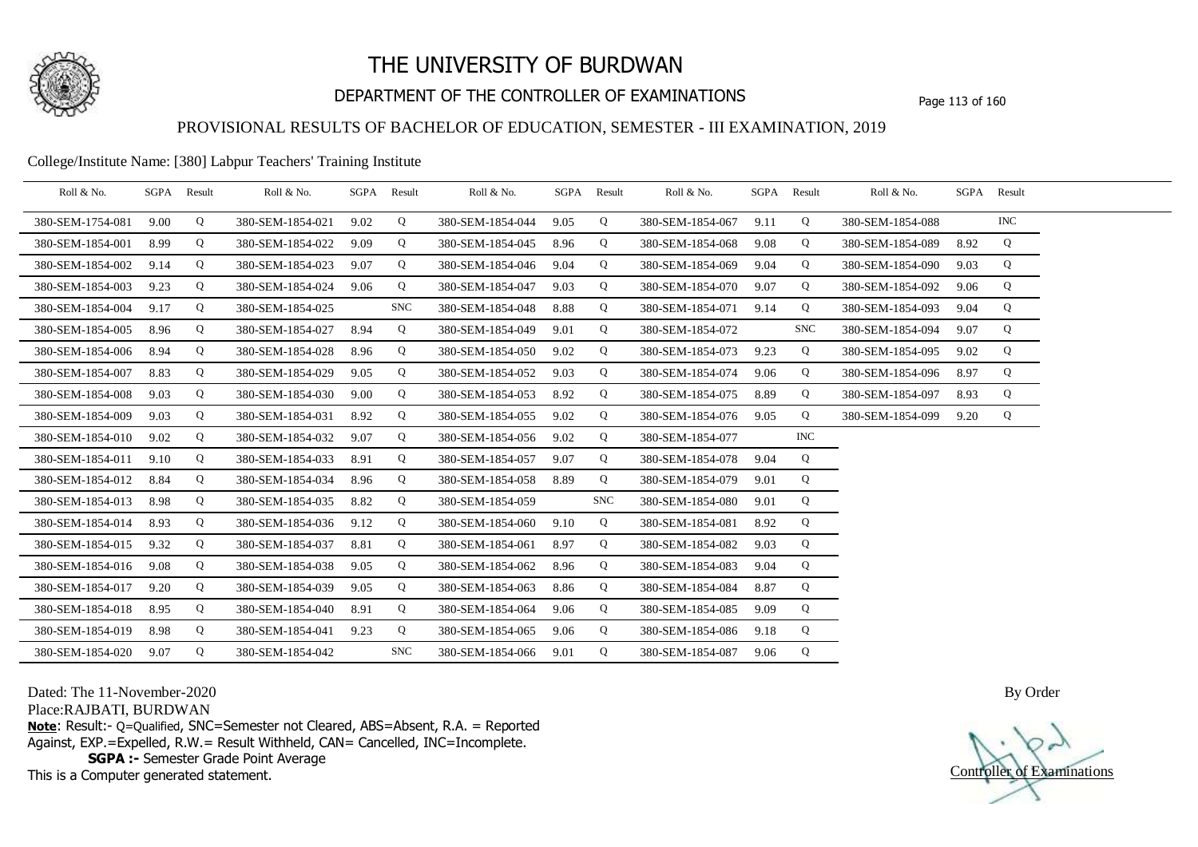# THE UNIVERSITY OF BURDWAN

## DEPARTMENT OF THE CONTROLLER OF EXAMINATIONS

### PROVISIONAL RESULTS OF BACHELOR OF EDUCATION, SEMESTER - III EXAMINATION, 2019

College/Institute Name: [380] Labpur Teachers' Training Institute

| Roll & No. | SGPA | Result | Roll & No. | SGPA | Result | Roll & No. | SGPA | Result | Roll & No. | SGPA | Result | Roll & No. | SGPA | Result |
|---|---|---|---|---|---|---|---|---|---|---|---|---|---|---|
| 380-SEM-1754-081 | 9.00 | Q | 380-SEM-1854-021 | 9.02 | Q | 380-SEM-1854-044 | 9.05 | Q | 380-SEM-1854-067 | 9.11 | Q | 380-SEM-1854-088 | | INC |
| 380-SEM-1854-001 | 8.99 | Q | 380-SEM-1854-022 | 9.09 | Q | 380-SEM-1854-045 | 8.96 | Q | 380-SEM-1854-068 | 9.08 | Q | 380-SEM-1854-089 | 8.92 | Q |
| 380-SEM-1854-002 | 9.14 | Q | 380-SEM-1854-023 | 9.07 | Q | 380-SEM-1854-046 | 9.04 | Q | 380-SEM-1854-069 | 9.04 | Q | 380-SEM-1854-090 | 9.03 | Q |
| 380-SEM-1854-003 | 9.23 | Q | 380-SEM-1854-024 | 9.06 | Q | 380-SEM-1854-047 | 9.03 | Q | 380-SEM-1854-070 | 9.07 | Q | 380-SEM-1854-092 | 9.06 | Q |
| 380-SEM-1854-004 | 9.17 | Q | 380-SEM-1854-025 | | SNC | 380-SEM-1854-048 | 8.88 | Q | 380-SEM-1854-071 | 9.14 | Q | 380-SEM-1854-093 | 9.04 | Q |
| 380-SEM-1854-005 | 8.96 | Q | 380-SEM-1854-027 | 8.94 | Q | 380-SEM-1854-049 | 9.01 | Q | 380-SEM-1854-072 | | SNC | 380-SEM-1854-094 | 9.07 | Q |
| 380-SEM-1854-006 | 8.94 | Q | 380-SEM-1854-028 | 8.96 | Q | 380-SEM-1854-050 | 9.02 | Q | 380-SEM-1854-073 | 9.23 | Q | 380-SEM-1854-095 | 9.02 | Q |
| 380-SEM-1854-007 | 8.83 | Q | 380-SEM-1854-029 | 9.05 | Q | 380-SEM-1854-052 | 9.03 | Q | 380-SEM-1854-074 | 9.06 | Q | 380-SEM-1854-096 | 8.97 | Q |
| 380-SEM-1854-008 | 9.03 | Q | 380-SEM-1854-030 | 9.00 | Q | 380-SEM-1854-053 | 8.92 | Q | 380-SEM-1854-075 | 8.89 | Q | 380-SEM-1854-097 | 8.93 | Q |
| 380-SEM-1854-009 | 9.03 | Q | 380-SEM-1854-031 | 8.92 | Q | 380-SEM-1854-055 | 9.02 | Q | 380-SEM-1854-076 | 9.05 | Q | 380-SEM-1854-099 | 9.20 | Q |
| 380-SEM-1854-010 | 9.02 | Q | 380-SEM-1854-032 | 9.07 | Q | 380-SEM-1854-056 | 9.02 | Q | 380-SEM-1854-077 | | INC | | | |
| 380-SEM-1854-011 | 9.10 | Q | 380-SEM-1854-033 | 8.91 | Q | 380-SEM-1854-057 | 9.07 | Q | 380-SEM-1854-078 | 9.04 | Q | | | |
| 380-SEM-1854-012 | 8.84 | Q | 380-SEM-1854-034 | 8.96 | Q | 380-SEM-1854-058 | 8.89 | Q | 380-SEM-1854-079 | 9.01 | Q | | | |
| 380-SEM-1854-013 | 8.98 | Q | 380-SEM-1854-035 | 8.82 | Q | 380-SEM-1854-059 | | SNC | 380-SEM-1854-080 | 9.01 | Q | | | |
| 380-SEM-1854-014 | 8.93 | Q | 380-SEM-1854-036 | 9.12 | Q | 380-SEM-1854-060 | 9.10 | Q | 380-SEM-1854-081 | 8.92 | Q | | | |
| 380-SEM-1854-015 | 9.32 | Q | 380-SEM-1854-037 | 8.81 | Q | 380-SEM-1854-061 | 8.97 | Q | 380-SEM-1854-082 | 9.03 | Q | | | |
| 380-SEM-1854-016 | 9.08 | Q | 380-SEM-1854-038 | 9.05 | Q | 380-SEM-1854-062 | 8.96 | Q | 380-SEM-1854-083 | 9.04 | Q | | | |
| 380-SEM-1854-017 | 9.20 | Q | 380-SEM-1854-039 | 9.05 | Q | 380-SEM-1854-063 | 8.86 | Q | 380-SEM-1854-084 | 8.87 | Q | | | |
| 380-SEM-1854-018 | 8.95 | Q | 380-SEM-1854-040 | 8.91 | Q | 380-SEM-1854-064 | 9.06 | Q | 380-SEM-1854-085 | 9.09 | Q | | | |
| 380-SEM-1854-019 | 8.98 | Q | 380-SEM-1854-041 | 9.23 | Q | 380-SEM-1854-065 | 9.06 | Q | 380-SEM-1854-086 | 9.18 | Q | | | |
| 380-SEM-1854-020 | 9.07 | Q | 380-SEM-1854-042 | | SNC | 380-SEM-1854-066 | 9.01 | Q | 380-SEM-1854-087 | 9.06 | Q | | | |

Dated: The 11-November-2020

Place:RAJBATI, BURDWAN

**Note**: Result:- Q=Qualified, SNC=Semester not Cleared, ABS=Absent, R.A. = Reported Against, EXP.=Expelled, R.W.= Result Withheld, CAN= Cancelled, INC=Incomplete.

**SGPA :-** Semester Grade Point Average

This is a Computer generated statement.

By Order

Controller of Examinations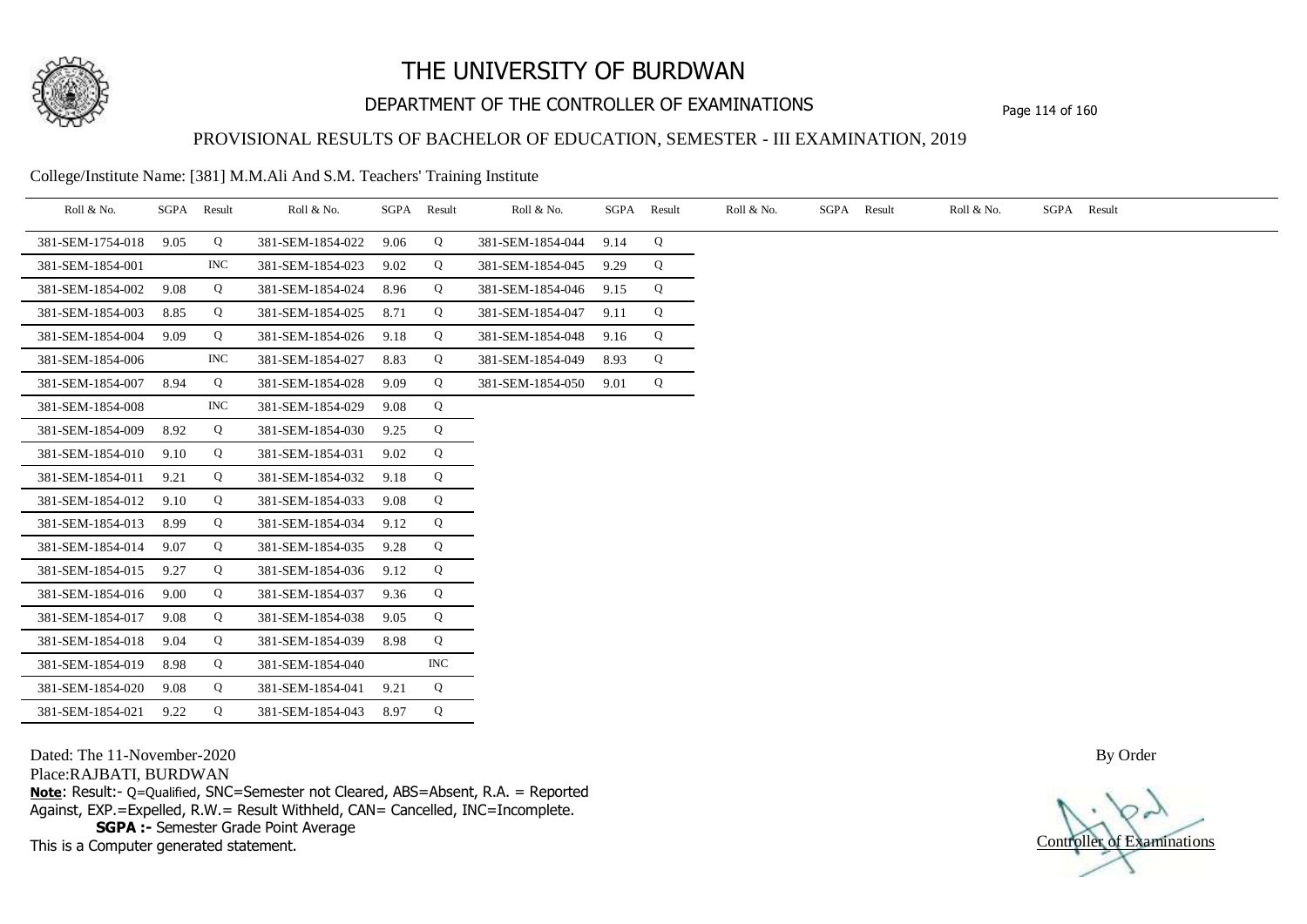# THE UNIVERSITY OF BURDWAN

## DEPARTMENT OF THE CONTROLLER OF EXAMINATIONS

### PROVISIONAL RESULTS OF BACHELOR OF EDUCATION, SEMESTER - III EXAMINATION, 2019

College/Institute Name: [381] M.M.Ali And S.M. Teachers' Training Institute

| Roll & No. | SGPA | Result | Roll & No. | SGPA | Result | Roll & No. | SGPA | Result | Roll & No. | SGPA | Result | Roll & No. | SGPA | Result |
|---|---|---|---|---|---|---|---|---|---|---|---|---|---|---|
| 381-SEM-1754-018 | 9.05 | Q | 381-SEM-1854-022 | 9.06 | Q | 381-SEM-1854-044 | 9.14 | Q | | | | | | |
| 381-SEM-1854-001 | | INC | 381-SEM-1854-023 | 9.02 | Q | 381-SEM-1854-045 | 9.29 | Q | | | | | | |
| 381-SEM-1854-002 | 9.08 | Q | 381-SEM-1854-024 | 8.96 | Q | 381-SEM-1854-046 | 9.15 | Q | | | | | | |
| 381-SEM-1854-003 | 8.85 | Q | 381-SEM-1854-025 | 8.71 | Q | 381-SEM-1854-047 | 9.11 | Q | | | | | | |
| 381-SEM-1854-004 | 9.09 | Q | 381-SEM-1854-026 | 9.18 | Q | 381-SEM-1854-048 | 9.16 | Q | | | | | | |
| 381-SEM-1854-006 | | INC | 381-SEM-1854-027 | 8.83 | Q | 381-SEM-1854-049 | 8.93 | Q | | | | | | |
| 381-SEM-1854-007 | 8.94 | Q | 381-SEM-1854-028 | 9.09 | Q | 381-SEM-1854-050 | 9.01 | Q | | | | | | |
| 381-SEM-1854-008 | | INC | 381-SEM-1854-029 | 9.08 | Q | | | | | | | | | |
| 381-SEM-1854-009 | 8.92 | Q | 381-SEM-1854-030 | 9.25 | Q | | | | | | | | | |
| 381-SEM-1854-010 | 9.10 | Q | 381-SEM-1854-031 | 9.02 | Q | | | | | | | | | |
| 381-SEM-1854-011 | 9.21 | Q | 381-SEM-1854-032 | 9.18 | Q | | | | | | | | | |
| 381-SEM-1854-012 | 9.10 | Q | 381-SEM-1854-033 | 9.08 | Q | | | | | | | | | |
| 381-SEM-1854-013 | 8.99 | Q | 381-SEM-1854-034 | 9.12 | Q | | | | | | | | | |
| 381-SEM-1854-014 | 9.07 | Q | 381-SEM-1854-035 | 9.28 | Q | | | | | | | | | |
| 381-SEM-1854-015 | 9.27 | Q | 381-SEM-1854-036 | 9.12 | Q | | | | | | | | | |
| 381-SEM-1854-016 | 9.00 | Q | 381-SEM-1854-037 | 9.36 | Q | | | | | | | | | |
| 381-SEM-1854-017 | 9.08 | Q | 381-SEM-1854-038 | 9.05 | Q | | | | | | | | | |
| 381-SEM-1854-018 | 9.04 | Q | 381-SEM-1854-039 | 8.98 | Q | | | | | | | | | |
| 381-SEM-1854-019 | 8.98 | Q | 381-SEM-1854-040 | | INC | | | | | | | | | |
| 381-SEM-1854-020 | 9.08 | Q | 381-SEM-1854-041 | 9.21 | Q | | | | | | | | | |
| 381-SEM-1854-021 | 9.22 | Q | 381-SEM-1854-043 | 8.97 | Q | | | | | | | | | |

Dated: The 11-November-2020

Place:RAJBATI, BURDWAN

**Note**: Result:- Q=Qualified, SNC=Semester not Cleared, ABS=Absent, R.A. = Reported Against, EXP.=Expelled, R.W.= Result Withheld, CAN= Cancelled, INC=Incomplete.

**SGPA :-** Semester Grade Point Average

This is a Computer generated statement.

By Order

Controller of Examinations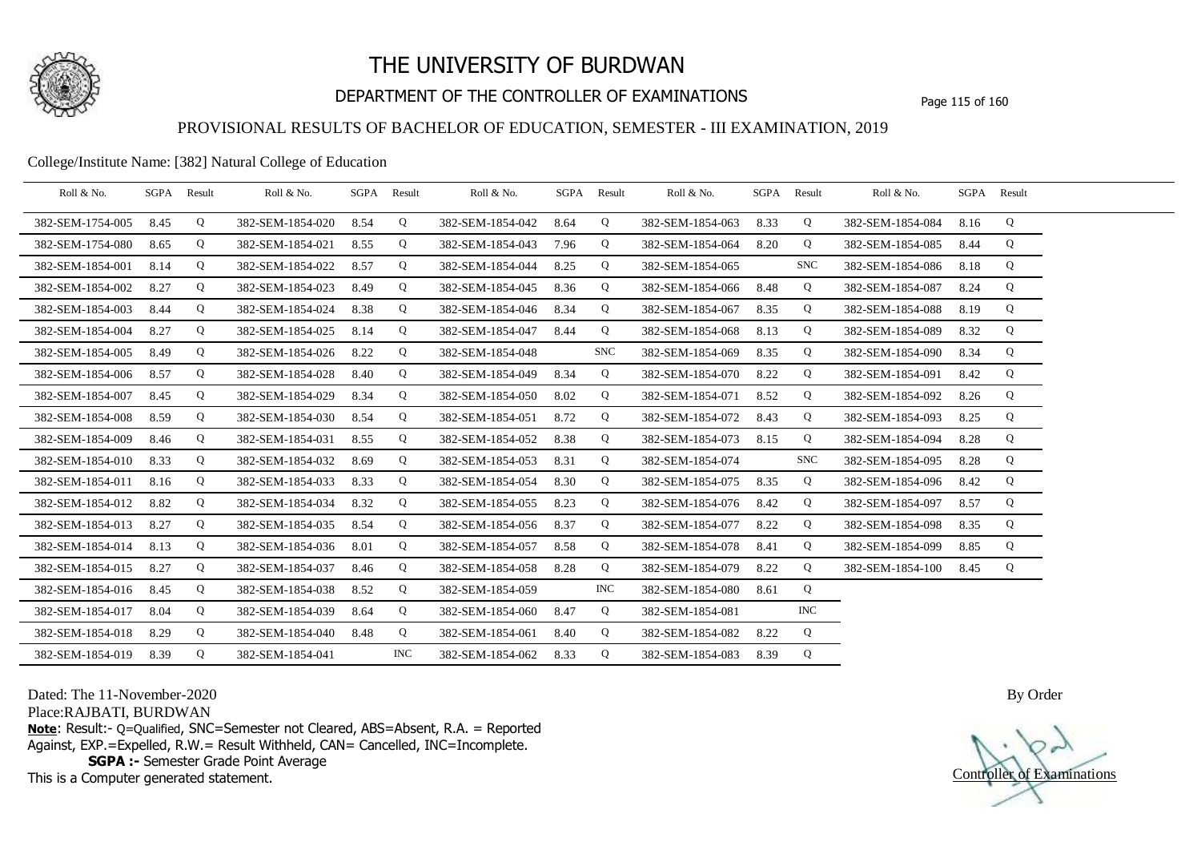# THE UNIVERSITY OF BURDWAN

## DEPARTMENT OF THE CONTROLLER OF EXAMINATIONS

### PROVISIONAL RESULTS OF BACHELOR OF EDUCATION, SEMESTER - III EXAMINATION, 2019

College/Institute Name: [382] Natural College of Education

| Roll & No. | SGPA | Result | Roll & No. | SGPA | Result | Roll & No. | SGPA | Result | Roll & No. | SGPA | Result | Roll & No. | SGPA | Result |
|---|---|---|---|---|---|---|---|---|---|---|---|---|---|---|
| 382-SEM-1754-005 | 8.45 | Q | 382-SEM-1854-020 | 8.54 | Q | 382-SEM-1854-042 | 8.64 | Q | 382-SEM-1854-063 | 8.33 | Q | 382-SEM-1854-084 | 8.16 | Q |
| 382-SEM-1754-080 | 8.65 | Q | 382-SEM-1854-021 | 8.55 | Q | 382-SEM-1854-043 | 7.96 | Q | 382-SEM-1854-064 | 8.20 | Q | 382-SEM-1854-085 | 8.44 | Q |
| 382-SEM-1854-001 | 8.14 | Q | 382-SEM-1854-022 | 8.57 | Q | 382-SEM-1854-044 | 8.25 | Q | 382-SEM-1854-065 | | SNC | 382-SEM-1854-086 | 8.18 | Q |
| 382-SEM-1854-002 | 8.27 | Q | 382-SEM-1854-023 | 8.49 | Q | 382-SEM-1854-045 | 8.36 | Q | 382-SEM-1854-066 | 8.48 | Q | 382-SEM-1854-087 | 8.24 | Q |
| 382-SEM-1854-003 | 8.44 | Q | 382-SEM-1854-024 | 8.38 | Q | 382-SEM-1854-046 | 8.34 | Q | 382-SEM-1854-067 | 8.35 | Q | 382-SEM-1854-088 | 8.19 | Q |
| 382-SEM-1854-004 | 8.27 | Q | 382-SEM-1854-025 | 8.14 | Q | 382-SEM-1854-047 | 8.44 | Q | 382-SEM-1854-068 | 8.13 | Q | 382-SEM-1854-089 | 8.32 | Q |
| 382-SEM-1854-005 | 8.49 | Q | 382-SEM-1854-026 | 8.22 | Q | 382-SEM-1854-048 | | SNC | 382-SEM-1854-069 | 8.35 | Q | 382-SEM-1854-090 | 8.34 | Q |
| 382-SEM-1854-006 | 8.57 | Q | 382-SEM-1854-028 | 8.40 | Q | 382-SEM-1854-049 | 8.34 | Q | 382-SEM-1854-070 | 8.22 | Q | 382-SEM-1854-091 | 8.42 | Q |
| 382-SEM-1854-007 | 8.45 | Q | 382-SEM-1854-029 | 8.34 | Q | 382-SEM-1854-050 | 8.02 | Q | 382-SEM-1854-071 | 8.52 | Q | 382-SEM-1854-092 | 8.26 | Q |
| 382-SEM-1854-008 | 8.59 | Q | 382-SEM-1854-030 | 8.54 | Q | 382-SEM-1854-051 | 8.72 | Q | 382-SEM-1854-072 | 8.43 | Q | 382-SEM-1854-093 | 8.25 | Q |
| 382-SEM-1854-009 | 8.46 | Q | 382-SEM-1854-031 | 8.55 | Q | 382-SEM-1854-052 | 8.38 | Q | 382-SEM-1854-073 | 8.15 | Q | 382-SEM-1854-094 | 8.28 | Q |
| 382-SEM-1854-010 | 8.33 | Q | 382-SEM-1854-032 | 8.69 | Q | 382-SEM-1854-053 | 8.31 | Q | 382-SEM-1854-074 | | SNC | 382-SEM-1854-095 | 8.28 | Q |
| 382-SEM-1854-011 | 8.16 | Q | 382-SEM-1854-033 | 8.33 | Q | 382-SEM-1854-054 | 8.30 | Q | 382-SEM-1854-075 | 8.35 | Q | 382-SEM-1854-096 | 8.42 | Q |
| 382-SEM-1854-012 | 8.82 | Q | 382-SEM-1854-034 | 8.32 | Q | 382-SEM-1854-055 | 8.23 | Q | 382-SEM-1854-076 | 8.42 | Q | 382-SEM-1854-097 | 8.57 | Q |
| 382-SEM-1854-013 | 8.27 | Q | 382-SEM-1854-035 | 8.54 | Q | 382-SEM-1854-056 | 8.37 | Q | 382-SEM-1854-077 | 8.22 | Q | 382-SEM-1854-098 | 8.35 | Q |
| 382-SEM-1854-014 | 8.13 | Q | 382-SEM-1854-036 | 8.01 | Q | 382-SEM-1854-057 | 8.58 | Q | 382-SEM-1854-078 | 8.41 | Q | 382-SEM-1854-099 | 8.85 | Q |
| 382-SEM-1854-015 | 8.27 | Q | 382-SEM-1854-037 | 8.46 | Q | 382-SEM-1854-058 | 8.28 | Q | 382-SEM-1854-079 | 8.22 | Q | 382-SEM-1854-100 | 8.45 | Q |
| 382-SEM-1854-016 | 8.45 | Q | 382-SEM-1854-038 | 8.52 | Q | 382-SEM-1854-059 | | INC | 382-SEM-1854-080 | 8.61 | Q | | | |
| 382-SEM-1854-017 | 8.04 | Q | 382-SEM-1854-039 | 8.64 | Q | 382-SEM-1854-060 | 8.47 | Q | 382-SEM-1854-081 | | INC | | | |
| 382-SEM-1854-018 | 8.29 | Q | 382-SEM-1854-040 | 8.48 | Q | 382-SEM-1854-061 | 8.40 | Q | 382-SEM-1854-082 | 8.22 | Q | | | |
| 382-SEM-1854-019 | 8.39 | Q | 382-SEM-1854-041 | | INC | 382-SEM-1854-062 | 8.33 | Q | 382-SEM-1854-083 | 8.39 | Q | | | |

Dated: The 11-November-2020

Place:RAJBATI, BURDWAN

**Note**: Result:- Q=Qualified, SNC=Semester not Cleared, ABS=Absent, R.A. = Reported Against, EXP.=Expelled, R.W.= Result Withheld, CAN= Cancelled, INC=Incomplete.

**SGPA :-** Semester Grade Point Average

This is a Computer generated statement.

By Order

Controller of Examinations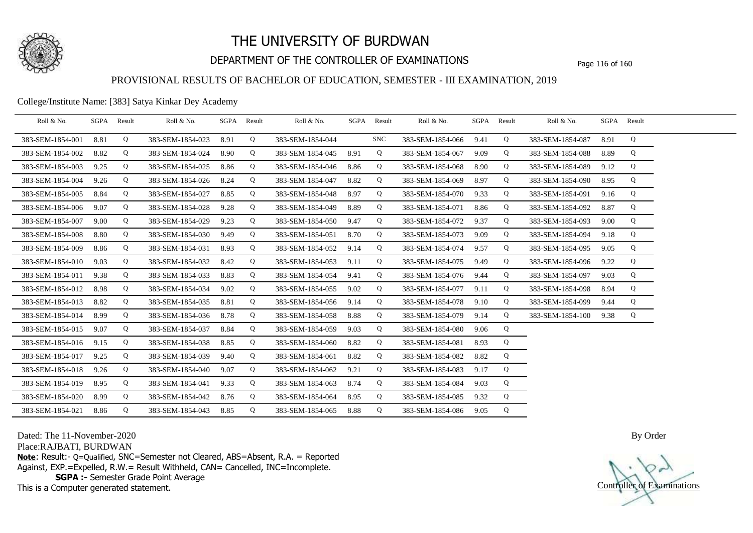# THE UNIVERSITY OF BURDWAN

## DEPARTMENT OF THE CONTROLLER OF EXAMINATIONS

### PROVISIONAL RESULTS OF BACHELOR OF EDUCATION, SEMESTER - III EXAMINATION, 2019

College/Institute Name: [383] Satya Kinkar Dey Academy

| Roll & No. | SGPA | Result | Roll & No. | SGPA | Result | Roll & No. | SGPA | Result | Roll & No. | SGPA | Result | Roll & No. | SGPA | Result |
|---|---|---|---|---|---|---|---|---|---|---|---|---|---|---|
| 383-SEM-1854-001 | 8.81 | Q | 383-SEM-1854-023 | 8.91 | Q | 383-SEM-1854-044 | | SNC | 383-SEM-1854-066 | 9.41 | Q | 383-SEM-1854-087 | 8.91 | Q |
| 383-SEM-1854-002 | 8.82 | Q | 383-SEM-1854-024 | 8.90 | Q | 383-SEM-1854-045 | 8.91 | Q | 383-SEM-1854-067 | 9.09 | Q | 383-SEM-1854-088 | 8.89 | Q |
| 383-SEM-1854-003 | 9.25 | Q | 383-SEM-1854-025 | 8.86 | Q | 383-SEM-1854-046 | 8.86 | Q | 383-SEM-1854-068 | 8.90 | Q | 383-SEM-1854-089 | 9.12 | Q |
| 383-SEM-1854-004 | 9.26 | Q | 383-SEM-1854-026 | 8.24 | Q | 383-SEM-1854-047 | 8.82 | Q | 383-SEM-1854-069 | 8.97 | Q | 383-SEM-1854-090 | 8.95 | Q |
| 383-SEM-1854-005 | 8.84 | Q | 383-SEM-1854-027 | 8.85 | Q | 383-SEM-1854-048 | 8.97 | Q | 383-SEM-1854-070 | 9.33 | Q | 383-SEM-1854-091 | 9.16 | Q |
| 383-SEM-1854-006 | 9.07 | Q | 383-SEM-1854-028 | 9.28 | Q | 383-SEM-1854-049 | 8.89 | Q | 383-SEM-1854-071 | 8.86 | Q | 383-SEM-1854-092 | 8.87 | Q |
| 383-SEM-1854-007 | 9.00 | Q | 383-SEM-1854-029 | 9.23 | Q | 383-SEM-1854-050 | 9.47 | Q | 383-SEM-1854-072 | 9.37 | Q | 383-SEM-1854-093 | 9.00 | Q |
| 383-SEM-1854-008 | 8.80 | Q | 383-SEM-1854-030 | 9.49 | Q | 383-SEM-1854-051 | 8.70 | Q | 383-SEM-1854-073 | 9.09 | Q | 383-SEM-1854-094 | 9.18 | Q |
| 383-SEM-1854-009 | 8.86 | Q | 383-SEM-1854-031 | 8.93 | Q | 383-SEM-1854-052 | 9.14 | Q | 383-SEM-1854-074 | 9.57 | Q | 383-SEM-1854-095 | 9.05 | Q |
| 383-SEM-1854-010 | 9.03 | Q | 383-SEM-1854-032 | 8.42 | Q | 383-SEM-1854-053 | 9.11 | Q | 383-SEM-1854-075 | 9.49 | Q | 383-SEM-1854-096 | 9.22 | Q |
| 383-SEM-1854-011 | 9.38 | Q | 383-SEM-1854-033 | 8.83 | Q | 383-SEM-1854-054 | 9.41 | Q | 383-SEM-1854-076 | 9.44 | Q | 383-SEM-1854-097 | 9.03 | Q |
| 383-SEM-1854-012 | 8.98 | Q | 383-SEM-1854-034 | 9.02 | Q | 383-SEM-1854-055 | 9.02 | Q | 383-SEM-1854-077 | 9.11 | Q | 383-SEM-1854-098 | 8.94 | Q |
| 383-SEM-1854-013 | 8.82 | Q | 383-SEM-1854-035 | 8.81 | Q | 383-SEM-1854-056 | 9.14 | Q | 383-SEM-1854-078 | 9.10 | Q | 383-SEM-1854-099 | 9.44 | Q |
| 383-SEM-1854-014 | 8.99 | Q | 383-SEM-1854-036 | 8.78 | Q | 383-SEM-1854-058 | 8.88 | Q | 383-SEM-1854-079 | 9.14 | Q | 383-SEM-1854-100 | 9.38 | Q |
| 383-SEM-1854-015 | 9.07 | Q | 383-SEM-1854-037 | 8.84 | Q | 383-SEM-1854-059 | 9.03 | Q | 383-SEM-1854-080 | 9.06 | Q | | | |
| 383-SEM-1854-016 | 9.15 | Q | 383-SEM-1854-038 | 8.85 | Q | 383-SEM-1854-060 | 8.82 | Q | 383-SEM-1854-081 | 8.93 | Q | | | |
| 383-SEM-1854-017 | 9.25 | Q | 383-SEM-1854-039 | 9.40 | Q | 383-SEM-1854-061 | 8.82 | Q | 383-SEM-1854-082 | 8.82 | Q | | | |
| 383-SEM-1854-018 | 9.26 | Q | 383-SEM-1854-040 | 9.07 | Q | 383-SEM-1854-062 | 9.21 | Q | 383-SEM-1854-083 | 9.17 | Q | | | |
| 383-SEM-1854-019 | 8.95 | Q | 383-SEM-1854-041 | 9.33 | Q | 383-SEM-1854-063 | 8.74 | Q | 383-SEM-1854-084 | 9.03 | Q | | | |
| 383-SEM-1854-020 | 8.99 | Q | 383-SEM-1854-042 | 8.76 | Q | 383-SEM-1854-064 | 8.95 | Q | 383-SEM-1854-085 | 9.32 | Q | | | |
| 383-SEM-1854-021 | 8.86 | Q | 383-SEM-1854-043 | 8.85 | Q | 383-SEM-1854-065 | 8.88 | Q | 383-SEM-1854-086 | 9.05 | Q | | | |

Dated: The 11-November-2020

Place:RAJBATI, BURDWAN

**Note**: Result:- Q=Qualified, SNC=Semester not Cleared, ABS=Absent, R.A. = Reported Against, EXP.=Expelled, R.W.= Result Withheld, CAN= Cancelled, INC=Incomplete.

**SGPA :-** Semester Grade Point Average

This is a Computer generated statement.

By Order

Controller of Examinations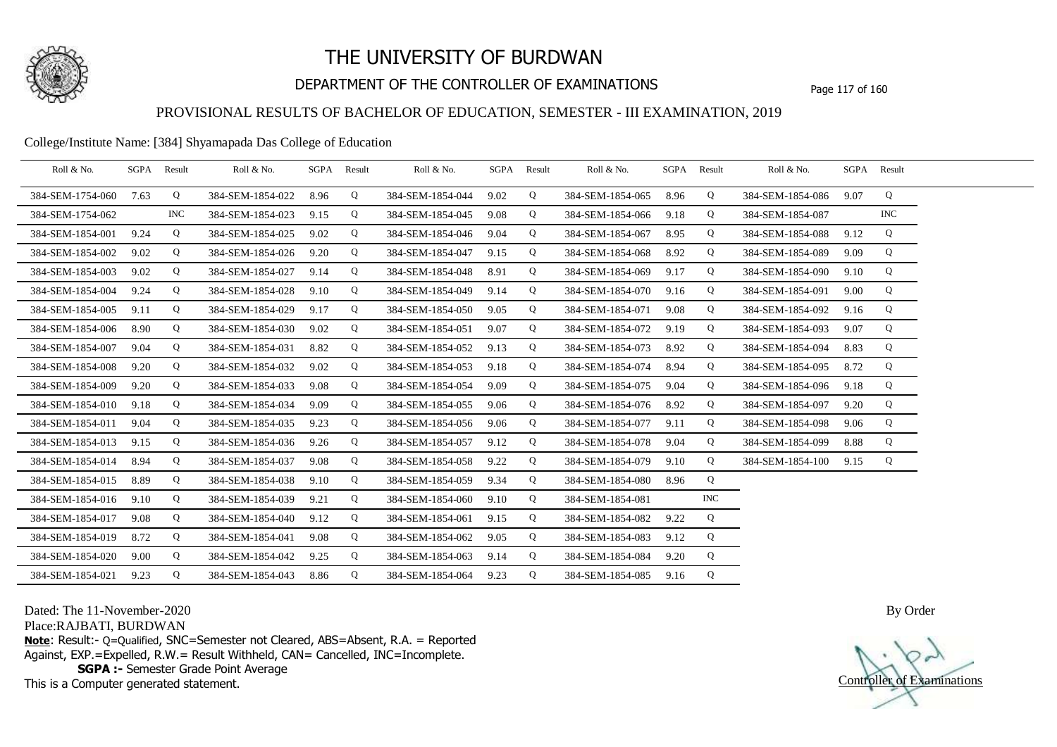# THE UNIVERSITY OF BURDWAN

## DEPARTMENT OF THE CONTROLLER OF EXAMINATIONS

### PROVISIONAL RESULTS OF BACHELOR OF EDUCATION, SEMESTER - III EXAMINATION, 2019

College/Institute Name: [384] Shyamapada Das College of Education

| Roll & No. | SGPA | Result | Roll & No. | SGPA | Result | Roll & No. | SGPA | Result | Roll & No. | SGPA | Result | Roll & No. | SGPA | Result |
|---|---|---|---|---|---|---|---|---|---|---|---|---|---|---|
| 384-SEM-1754-060 | 7.63 | Q | 384-SEM-1854-022 | 8.96 | Q | 384-SEM-1854-044 | 9.02 | Q | 384-SEM-1854-065 | 8.96 | Q | 384-SEM-1854-086 | 9.07 | Q |
| 384-SEM-1754-062 | | INC | 384-SEM-1854-023 | 9.15 | Q | 384-SEM-1854-045 | 9.08 | Q | 384-SEM-1854-066 | 9.18 | Q | 384-SEM-1854-087 | | INC |
| 384-SEM-1854-001 | 9.24 | Q | 384-SEM-1854-025 | 9.02 | Q | 384-SEM-1854-046 | 9.04 | Q | 384-SEM-1854-067 | 8.95 | Q | 384-SEM-1854-088 | 9.12 | Q |
| 384-SEM-1854-002 | 9.02 | Q | 384-SEM-1854-026 | 9.20 | Q | 384-SEM-1854-047 | 9.15 | Q | 384-SEM-1854-068 | 8.92 | Q | 384-SEM-1854-089 | 9.09 | Q |
| 384-SEM-1854-003 | 9.02 | Q | 384-SEM-1854-027 | 9.14 | Q | 384-SEM-1854-048 | 8.91 | Q | 384-SEM-1854-069 | 9.17 | Q | 384-SEM-1854-090 | 9.10 | Q |
| 384-SEM-1854-004 | 9.24 | Q | 384-SEM-1854-028 | 9.10 | Q | 384-SEM-1854-049 | 9.14 | Q | 384-SEM-1854-070 | 9.16 | Q | 384-SEM-1854-091 | 9.00 | Q |
| 384-SEM-1854-005 | 9.11 | Q | 384-SEM-1854-029 | 9.17 | Q | 384-SEM-1854-050 | 9.05 | Q | 384-SEM-1854-071 | 9.08 | Q | 384-SEM-1854-092 | 9.16 | Q |
| 384-SEM-1854-006 | 8.90 | Q | 384-SEM-1854-030 | 9.02 | Q | 384-SEM-1854-051 | 9.07 | Q | 384-SEM-1854-072 | 9.19 | Q | 384-SEM-1854-093 | 9.07 | Q |
| 384-SEM-1854-007 | 9.04 | Q | 384-SEM-1854-031 | 8.82 | Q | 384-SEM-1854-052 | 9.13 | Q | 384-SEM-1854-073 | 8.92 | Q | 384-SEM-1854-094 | 8.83 | Q |
| 384-SEM-1854-008 | 9.20 | Q | 384-SEM-1854-032 | 9.02 | Q | 384-SEM-1854-053 | 9.18 | Q | 384-SEM-1854-074 | 8.94 | Q | 384-SEM-1854-095 | 8.72 | Q |
| 384-SEM-1854-009 | 9.20 | Q | 384-SEM-1854-033 | 9.08 | Q | 384-SEM-1854-054 | 9.09 | Q | 384-SEM-1854-075 | 9.04 | Q | 384-SEM-1854-096 | 9.18 | Q |
| 384-SEM-1854-010 | 9.18 | Q | 384-SEM-1854-034 | 9.09 | Q | 384-SEM-1854-055 | 9.06 | Q | 384-SEM-1854-076 | 8.92 | Q | 384-SEM-1854-097 | 9.20 | Q |
| 384-SEM-1854-011 | 9.04 | Q | 384-SEM-1854-035 | 9.23 | Q | 384-SEM-1854-056 | 9.06 | Q | 384-SEM-1854-077 | 9.11 | Q | 384-SEM-1854-098 | 9.06 | Q |
| 384-SEM-1854-013 | 9.15 | Q | 384-SEM-1854-036 | 9.26 | Q | 384-SEM-1854-057 | 9.12 | Q | 384-SEM-1854-078 | 9.04 | Q | 384-SEM-1854-099 | 8.88 | Q |
| 384-SEM-1854-014 | 8.94 | Q | 384-SEM-1854-037 | 9.08 | Q | 384-SEM-1854-058 | 9.22 | Q | 384-SEM-1854-079 | 9.10 | Q | 384-SEM-1854-100 | 9.15 | Q |
| 384-SEM-1854-015 | 8.89 | Q | 384-SEM-1854-038 | 9.10 | Q | 384-SEM-1854-059 | 9.34 | Q | 384-SEM-1854-080 | 8.96 | Q | | | |
| 384-SEM-1854-016 | 9.10 | Q | 384-SEM-1854-039 | 9.21 | Q | 384-SEM-1854-060 | 9.10 | Q | 384-SEM-1854-081 | | INC | | | |
| 384-SEM-1854-017 | 9.08 | Q | 384-SEM-1854-040 | 9.12 | Q | 384-SEM-1854-061 | 9.15 | Q | 384-SEM-1854-082 | 9.22 | Q | | | |
| 384-SEM-1854-019 | 8.72 | Q | 384-SEM-1854-041 | 9.08 | Q | 384-SEM-1854-062 | 9.05 | Q | 384-SEM-1854-083 | 9.12 | Q | | | |
| 384-SEM-1854-020 | 9.00 | Q | 384-SEM-1854-042 | 9.25 | Q | 384-SEM-1854-063 | 9.14 | Q | 384-SEM-1854-084 | 9.20 | Q | | | |
| 384-SEM-1854-021 | 9.23 | Q | 384-SEM-1854-043 | 8.86 | Q | 384-SEM-1854-064 | 9.23 | Q | 384-SEM-1854-085 | 9.16 | Q | | | |

Dated: The 11-November-2020

Place:RAJBATI, BURDWAN

**Note**: Result:- Q=Qualified, SNC=Semester not Cleared, ABS=Absent, R.A. = Reported Against, EXP.=Expelled, R.W.= Result Withheld, CAN= Cancelled, INC=Incomplete.

**SGPA :-** Semester Grade Point Average

This is a Computer generated statement.

By Order

Controller of Examinations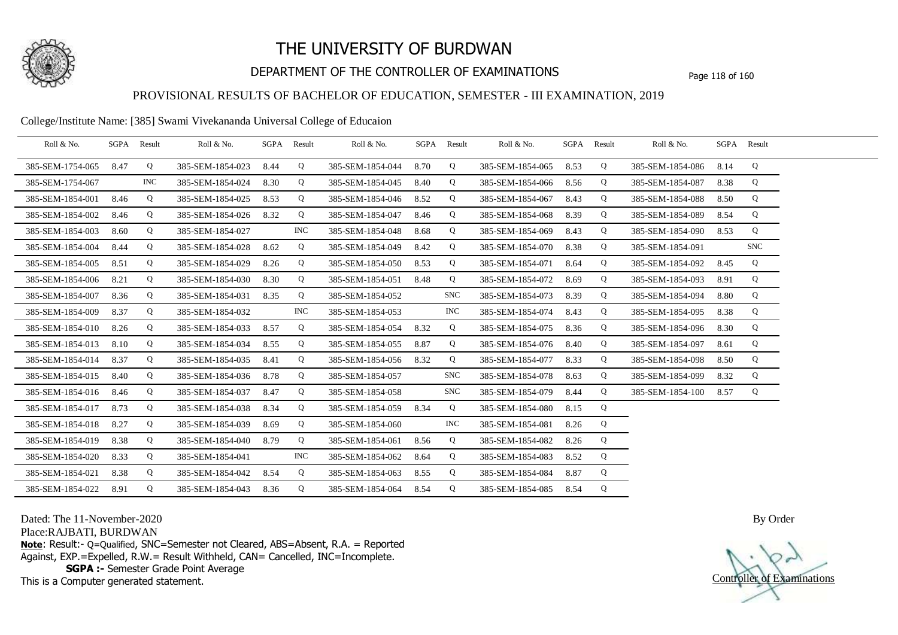# THE UNIVERSITY OF BURDWAN

## DEPARTMENT OF THE CONTROLLER OF EXAMINATIONS

### PROVISIONAL RESULTS OF BACHELOR OF EDUCATION, SEMESTER - III EXAMINATION, 2019

College/Institute Name: [385] Swami Vivekananda Universal College of Educaion

| Roll & No. | SGPA | Result | Roll & No. | SGPA | Result | Roll & No. | SGPA | Result | Roll & No. | SGPA | Result | Roll & No. | SGPA | Result |
|---|---|---|---|---|---|---|---|---|---|---|---|---|---|---|
| 385-SEM-1754-065 | 8.47 | Q | 385-SEM-1854-023 | 8.44 | Q | 385-SEM-1854-044 | 8.70 | Q | 385-SEM-1854-065 | 8.53 | Q | 385-SEM-1854-086 | 8.14 | Q |
| 385-SEM-1754-067 | | INC | 385-SEM-1854-024 | 8.30 | Q | 385-SEM-1854-045 | 8.40 | Q | 385-SEM-1854-066 | 8.56 | Q | 385-SEM-1854-087 | 8.38 | Q |
| 385-SEM-1854-001 | 8.46 | Q | 385-SEM-1854-025 | 8.53 | Q | 385-SEM-1854-046 | 8.52 | Q | 385-SEM-1854-067 | 8.43 | Q | 385-SEM-1854-088 | 8.50 | Q |
| 385-SEM-1854-002 | 8.46 | Q | 385-SEM-1854-026 | 8.32 | Q | 385-SEM-1854-047 | 8.46 | Q | 385-SEM-1854-068 | 8.39 | Q | 385-SEM-1854-089 | 8.54 | Q |
| 385-SEM-1854-003 | 8.60 | Q | 385-SEM-1854-027 | | INC | 385-SEM-1854-048 | 8.68 | Q | 385-SEM-1854-069 | 8.43 | Q | 385-SEM-1854-090 | 8.53 | Q |
| 385-SEM-1854-004 | 8.44 | Q | 385-SEM-1854-028 | 8.62 | Q | 385-SEM-1854-049 | 8.42 | Q | 385-SEM-1854-070 | 8.38 | Q | 385-SEM-1854-091 | | SNC |
| 385-SEM-1854-005 | 8.51 | Q | 385-SEM-1854-029 | 8.26 | Q | 385-SEM-1854-050 | 8.53 | Q | 385-SEM-1854-071 | 8.64 | Q | 385-SEM-1854-092 | 8.45 | Q |
| 385-SEM-1854-006 | 8.21 | Q | 385-SEM-1854-030 | 8.30 | Q | 385-SEM-1854-051 | 8.48 | Q | 385-SEM-1854-072 | 8.69 | Q | 385-SEM-1854-093 | 8.91 | Q |
| 385-SEM-1854-007 | 8.36 | Q | 385-SEM-1854-031 | 8.35 | Q | 385-SEM-1854-052 | | SNC | 385-SEM-1854-073 | 8.39 | Q | 385-SEM-1854-094 | 8.80 | Q |
| 385-SEM-1854-009 | 8.37 | Q | 385-SEM-1854-032 | | INC | 385-SEM-1854-053 | | INC | 385-SEM-1854-074 | 8.43 | Q | 385-SEM-1854-095 | 8.38 | Q |
| 385-SEM-1854-010 | 8.26 | Q | 385-SEM-1854-033 | 8.57 | Q | 385-SEM-1854-054 | 8.32 | Q | 385-SEM-1854-075 | 8.36 | Q | 385-SEM-1854-096 | 8.30 | Q |
| 385-SEM-1854-013 | 8.10 | Q | 385-SEM-1854-034 | 8.55 | Q | 385-SEM-1854-055 | 8.87 | Q | 385-SEM-1854-076 | 8.40 | Q | 385-SEM-1854-097 | 8.61 | Q |
| 385-SEM-1854-014 | 8.37 | Q | 385-SEM-1854-035 | 8.41 | Q | 385-SEM-1854-056 | 8.32 | Q | 385-SEM-1854-077 | 8.33 | Q | 385-SEM-1854-098 | 8.50 | Q |
| 385-SEM-1854-015 | 8.40 | Q | 385-SEM-1854-036 | 8.78 | Q | 385-SEM-1854-057 | | SNC | 385-SEM-1854-078 | 8.63 | Q | 385-SEM-1854-099 | 8.32 | Q |
| 385-SEM-1854-016 | 8.46 | Q | 385-SEM-1854-037 | 8.47 | Q | 385-SEM-1854-058 | | SNC | 385-SEM-1854-079 | 8.44 | Q | 385-SEM-1854-100 | 8.57 | Q |
| 385-SEM-1854-017 | 8.73 | Q | 385-SEM-1854-038 | 8.34 | Q | 385-SEM-1854-059 | 8.34 | Q | 385-SEM-1854-080 | 8.15 | Q | | | |
| 385-SEM-1854-018 | 8.27 | Q | 385-SEM-1854-039 | 8.69 | Q | 385-SEM-1854-060 | | INC | 385-SEM-1854-081 | 8.26 | Q | | | |
| 385-SEM-1854-019 | 8.38 | Q | 385-SEM-1854-040 | 8.79 | Q | 385-SEM-1854-061 | 8.56 | Q | 385-SEM-1854-082 | 8.26 | Q | | | |
| 385-SEM-1854-020 | 8.33 | Q | 385-SEM-1854-041 | | INC | 385-SEM-1854-062 | 8.64 | Q | 385-SEM-1854-083 | 8.52 | Q | | | |
| 385-SEM-1854-021 | 8.38 | Q | 385-SEM-1854-042 | 8.54 | Q | 385-SEM-1854-063 | 8.55 | Q | 385-SEM-1854-084 | 8.87 | Q | | | |
| 385-SEM-1854-022 | 8.91 | Q | 385-SEM-1854-043 | 8.36 | Q | 385-SEM-1854-064 | 8.54 | Q | 385-SEM-1854-085 | 8.54 | Q | | | |

Dated: The 11-November-2020

Place:RAJBATI, BURDWAN

**Note**: Result:- Q=Qualified, SNC=Semester not Cleared, ABS=Absent, R.A. = Reported Against, EXP.=Expelled, R.W.= Result Withheld, CAN= Cancelled, INC=Incomplete.

**SGPA :-** Semester Grade Point Average

This is a Computer generated statement.

By Order

Controller of Examinations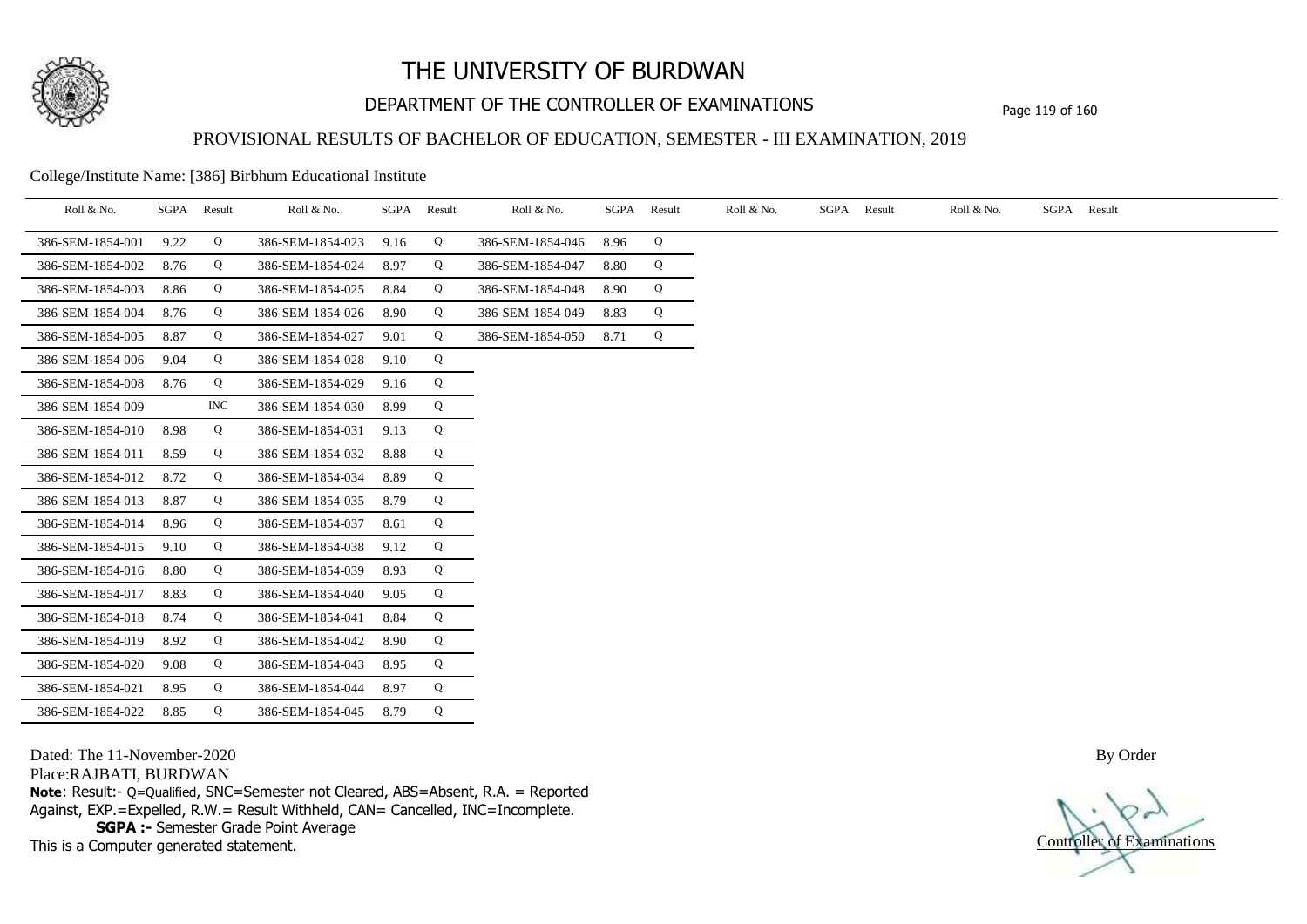# THE UNIVERSITY OF BURDWAN

## DEPARTMENT OF THE CONTROLLER OF EXAMINATIONS

### PROVISIONAL RESULTS OF BACHELOR OF EDUCATION, SEMESTER - III EXAMINATION, 2019

College/Institute Name: [386] Birbhum Educational Institute

| Roll & No. | SGPA | Result | Roll & No. | SGPA | Result | Roll & No. | SGPA | Result | Roll & No. | SGPA | Result | Roll & No. | SGPA | Result |
|---|---|---|---|---|---|---|---|---|---|---|---|---|---|---|
| 386-SEM-1854-001 | 9.22 | Q | 386-SEM-1854-023 | 9.16 | Q | 386-SEM-1854-046 | 8.96 | Q | | | | | | |
| 386-SEM-1854-002 | 8.76 | Q | 386-SEM-1854-024 | 8.97 | Q | 386-SEM-1854-047 | 8.80 | Q | | | | | | |
| 386-SEM-1854-003 | 8.86 | Q | 386-SEM-1854-025 | 8.84 | Q | 386-SEM-1854-048 | 8.90 | Q | | | | | | |
| 386-SEM-1854-004 | 8.76 | Q | 386-SEM-1854-026 | 8.90 | Q | 386-SEM-1854-049 | 8.83 | Q | | | | | | |
| 386-SEM-1854-005 | 8.87 | Q | 386-SEM-1854-027 | 9.01 | Q | 386-SEM-1854-050 | 8.71 | Q | | | | | | |
| 386-SEM-1854-006 | 9.04 | Q | 386-SEM-1854-028 | 9.10 | Q | | | | | | | | | |
| 386-SEM-1854-008 | 8.76 | Q | 386-SEM-1854-029 | 9.16 | Q | | | | | | | | | |
| 386-SEM-1854-009 | | INC | 386-SEM-1854-030 | 8.99 | Q | | | | | | | | | |
| 386-SEM-1854-010 | 8.98 | Q | 386-SEM-1854-031 | 9.13 | Q | | | | | | | | | |
| 386-SEM-1854-011 | 8.59 | Q | 386-SEM-1854-032 | 8.88 | Q | | | | | | | | | |
| 386-SEM-1854-012 | 8.72 | Q | 386-SEM-1854-034 | 8.89 | Q | | | | | | | | | |
| 386-SEM-1854-013 | 8.87 | Q | 386-SEM-1854-035 | 8.79 | Q | | | | | | | | | |
| 386-SEM-1854-014 | 8.96 | Q | 386-SEM-1854-037 | 8.61 | Q | | | | | | | | | |
| 386-SEM-1854-015 | 9.10 | Q | 386-SEM-1854-038 | 9.12 | Q | | | | | | | | | |
| 386-SEM-1854-016 | 8.80 | Q | 386-SEM-1854-039 | 8.93 | Q | | | | | | | | | |
| 386-SEM-1854-017 | 8.83 | Q | 386-SEM-1854-040 | 9.05 | Q | | | | | | | | | |
| 386-SEM-1854-018 | 8.74 | Q | 386-SEM-1854-041 | 8.84 | Q | | | | | | | | | |
| 386-SEM-1854-019 | 8.92 | Q | 386-SEM-1854-042 | 8.90 | Q | | | | | | | | | |
| 386-SEM-1854-020 | 9.08 | Q | 386-SEM-1854-043 | 8.95 | Q | | | | | | | | | |
| 386-SEM-1854-021 | 8.95 | Q | 386-SEM-1854-044 | 8.97 | Q | | | | | | | | | |
| 386-SEM-1854-022 | 8.85 | Q | 386-SEM-1854-045 | 8.79 | Q | | | | | | | | | |

Dated: The 11-November-2020

Place:RAJBATI, BURDWAN

**Note**: Result:- Q=Qualified, SNC=Semester not Cleared, ABS=Absent, R.A. = Reported Against, EXP.=Expelled, R.W.= Result Withheld, CAN= Cancelled, INC=Incomplete.

**SGPA :-** Semester Grade Point Average

This is a Computer generated statement.

By Order

Controller of Examinations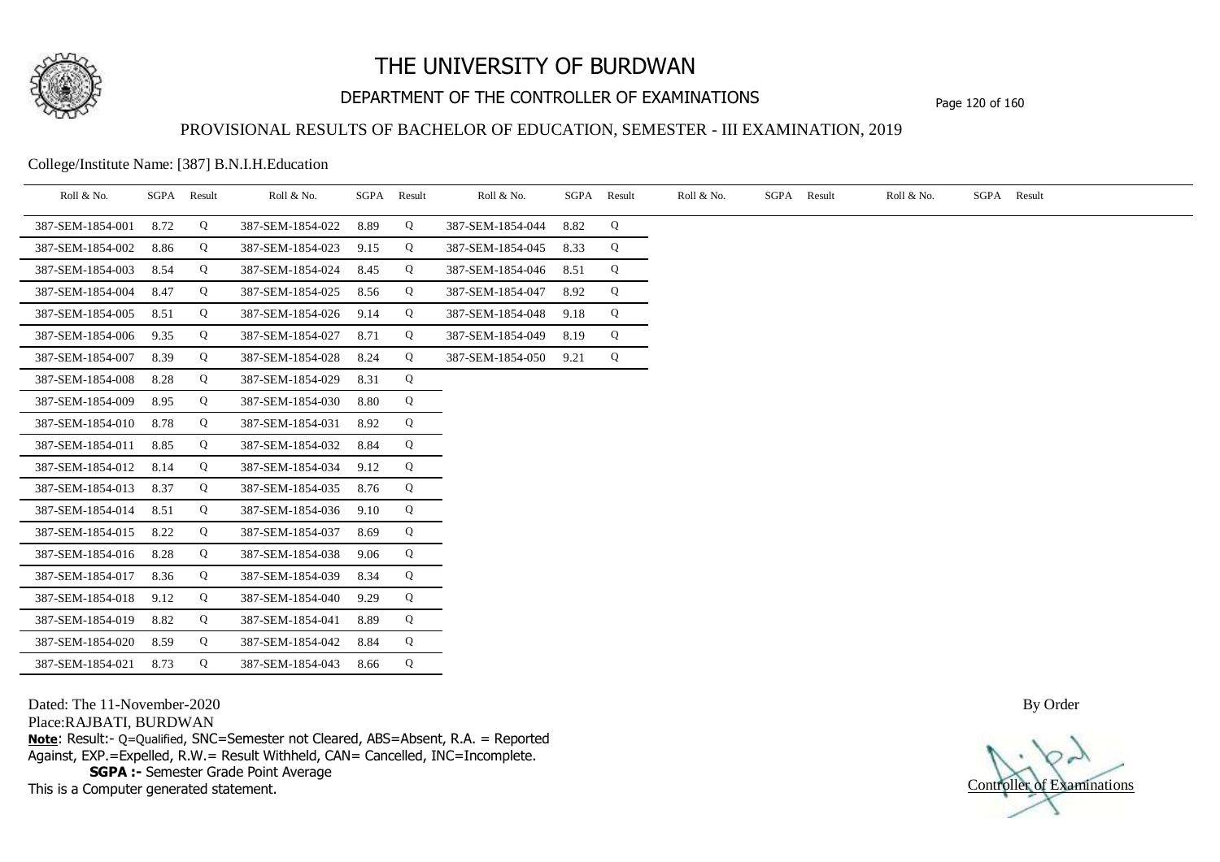# THE UNIVERSITY OF BURDWAN

## DEPARTMENT OF THE CONTROLLER OF EXAMINATIONS

### PROVISIONAL RESULTS OF BACHELOR OF EDUCATION, SEMESTER - III EXAMINATION, 2019

College/Institute Name: [387] B.N.I.H.Education

| Roll & No. | SGPA | Result | Roll & No. | SGPA | Result | Roll & No. | SGPA | Result | Roll & No. | SGPA | Result | Roll & No. | SGPA | Result |
|---|---|---|---|---|---|---|---|---|---|---|---|---|---|---|
| 387-SEM-1854-001 | 8.72 | Q | 387-SEM-1854-022 | 8.89 | Q | 387-SEM-1854-044 | 8.82 | Q | | | | | | |
| 387-SEM-1854-002 | 8.86 | Q | 387-SEM-1854-023 | 9.15 | Q | 387-SEM-1854-045 | 8.33 | Q | | | | | | |
| 387-SEM-1854-003 | 8.54 | Q | 387-SEM-1854-024 | 8.45 | Q | 387-SEM-1854-046 | 8.51 | Q | | | | | | |
| 387-SEM-1854-004 | 8.47 | Q | 387-SEM-1854-025 | 8.56 | Q | 387-SEM-1854-047 | 8.92 | Q | | | | | | |
| 387-SEM-1854-005 | 8.51 | Q | 387-SEM-1854-026 | 9.14 | Q | 387-SEM-1854-048 | 9.18 | Q | | | | | | |
| 387-SEM-1854-006 | 9.35 | Q | 387-SEM-1854-027 | 8.71 | Q | 387-SEM-1854-049 | 8.19 | Q | | | | | | |
| 387-SEM-1854-007 | 8.39 | Q | 387-SEM-1854-028 | 8.24 | Q | 387-SEM-1854-050 | 9.21 | Q | | | | | | |
| 387-SEM-1854-008 | 8.28 | Q | 387-SEM-1854-029 | 8.31 | Q | | | | | | | | | |
| 387-SEM-1854-009 | 8.95 | Q | 387-SEM-1854-030 | 8.80 | Q | | | | | | | | | |
| 387-SEM-1854-010 | 8.78 | Q | 387-SEM-1854-031 | 8.92 | Q | | | | | | | | | |
| 387-SEM-1854-011 | 8.85 | Q | 387-SEM-1854-032 | 8.84 | Q | | | | | | | | | |
| 387-SEM-1854-012 | 8.14 | Q | 387-SEM-1854-034 | 9.12 | Q | | | | | | | | | |
| 387-SEM-1854-013 | 8.37 | Q | 387-SEM-1854-035 | 8.76 | Q | | | | | | | | | |
| 387-SEM-1854-014 | 8.51 | Q | 387-SEM-1854-036 | 9.10 | Q | | | | | | | | | |
| 387-SEM-1854-015 | 8.22 | Q | 387-SEM-1854-037 | 8.69 | Q | | | | | | | | | |
| 387-SEM-1854-016 | 8.28 | Q | 387-SEM-1854-038 | 9.06 | Q | | | | | | | | | |
| 387-SEM-1854-017 | 8.36 | Q | 387-SEM-1854-039 | 8.34 | Q | | | | | | | | | |
| 387-SEM-1854-018 | 9.12 | Q | 387-SEM-1854-040 | 9.29 | Q | | | | | | | | | |
| 387-SEM-1854-019 | 8.82 | Q | 387-SEM-1854-041 | 8.89 | Q | | | | | | | | | |
| 387-SEM-1854-020 | 8.59 | Q | 387-SEM-1854-042 | 8.84 | Q | | | | | | | | | |
| 387-SEM-1854-021 | 8.73 | Q | 387-SEM-1854-043 | 8.66 | Q | | | | | | | | | |

Dated: The 11-November-2020

Place:RAJBATI, BURDWAN

**Note**: Result:- Q=Qualified, SNC=Semester not Cleared, ABS=Absent, R.A. = Reported Against, EXP.=Expelled, R.W.= Result Withheld, CAN= Cancelled, INC=Incomplete.

**SGPA :-** Semester Grade Point Average

This is a Computer generated statement.

By Order

Controller of Examinations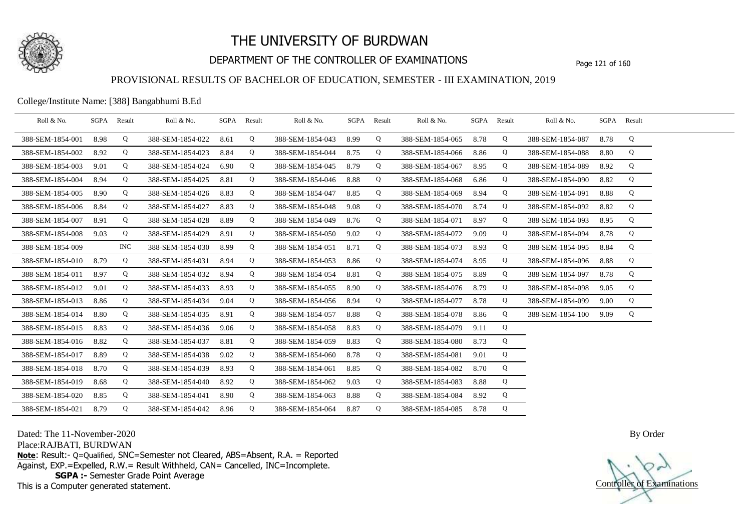# THE UNIVERSITY OF BURDWAN

## DEPARTMENT OF THE CONTROLLER OF EXAMINATIONS

### PROVISIONAL RESULTS OF BACHELOR OF EDUCATION, SEMESTER - III EXAMINATION, 2019

College/Institute Name: [388] Bangabhumi B.Ed

| Roll & No. | SGPA | Result | Roll & No. | SGPA | Result | Roll & No. | SGPA | Result | Roll & No. | SGPA | Result | Roll & No. | SGPA | Result |
|---|---|---|---|---|---|---|---|---|---|---|---|---|---|---|
| 388-SEM-1854-001 | 8.98 | Q | 388-SEM-1854-022 | 8.61 | Q | 388-SEM-1854-043 | 8.99 | Q | 388-SEM-1854-065 | 8.78 | Q | 388-SEM-1854-087 | 8.78 | Q |
| 388-SEM-1854-002 | 8.92 | Q | 388-SEM-1854-023 | 8.84 | Q | 388-SEM-1854-044 | 8.75 | Q | 388-SEM-1854-066 | 8.86 | Q | 388-SEM-1854-088 | 8.80 | Q |
| 388-SEM-1854-003 | 9.01 | Q | 388-SEM-1854-024 | 6.90 | Q | 388-SEM-1854-045 | 8.79 | Q | 388-SEM-1854-067 | 8.95 | Q | 388-SEM-1854-089 | 8.92 | Q |
| 388-SEM-1854-004 | 8.94 | Q | 388-SEM-1854-025 | 8.81 | Q | 388-SEM-1854-046 | 8.88 | Q | 388-SEM-1854-068 | 6.86 | Q | 388-SEM-1854-090 | 8.82 | Q |
| 388-SEM-1854-005 | 8.90 | Q | 388-SEM-1854-026 | 8.83 | Q | 388-SEM-1854-047 | 8.85 | Q | 388-SEM-1854-069 | 8.94 | Q | 388-SEM-1854-091 | 8.88 | Q |
| 388-SEM-1854-006 | 8.84 | Q | 388-SEM-1854-027 | 8.83 | Q | 388-SEM-1854-048 | 9.08 | Q | 388-SEM-1854-070 | 8.74 | Q | 388-SEM-1854-092 | 8.82 | Q |
| 388-SEM-1854-007 | 8.91 | Q | 388-SEM-1854-028 | 8.89 | Q | 388-SEM-1854-049 | 8.76 | Q | 388-SEM-1854-071 | 8.97 | Q | 388-SEM-1854-093 | 8.95 | Q |
| 388-SEM-1854-008 | 9.03 | Q | 388-SEM-1854-029 | 8.91 | Q | 388-SEM-1854-050 | 9.02 | Q | 388-SEM-1854-072 | 9.09 | Q | 388-SEM-1854-094 | 8.78 | Q |
| 388-SEM-1854-009 | | INC | 388-SEM-1854-030 | 8.99 | Q | 388-SEM-1854-051 | 8.71 | Q | 388-SEM-1854-073 | 8.93 | Q | 388-SEM-1854-095 | 8.84 | Q |
| 388-SEM-1854-010 | 8.79 | Q | 388-SEM-1854-031 | 8.94 | Q | 388-SEM-1854-053 | 8.86 | Q | 388-SEM-1854-074 | 8.95 | Q | 388-SEM-1854-096 | 8.88 | Q |
| 388-SEM-1854-011 | 8.97 | Q | 388-SEM-1854-032 | 8.94 | Q | 388-SEM-1854-054 | 8.81 | Q | 388-SEM-1854-075 | 8.89 | Q | 388-SEM-1854-097 | 8.78 | Q |
| 388-SEM-1854-012 | 9.01 | Q | 388-SEM-1854-033 | 8.93 | Q | 388-SEM-1854-055 | 8.90 | Q | 388-SEM-1854-076 | 8.79 | Q | 388-SEM-1854-098 | 9.05 | Q |
| 388-SEM-1854-013 | 8.86 | Q | 388-SEM-1854-034 | 9.04 | Q | 388-SEM-1854-056 | 8.94 | Q | 388-SEM-1854-077 | 8.78 | Q | 388-SEM-1854-099 | 9.00 | Q |
| 388-SEM-1854-014 | 8.80 | Q | 388-SEM-1854-035 | 8.91 | Q | 388-SEM-1854-057 | 8.88 | Q | 388-SEM-1854-078 | 8.86 | Q | 388-SEM-1854-100 | 9.09 | Q |
| 388-SEM-1854-015 | 8.83 | Q | 388-SEM-1854-036 | 9.06 | Q | 388-SEM-1854-058 | 8.83 | Q | 388-SEM-1854-079 | 9.11 | Q | | | |
| 388-SEM-1854-016 | 8.82 | Q | 388-SEM-1854-037 | 8.81 | Q | 388-SEM-1854-059 | 8.83 | Q | 388-SEM-1854-080 | 8.73 | Q | | | |
| 388-SEM-1854-017 | 8.89 | Q | 388-SEM-1854-038 | 9.02 | Q | 388-SEM-1854-060 | 8.78 | Q | 388-SEM-1854-081 | 9.01 | Q | | | |
| 388-SEM-1854-018 | 8.70 | Q | 388-SEM-1854-039 | 8.93 | Q | 388-SEM-1854-061 | 8.85 | Q | 388-SEM-1854-082 | 8.70 | Q | | | |
| 388-SEM-1854-019 | 8.68 | Q | 388-SEM-1854-040 | 8.92 | Q | 388-SEM-1854-062 | 9.03 | Q | 388-SEM-1854-083 | 8.88 | Q | | | |
| 388-SEM-1854-020 | 8.85 | Q | 388-SEM-1854-041 | 8.90 | Q | 388-SEM-1854-063 | 8.88 | Q | 388-SEM-1854-084 | 8.92 | Q | | | |
| 388-SEM-1854-021 | 8.79 | Q | 388-SEM-1854-042 | 8.96 | Q | 388-SEM-1854-064 | 8.87 | Q | 388-SEM-1854-085 | 8.78 | Q | | | |

Dated: The 11-November-2020

Place:RAJBATI, BURDWAN

**Note**: Result:- Q=Qualified, SNC=Semester not Cleared, ABS=Absent, R.A. = Reported Against, EXP.=Expelled, R.W.= Result Withheld, CAN= Cancelled, INC=Incomplete.

**SGPA :-** Semester Grade Point Average

This is a Computer generated statement.

By Order

Controller of Examinations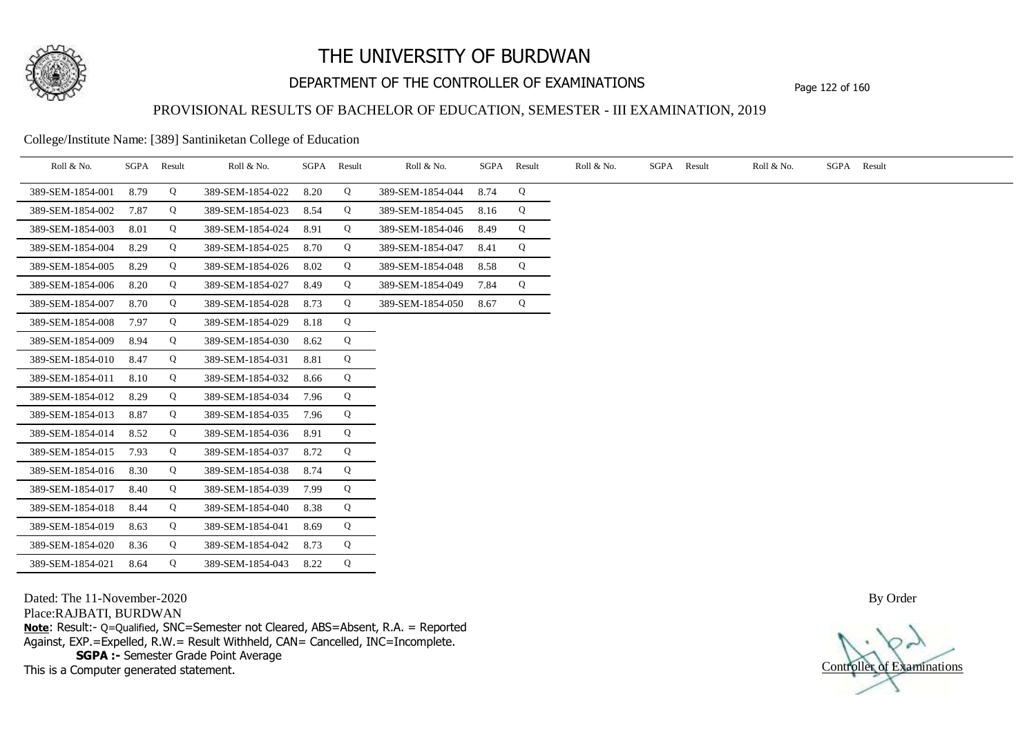# THE UNIVERSITY OF BURDWAN

## DEPARTMENT OF THE CONTROLLER OF EXAMINATIONS

### PROVISIONAL RESULTS OF BACHELOR OF EDUCATION, SEMESTER - III EXAMINATION, 2019

College/Institute Name: [389] Santiniketan College of Education

| Roll & No. | SGPA | Result | Roll & No. | SGPA | Result | Roll & No. | SGPA | Result | Roll & No. | SGPA | Result | Roll & No. | SGPA | Result |
|---|---|---|---|---|---|---|---|---|---|---|---|---|---|---|
| 389-SEM-1854-001 | 8.79 | Q | 389-SEM-1854-022 | 8.20 | Q | 389-SEM-1854-044 | 8.74 | Q | | | | | | |
| 389-SEM-1854-002 | 7.87 | Q | 389-SEM-1854-023 | 8.54 | Q | 389-SEM-1854-045 | 8.16 | Q | | | | | | |
| 389-SEM-1854-003 | 8.01 | Q | 389-SEM-1854-024 | 8.91 | Q | 389-SEM-1854-046 | 8.49 | Q | | | | | | |
| 389-SEM-1854-004 | 8.29 | Q | 389-SEM-1854-025 | 8.70 | Q | 389-SEM-1854-047 | 8.41 | Q | | | | | | |
| 389-SEM-1854-005 | 8.29 | Q | 389-SEM-1854-026 | 8.02 | Q | 389-SEM-1854-048 | 8.58 | Q | | | | | | |
| 389-SEM-1854-006 | 8.20 | Q | 389-SEM-1854-027 | 8.49 | Q | 389-SEM-1854-049 | 7.84 | Q | | | | | | |
| 389-SEM-1854-007 | 8.70 | Q | 389-SEM-1854-028 | 8.73 | Q | 389-SEM-1854-050 | 8.67 | Q | | | | | | |
| 389-SEM-1854-008 | 7.97 | Q | 389-SEM-1854-029 | 8.18 | Q | | | | | | | | | |
| 389-SEM-1854-009 | 8.94 | Q | 389-SEM-1854-030 | 8.62 | Q | | | | | | | | | |
| 389-SEM-1854-010 | 8.47 | Q | 389-SEM-1854-031 | 8.81 | Q | | | | | | | | | |
| 389-SEM-1854-011 | 8.10 | Q | 389-SEM-1854-032 | 8.66 | Q | | | | | | | | | |
| 389-SEM-1854-012 | 8.29 | Q | 389-SEM-1854-034 | 7.96 | Q | | | | | | | | | |
| 389-SEM-1854-013 | 8.87 | Q | 389-SEM-1854-035 | 7.96 | Q | | | | | | | | | |
| 389-SEM-1854-014 | 8.52 | Q | 389-SEM-1854-036 | 8.91 | Q | | | | | | | | | |
| 389-SEM-1854-015 | 7.93 | Q | 389-SEM-1854-037 | 8.72 | Q | | | | | | | | | |
| 389-SEM-1854-016 | 8.30 | Q | 389-SEM-1854-038 | 8.74 | Q | | | | | | | | | |
| 389-SEM-1854-017 | 8.40 | Q | 389-SEM-1854-039 | 7.99 | Q | | | | | | | | | |
| 389-SEM-1854-018 | 8.44 | Q | 389-SEM-1854-040 | 8.38 | Q | | | | | | | | | |
| 389-SEM-1854-019 | 8.63 | Q | 389-SEM-1854-041 | 8.69 | Q | | | | | | | | | |
| 389-SEM-1854-020 | 8.36 | Q | 389-SEM-1854-042 | 8.73 | Q | | | | | | | | | |
| 389-SEM-1854-021 | 8.64 | Q | 389-SEM-1854-043 | 8.22 | Q | | | | | | | | | |

Dated: The 11-November-2020

Place:RAJBATI, BURDWAN

**Note**: Result:- Q=Qualified, SNC=Semester not Cleared, ABS=Absent, R.A. = Reported Against, EXP.=Expelled, R.W.= Result Withheld, CAN= Cancelled, INC=Incomplete.

**SGPA :-** Semester Grade Point Average

This is a Computer generated statement.

By Order

Controller of Examinations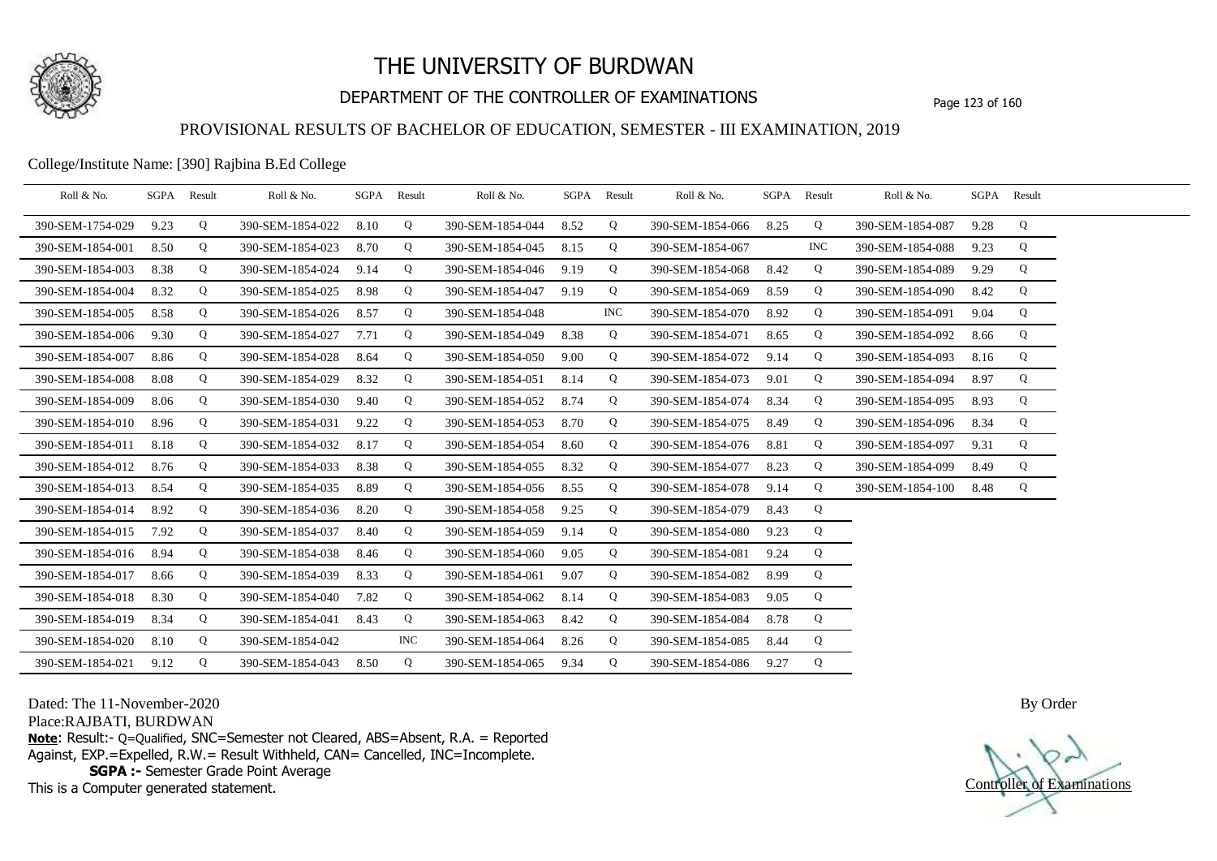# THE UNIVERSITY OF BURDWAN

## DEPARTMENT OF THE CONTROLLER OF EXAMINATIONS

### PROVISIONAL RESULTS OF BACHELOR OF EDUCATION, SEMESTER - III EXAMINATION, 2019

College/Institute Name: [390] Rajbina B.Ed College

| Roll & No. | SGPA | Result | Roll & No. | SGPA | Result | Roll & No. | SGPA | Result | Roll & No. | SGPA | Result | Roll & No. | SGPA | Result |
|---|---|---|---|---|---|---|---|---|---|---|---|---|---|---|
| 390-SEM-1754-029 | 9.23 | Q | 390-SEM-1854-022 | 8.10 | Q | 390-SEM-1854-044 | 8.52 | Q | 390-SEM-1854-066 | 8.25 | Q | 390-SEM-1854-087 | 9.28 | Q |
| 390-SEM-1854-001 | 8.50 | Q | 390-SEM-1854-023 | 8.70 | Q | 390-SEM-1854-045 | 8.15 | Q | 390-SEM-1854-067 | | INC | 390-SEM-1854-088 | 9.23 | Q |
| 390-SEM-1854-003 | 8.38 | Q | 390-SEM-1854-024 | 9.14 | Q | 390-SEM-1854-046 | 9.19 | Q | 390-SEM-1854-068 | 8.42 | Q | 390-SEM-1854-089 | 9.29 | Q |
| 390-SEM-1854-004 | 8.32 | Q | 390-SEM-1854-025 | 8.98 | Q | 390-SEM-1854-047 | 9.19 | Q | 390-SEM-1854-069 | 8.59 | Q | 390-SEM-1854-090 | 8.42 | Q |
| 390-SEM-1854-005 | 8.58 | Q | 390-SEM-1854-026 | 8.57 | Q | 390-SEM-1854-048 | | INC | 390-SEM-1854-070 | 8.92 | Q | 390-SEM-1854-091 | 9.04 | Q |
| 390-SEM-1854-006 | 9.30 | Q | 390-SEM-1854-027 | 7.71 | Q | 390-SEM-1854-049 | 8.38 | Q | 390-SEM-1854-071 | 8.65 | Q | 390-SEM-1854-092 | 8.66 | Q |
| 390-SEM-1854-007 | 8.86 | Q | 390-SEM-1854-028 | 8.64 | Q | 390-SEM-1854-050 | 9.00 | Q | 390-SEM-1854-072 | 9.14 | Q | 390-SEM-1854-093 | 8.16 | Q |
| 390-SEM-1854-008 | 8.08 | Q | 390-SEM-1854-029 | 8.32 | Q | 390-SEM-1854-051 | 8.14 | Q | 390-SEM-1854-073 | 9.01 | Q | 390-SEM-1854-094 | 8.97 | Q |
| 390-SEM-1854-009 | 8.06 | Q | 390-SEM-1854-030 | 9.40 | Q | 390-SEM-1854-052 | 8.74 | Q | 390-SEM-1854-074 | 8.34 | Q | 390-SEM-1854-095 | 8.93 | Q |
| 390-SEM-1854-010 | 8.96 | Q | 390-SEM-1854-031 | 9.22 | Q | 390-SEM-1854-053 | 8.70 | Q | 390-SEM-1854-075 | 8.49 | Q | 390-SEM-1854-096 | 8.34 | Q |
| 390-SEM-1854-011 | 8.18 | Q | 390-SEM-1854-032 | 8.17 | Q | 390-SEM-1854-054 | 8.60 | Q | 390-SEM-1854-076 | 8.81 | Q | 390-SEM-1854-097 | 9.31 | Q |
| 390-SEM-1854-012 | 8.76 | Q | 390-SEM-1854-033 | 8.38 | Q | 390-SEM-1854-055 | 8.32 | Q | 390-SEM-1854-077 | 8.23 | Q | 390-SEM-1854-099 | 8.49 | Q |
| 390-SEM-1854-013 | 8.54 | Q | 390-SEM-1854-035 | 8.89 | Q | 390-SEM-1854-056 | 8.55 | Q | 390-SEM-1854-078 | 9.14 | Q | 390-SEM-1854-100 | 8.48 | Q |
| 390-SEM-1854-014 | 8.92 | Q | 390-SEM-1854-036 | 8.20 | Q | 390-SEM-1854-058 | 9.25 | Q | 390-SEM-1854-079 | 8.43 | Q | | | |
| 390-SEM-1854-015 | 7.92 | Q | 390-SEM-1854-037 | 8.40 | Q | 390-SEM-1854-059 | 9.14 | Q | 390-SEM-1854-080 | 9.23 | Q | | | |
| 390-SEM-1854-016 | 8.94 | Q | 390-SEM-1854-038 | 8.46 | Q | 390-SEM-1854-060 | 9.05 | Q | 390-SEM-1854-081 | 9.24 | Q | | | |
| 390-SEM-1854-017 | 8.66 | Q | 390-SEM-1854-039 | 8.33 | Q | 390-SEM-1854-061 | 9.07 | Q | 390-SEM-1854-082 | 8.99 | Q | | | |
| 390-SEM-1854-018 | 8.30 | Q | 390-SEM-1854-040 | 7.82 | Q | 390-SEM-1854-062 | 8.14 | Q | 390-SEM-1854-083 | 9.05 | Q | | | |
| 390-SEM-1854-019 | 8.34 | Q | 390-SEM-1854-041 | 8.43 | Q | 390-SEM-1854-063 | 8.42 | Q | 390-SEM-1854-084 | 8.78 | Q | | | |
| 390-SEM-1854-020 | 8.10 | Q | 390-SEM-1854-042 | | INC | 390-SEM-1854-064 | 8.26 | Q | 390-SEM-1854-085 | 8.44 | Q | | | |
| 390-SEM-1854-021 | 9.12 | Q | 390-SEM-1854-043 | 8.50 | Q | 390-SEM-1854-065 | 9.34 | Q | 390-SEM-1854-086 | 9.27 | Q | | | |

Dated: The 11-November-2020

Place:RAJBATI, BURDWAN

**Note**: Result:- Q=Qualified, SNC=Semester not Cleared, ABS=Absent, R.A. = Reported Against, EXP.=Expelled, R.W.= Result Withheld, CAN= Cancelled, INC=Incomplete.

**SGPA :-** Semester Grade Point Average

This is a Computer generated statement.

By Order

Controller of Examinations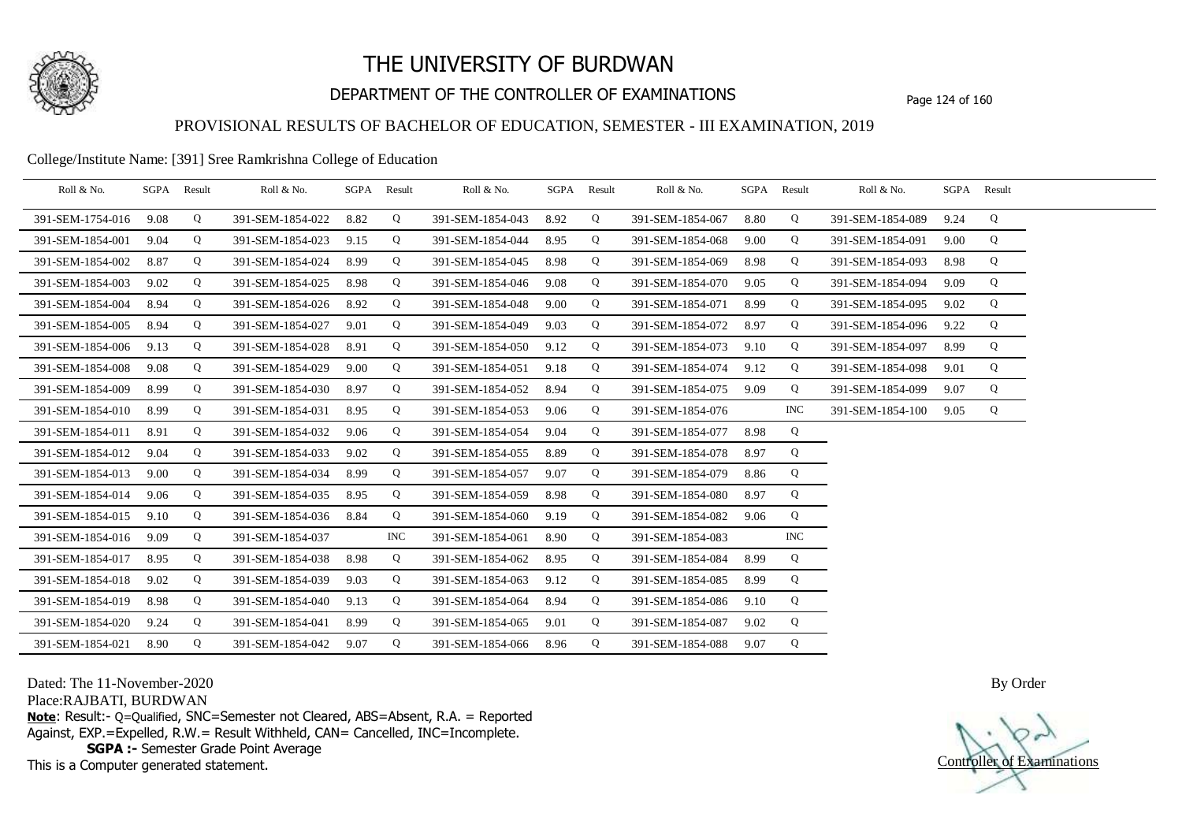# THE UNIVERSITY OF BURDWAN

## DEPARTMENT OF THE CONTROLLER OF EXAMINATIONS

### PROVISIONAL RESULTS OF BACHELOR OF EDUCATION, SEMESTER - III EXAMINATION, 2019

College/Institute Name: [391] Sree Ramkrishna College of Education

| Roll & No. | SGPA | Result | Roll & No. | SGPA | Result | Roll & No. | SGPA | Result | Roll & No. | SGPA | Result | Roll & No. | SGPA | Result |
|---|---|---|---|---|---|---|---|---|---|---|---|---|---|---|
| 391-SEM-1754-016 | 9.08 | Q | 391-SEM-1854-022 | 8.82 | Q | 391-SEM-1854-043 | 8.92 | Q | 391-SEM-1854-067 | 8.80 | Q | 391-SEM-1854-089 | 9.24 | Q |
| 391-SEM-1854-001 | 9.04 | Q | 391-SEM-1854-023 | 9.15 | Q | 391-SEM-1854-044 | 8.95 | Q | 391-SEM-1854-068 | 9.00 | Q | 391-SEM-1854-091 | 9.00 | Q |
| 391-SEM-1854-002 | 8.87 | Q | 391-SEM-1854-024 | 8.99 | Q | 391-SEM-1854-045 | 8.98 | Q | 391-SEM-1854-069 | 8.98 | Q | 391-SEM-1854-093 | 8.98 | Q |
| 391-SEM-1854-003 | 9.02 | Q | 391-SEM-1854-025 | 8.98 | Q | 391-SEM-1854-046 | 9.08 | Q | 391-SEM-1854-070 | 9.05 | Q | 391-SEM-1854-094 | 9.09 | Q |
| 391-SEM-1854-004 | 8.94 | Q | 391-SEM-1854-026 | 8.92 | Q | 391-SEM-1854-048 | 9.00 | Q | 391-SEM-1854-071 | 8.99 | Q | 391-SEM-1854-095 | 9.02 | Q |
| 391-SEM-1854-005 | 8.94 | Q | 391-SEM-1854-027 | 9.01 | Q | 391-SEM-1854-049 | 9.03 | Q | 391-SEM-1854-072 | 8.97 | Q | 391-SEM-1854-096 | 9.22 | Q |
| 391-SEM-1854-006 | 9.13 | Q | 391-SEM-1854-028 | 8.91 | Q | 391-SEM-1854-050 | 9.12 | Q | 391-SEM-1854-073 | 9.10 | Q | 391-SEM-1854-097 | 8.99 | Q |
| 391-SEM-1854-008 | 9.08 | Q | 391-SEM-1854-029 | 9.00 | Q | 391-SEM-1854-051 | 9.18 | Q | 391-SEM-1854-074 | 9.12 | Q | 391-SEM-1854-098 | 9.01 | Q |
| 391-SEM-1854-009 | 8.99 | Q | 391-SEM-1854-030 | 8.97 | Q | 391-SEM-1854-052 | 8.94 | Q | 391-SEM-1854-075 | 9.09 | Q | 391-SEM-1854-099 | 9.07 | Q |
| 391-SEM-1854-010 | 8.99 | Q | 391-SEM-1854-031 | 8.95 | Q | 391-SEM-1854-053 | 9.06 | Q | 391-SEM-1854-076 | | INC | 391-SEM-1854-100 | 9.05 | Q |
| 391-SEM-1854-011 | 8.91 | Q | 391-SEM-1854-032 | 9.06 | Q | 391-SEM-1854-054 | 9.04 | Q | 391-SEM-1854-077 | 8.98 | Q | | | |
| 391-SEM-1854-012 | 9.04 | Q | 391-SEM-1854-033 | 9.02 | Q | 391-SEM-1854-055 | 8.89 | Q | 391-SEM-1854-078 | 8.97 | Q | | | |
| 391-SEM-1854-013 | 9.00 | Q | 391-SEM-1854-034 | 8.99 | Q | 391-SEM-1854-057 | 9.07 | Q | 391-SEM-1854-079 | 8.86 | Q | | | |
| 391-SEM-1854-014 | 9.06 | Q | 391-SEM-1854-035 | 8.95 | Q | 391-SEM-1854-059 | 8.98 | Q | 391-SEM-1854-080 | 8.97 | Q | | | |
| 391-SEM-1854-015 | 9.10 | Q | 391-SEM-1854-036 | 8.84 | Q | 391-SEM-1854-060 | 9.19 | Q | 391-SEM-1854-082 | 9.06 | Q | | | |
| 391-SEM-1854-016 | 9.09 | Q | 391-SEM-1854-037 | | INC | 391-SEM-1854-061 | 8.90 | Q | 391-SEM-1854-083 | | INC | | | |
| 391-SEM-1854-017 | 8.95 | Q | 391-SEM-1854-038 | 8.98 | Q | 391-SEM-1854-062 | 8.95 | Q | 391-SEM-1854-084 | 8.99 | Q | | | |
| 391-SEM-1854-018 | 9.02 | Q | 391-SEM-1854-039 | 9.03 | Q | 391-SEM-1854-063 | 9.12 | Q | 391-SEM-1854-085 | 8.99 | Q | | | |
| 391-SEM-1854-019 | 8.98 | Q | 391-SEM-1854-040 | 9.13 | Q | 391-SEM-1854-064 | 8.94 | Q | 391-SEM-1854-086 | 9.10 | Q | | | |
| 391-SEM-1854-020 | 9.24 | Q | 391-SEM-1854-041 | 8.99 | Q | 391-SEM-1854-065 | 9.01 | Q | 391-SEM-1854-087 | 9.02 | Q | | | |
| 391-SEM-1854-021 | 8.90 | Q | 391-SEM-1854-042 | 9.07 | Q | 391-SEM-1854-066 | 8.96 | Q | 391-SEM-1854-088 | 9.07 | Q | | | |

Dated: The 11-November-2020

Place:RAJBATI, BURDWAN

**Note**: Result:- Q=Qualified, SNC=Semester not Cleared, ABS=Absent, R.A. = Reported Against, EXP.=Expelled, R.W.= Result Withheld, CAN= Cancelled, INC=Incomplete.

**SGPA :-** Semester Grade Point Average

This is a Computer generated statement.

By Order

Controller of Examinations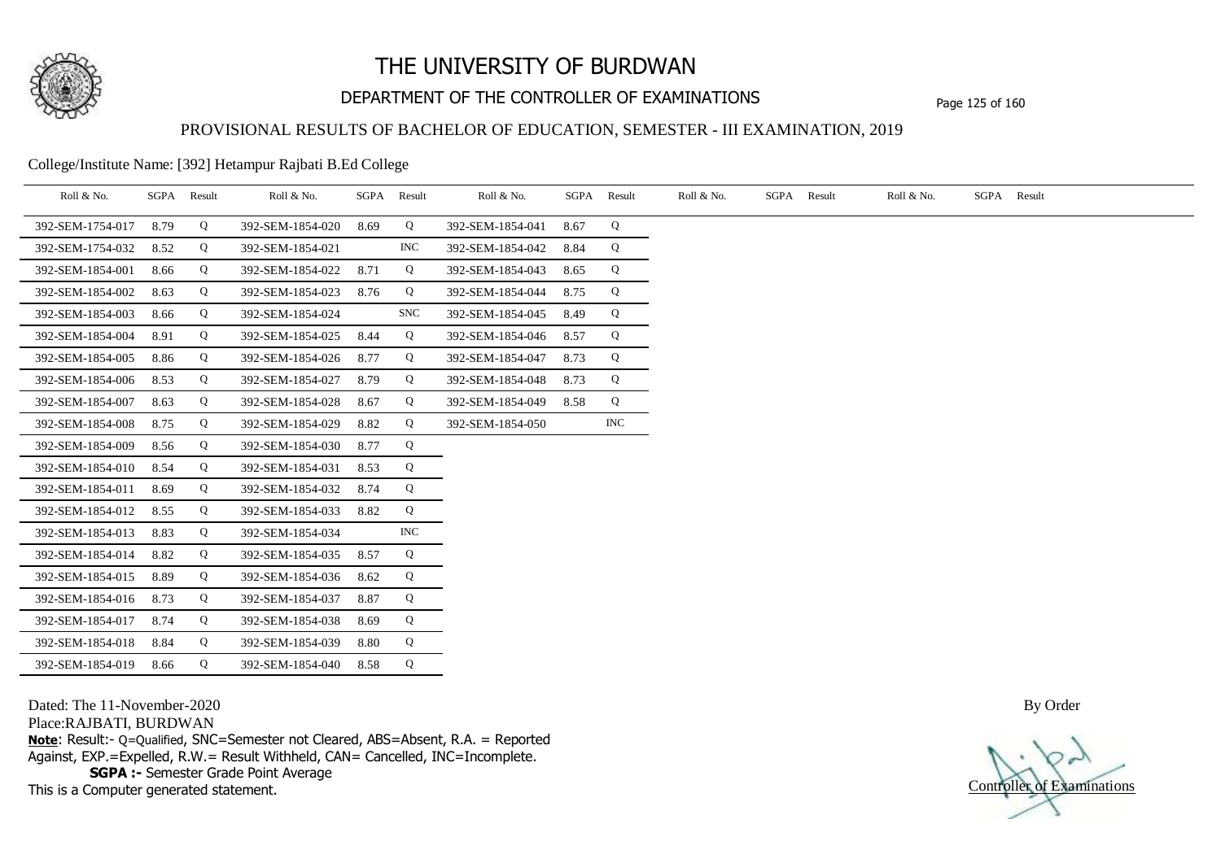# THE UNIVERSITY OF BURDWAN

## DEPARTMENT OF THE CONTROLLER OF EXAMINATIONS

### PROVISIONAL RESULTS OF BACHELOR OF EDUCATION, SEMESTER - III EXAMINATION, 2019

College/Institute Name: [392] Hetampur Rajbati B.Ed College

| Roll & No. | SGPA | Result | Roll & No. | SGPA | Result | Roll & No. | SGPA | Result | Roll & No. | SGPA | Result | Roll & No. | SGPA | Result |
|---|---|---|---|---|---|---|---|---|---|---|---|---|---|---|
| 392-SEM-1754-017 | 8.79 | Q | 392-SEM-1854-020 | 8.69 | Q | 392-SEM-1854-041 | 8.67 | Q | | | | | | |
| 392-SEM-1754-032 | 8.52 | Q | 392-SEM-1854-021 | | INC | 392-SEM-1854-042 | 8.84 | Q | | | | | | |
| 392-SEM-1854-001 | 8.66 | Q | 392-SEM-1854-022 | 8.71 | Q | 392-SEM-1854-043 | 8.65 | Q | | | | | | |
| 392-SEM-1854-002 | 8.63 | Q | 392-SEM-1854-023 | 8.76 | Q | 392-SEM-1854-044 | 8.75 | Q | | | | | | |
| 392-SEM-1854-003 | 8.66 | Q | 392-SEM-1854-024 | | SNC | 392-SEM-1854-045 | 8.49 | Q | | | | | | |
| 392-SEM-1854-004 | 8.91 | Q | 392-SEM-1854-025 | 8.44 | Q | 392-SEM-1854-046 | 8.57 | Q | | | | | | |
| 392-SEM-1854-005 | 8.86 | Q | 392-SEM-1854-026 | 8.77 | Q | 392-SEM-1854-047 | 8.73 | Q | | | | | | |
| 392-SEM-1854-006 | 8.53 | Q | 392-SEM-1854-027 | 8.79 | Q | 392-SEM-1854-048 | 8.73 | Q | | | | | | |
| 392-SEM-1854-007 | 8.63 | Q | 392-SEM-1854-028 | 8.67 | Q | 392-SEM-1854-049 | 8.58 | Q | | | | | | |
| 392-SEM-1854-008 | 8.75 | Q | 392-SEM-1854-029 | 8.82 | Q | 392-SEM-1854-050 | | INC | | | | | | |
| 392-SEM-1854-009 | 8.56 | Q | 392-SEM-1854-030 | 8.77 | Q | | | | | | | | | |
| 392-SEM-1854-010 | 8.54 | Q | 392-SEM-1854-031 | 8.53 | Q | | | | | | | | | |
| 392-SEM-1854-011 | 8.69 | Q | 392-SEM-1854-032 | 8.74 | Q | | | | | | | | | |
| 392-SEM-1854-012 | 8.55 | Q | 392-SEM-1854-033 | 8.82 | Q | | | | | | | | | |
| 392-SEM-1854-013 | 8.83 | Q | 392-SEM-1854-034 | | INC | | | | | | | | | |
| 392-SEM-1854-014 | 8.82 | Q | 392-SEM-1854-035 | 8.57 | Q | | | | | | | | | |
| 392-SEM-1854-015 | 8.89 | Q | 392-SEM-1854-036 | 8.62 | Q | | | | | | | | | |
| 392-SEM-1854-016 | 8.73 | Q | 392-SEM-1854-037 | 8.87 | Q | | | | | | | | | |
| 392-SEM-1854-017 | 8.74 | Q | 392-SEM-1854-038 | 8.69 | Q | | | | | | | | | |
| 392-SEM-1854-018 | 8.84 | Q | 392-SEM-1854-039 | 8.80 | Q | | | | | | | | | |
| 392-SEM-1854-019 | 8.66 | Q | 392-SEM-1854-040 | 8.58 | Q | | | | | | | | | |

Dated: The 11-November-2020

Place:RAJBATI, BURDWAN

**Note**: Result:- Q=Qualified, SNC=Semester not Cleared, ABS=Absent, R.A. = Reported Against, EXP.=Expelled, R.W.= Result Withheld, CAN= Cancelled, INC=Incomplete.

**SGPA :-** Semester Grade Point Average

This is a Computer generated statement.

By Order

Controller of Examinations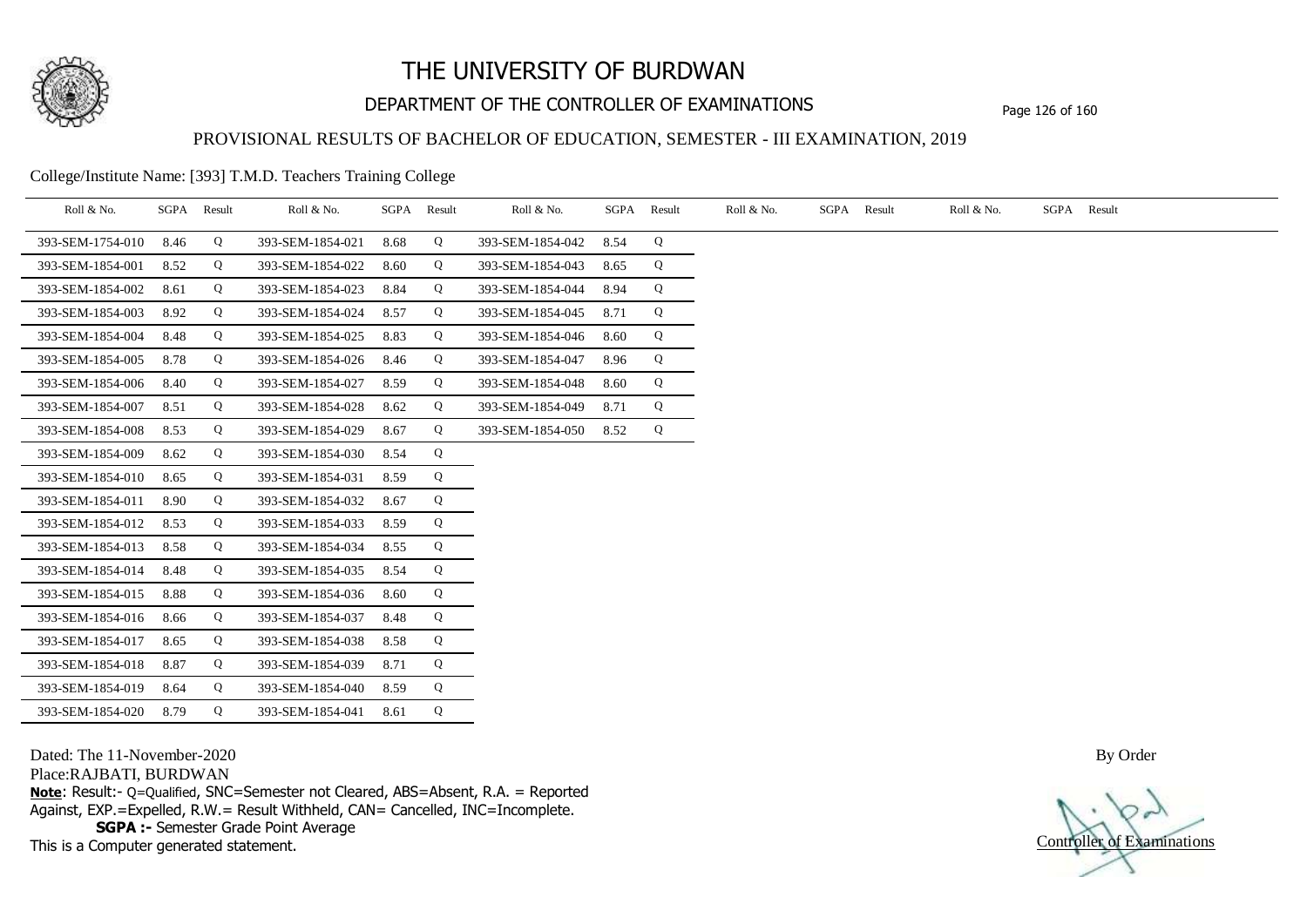# THE UNIVERSITY OF BURDWAN

## DEPARTMENT OF THE CONTROLLER OF EXAMINATIONS

### PROVISIONAL RESULTS OF BACHELOR OF EDUCATION, SEMESTER - III EXAMINATION, 2019

College/Institute Name: [393] T.M.D. Teachers Training College

| Roll & No. | SGPA | Result | Roll & No. | SGPA | Result | Roll & No. | SGPA | Result | Roll & No. | SGPA | Result | Roll & No. | SGPA | Result |
|---|---|---|---|---|---|---|---|---|---|---|---|---|---|---|
| 393-SEM-1754-010 | 8.46 | Q | 393-SEM-1854-021 | 8.68 | Q | 393-SEM-1854-042 | 8.54 | Q | | | | | | |
| 393-SEM-1854-001 | 8.52 | Q | 393-SEM-1854-022 | 8.60 | Q | 393-SEM-1854-043 | 8.65 | Q | | | | | | |
| 393-SEM-1854-002 | 8.61 | Q | 393-SEM-1854-023 | 8.84 | Q | 393-SEM-1854-044 | 8.94 | Q | | | | | | |
| 393-SEM-1854-003 | 8.92 | Q | 393-SEM-1854-024 | 8.57 | Q | 393-SEM-1854-045 | 8.71 | Q | | | | | | |
| 393-SEM-1854-004 | 8.48 | Q | 393-SEM-1854-025 | 8.83 | Q | 393-SEM-1854-046 | 8.60 | Q | | | | | | |
| 393-SEM-1854-005 | 8.78 | Q | 393-SEM-1854-026 | 8.46 | Q | 393-SEM-1854-047 | 8.96 | Q | | | | | | |
| 393-SEM-1854-006 | 8.40 | Q | 393-SEM-1854-027 | 8.59 | Q | 393-SEM-1854-048 | 8.60 | Q | | | | | | |
| 393-SEM-1854-007 | 8.51 | Q | 393-SEM-1854-028 | 8.62 | Q | 393-SEM-1854-049 | 8.71 | Q | | | | | | |
| 393-SEM-1854-008 | 8.53 | Q | 393-SEM-1854-029 | 8.67 | Q | 393-SEM-1854-050 | 8.52 | Q | | | | | | |
| 393-SEM-1854-009 | 8.62 | Q | 393-SEM-1854-030 | 8.54 | Q | | | | | | | | | |
| 393-SEM-1854-010 | 8.65 | Q | 393-SEM-1854-031 | 8.59 | Q | | | | | | | | | |
| 393-SEM-1854-011 | 8.90 | Q | 393-SEM-1854-032 | 8.67 | Q | | | | | | | | | |
| 393-SEM-1854-012 | 8.53 | Q | 393-SEM-1854-033 | 8.59 | Q | | | | | | | | | |
| 393-SEM-1854-013 | 8.58 | Q | 393-SEM-1854-034 | 8.55 | Q | | | | | | | | | |
| 393-SEM-1854-014 | 8.48 | Q | 393-SEM-1854-035 | 8.54 | Q | | | | | | | | | |
| 393-SEM-1854-015 | 8.88 | Q | 393-SEM-1854-036 | 8.60 | Q | | | | | | | | | |
| 393-SEM-1854-016 | 8.66 | Q | 393-SEM-1854-037 | 8.48 | Q | | | | | | | | | |
| 393-SEM-1854-017 | 8.65 | Q | 393-SEM-1854-038 | 8.58 | Q | | | | | | | | | |
| 393-SEM-1854-018 | 8.87 | Q | 393-SEM-1854-039 | 8.71 | Q | | | | | | | | | |
| 393-SEM-1854-019 | 8.64 | Q | 393-SEM-1854-040 | 8.59 | Q | | | | | | | | | |
| 393-SEM-1854-020 | 8.79 | Q | 393-SEM-1854-041 | 8.61 | Q | | | | | | | | | |

Dated: The 11-November-2020

Place:RAJBATI, BURDWAN

**Note**: Result:- Q=Qualified, SNC=Semester not Cleared, ABS=Absent, R.A. = Reported Against, EXP.=Expelled, R.W.= Result Withheld, CAN= Cancelled, INC=Incomplete.

**SGPA :-** Semester Grade Point Average

This is a Computer generated statement.

By Order

Controller of Examinations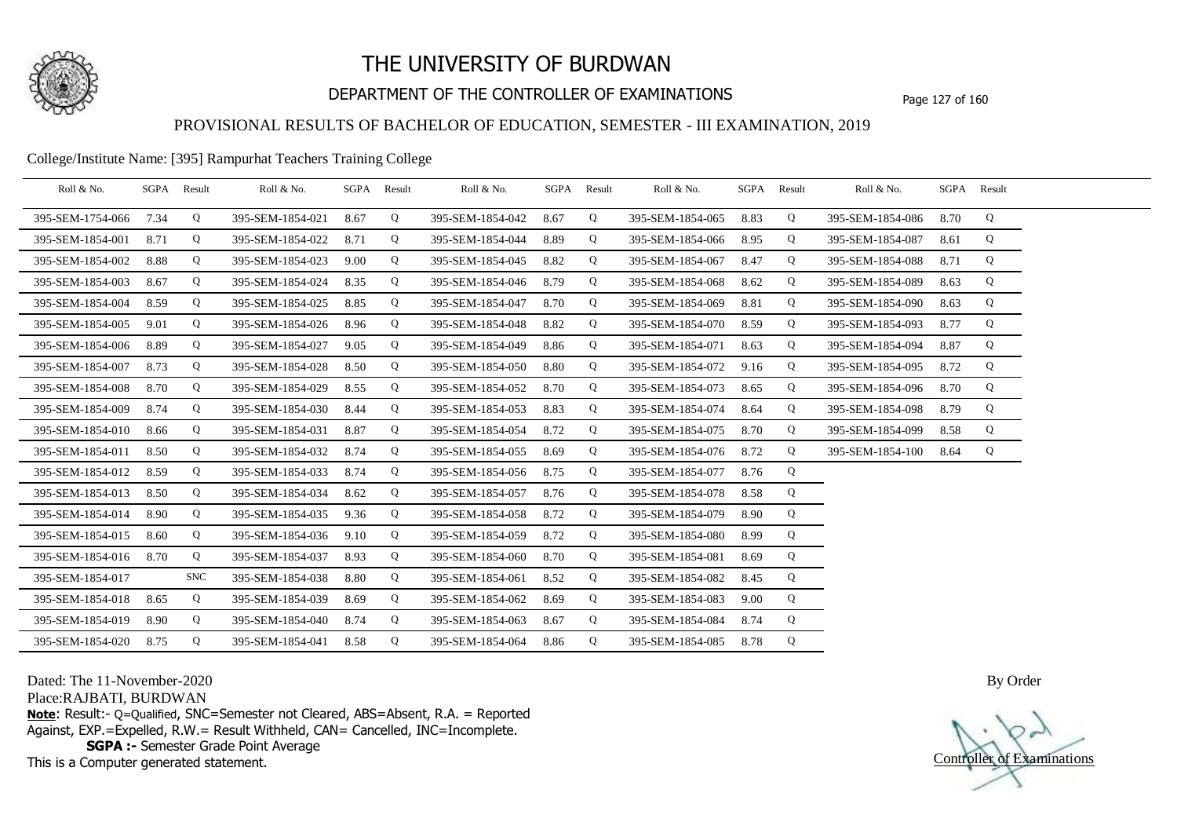# THE UNIVERSITY OF BURDWAN

## DEPARTMENT OF THE CONTROLLER OF EXAMINATIONS

### PROVISIONAL RESULTS OF BACHELOR OF EDUCATION, SEMESTER - III EXAMINATION, 2019

College/Institute Name: [395] Rampurhat Teachers Training College

| Roll & No. | SGPA | Result | Roll & No. | SGPA | Result | Roll & No. | SGPA | Result | Roll & No. | SGPA | Result | Roll & No. | SGPA | Result |
|---|---|---|---|---|---|---|---|---|---|---|---|---|---|---|
| 395-SEM-1754-066 | 7.34 | Q | 395-SEM-1854-021 | 8.67 | Q | 395-SEM-1854-042 | 8.67 | Q | 395-SEM-1854-065 | 8.83 | Q | 395-SEM-1854-086 | 8.70 | Q |
| 395-SEM-1854-001 | 8.71 | Q | 395-SEM-1854-022 | 8.71 | Q | 395-SEM-1854-044 | 8.89 | Q | 395-SEM-1854-066 | 8.95 | Q | 395-SEM-1854-087 | 8.61 | Q |
| 395-SEM-1854-002 | 8.88 | Q | 395-SEM-1854-023 | 9.00 | Q | 395-SEM-1854-045 | 8.82 | Q | 395-SEM-1854-067 | 8.47 | Q | 395-SEM-1854-088 | 8.71 | Q |
| 395-SEM-1854-003 | 8.67 | Q | 395-SEM-1854-024 | 8.35 | Q | 395-SEM-1854-046 | 8.79 | Q | 395-SEM-1854-068 | 8.62 | Q | 395-SEM-1854-089 | 8.63 | Q |
| 395-SEM-1854-004 | 8.59 | Q | 395-SEM-1854-025 | 8.85 | Q | 395-SEM-1854-047 | 8.70 | Q | 395-SEM-1854-069 | 8.81 | Q | 395-SEM-1854-090 | 8.63 | Q |
| 395-SEM-1854-005 | 9.01 | Q | 395-SEM-1854-026 | 8.96 | Q | 395-SEM-1854-048 | 8.82 | Q | 395-SEM-1854-070 | 8.59 | Q | 395-SEM-1854-093 | 8.77 | Q |
| 395-SEM-1854-006 | 8.89 | Q | 395-SEM-1854-027 | 9.05 | Q | 395-SEM-1854-049 | 8.86 | Q | 395-SEM-1854-071 | 8.63 | Q | 395-SEM-1854-094 | 8.87 | Q |
| 395-SEM-1854-007 | 8.73 | Q | 395-SEM-1854-028 | 8.50 | Q | 395-SEM-1854-050 | 8.80 | Q | 395-SEM-1854-072 | 9.16 | Q | 395-SEM-1854-095 | 8.72 | Q |
| 395-SEM-1854-008 | 8.70 | Q | 395-SEM-1854-029 | 8.55 | Q | 395-SEM-1854-052 | 8.70 | Q | 395-SEM-1854-073 | 8.65 | Q | 395-SEM-1854-096 | 8.70 | Q |
| 395-SEM-1854-009 | 8.74 | Q | 395-SEM-1854-030 | 8.44 | Q | 395-SEM-1854-053 | 8.83 | Q | 395-SEM-1854-074 | 8.64 | Q | 395-SEM-1854-098 | 8.79 | Q |
| 395-SEM-1854-010 | 8.66 | Q | 395-SEM-1854-031 | 8.87 | Q | 395-SEM-1854-054 | 8.72 | Q | 395-SEM-1854-075 | 8.70 | Q | 395-SEM-1854-099 | 8.58 | Q |
| 395-SEM-1854-011 | 8.50 | Q | 395-SEM-1854-032 | 8.74 | Q | 395-SEM-1854-055 | 8.69 | Q | 395-SEM-1854-076 | 8.72 | Q | 395-SEM-1854-100 | 8.64 | Q |
| 395-SEM-1854-012 | 8.59 | Q | 395-SEM-1854-033 | 8.74 | Q | 395-SEM-1854-056 | 8.75 | Q | 395-SEM-1854-077 | 8.76 | Q | | | |
| 395-SEM-1854-013 | 8.50 | Q | 395-SEM-1854-034 | 8.62 | Q | 395-SEM-1854-057 | 8.76 | Q | 395-SEM-1854-078 | 8.58 | Q | | | |
| 395-SEM-1854-014 | 8.90 | Q | 395-SEM-1854-035 | 9.36 | Q | 395-SEM-1854-058 | 8.72 | Q | 395-SEM-1854-079 | 8.90 | Q | | | |
| 395-SEM-1854-015 | 8.60 | Q | 395-SEM-1854-036 | 9.10 | Q | 395-SEM-1854-059 | 8.72 | Q | 395-SEM-1854-080 | 8.99 | Q | | | |
| 395-SEM-1854-016 | 8.70 | Q | 395-SEM-1854-037 | 8.93 | Q | 395-SEM-1854-060 | 8.70 | Q | 395-SEM-1854-081 | 8.69 | Q | | | |
| 395-SEM-1854-017 | | SNC | 395-SEM-1854-038 | 8.80 | Q | 395-SEM-1854-061 | 8.52 | Q | 395-SEM-1854-082 | 8.45 | Q | | | |
| 395-SEM-1854-018 | 8.65 | Q | 395-SEM-1854-039 | 8.69 | Q | 395-SEM-1854-062 | 8.69 | Q | 395-SEM-1854-083 | 9.00 | Q | | | |
| 395-SEM-1854-019 | 8.90 | Q | 395-SEM-1854-040 | 8.74 | Q | 395-SEM-1854-063 | 8.67 | Q | 395-SEM-1854-084 | 8.74 | Q | | | |
| 395-SEM-1854-020 | 8.75 | Q | 395-SEM-1854-041 | 8.58 | Q | 395-SEM-1854-064 | 8.86 | Q | 395-SEM-1854-085 | 8.78 | Q | | | |

Dated: The 11-November-2020

Place:RAJBATI, BURDWAN

**Note**: Result:- Q=Qualified, SNC=Semester not Cleared, ABS=Absent, R.A. = Reported Against, EXP.=Expelled, R.W.= Result Withheld, CAN= Cancelled, INC=Incomplete.

**SGPA :-** Semester Grade Point Average

This is a Computer generated statement.

By Order

Controller of Examinations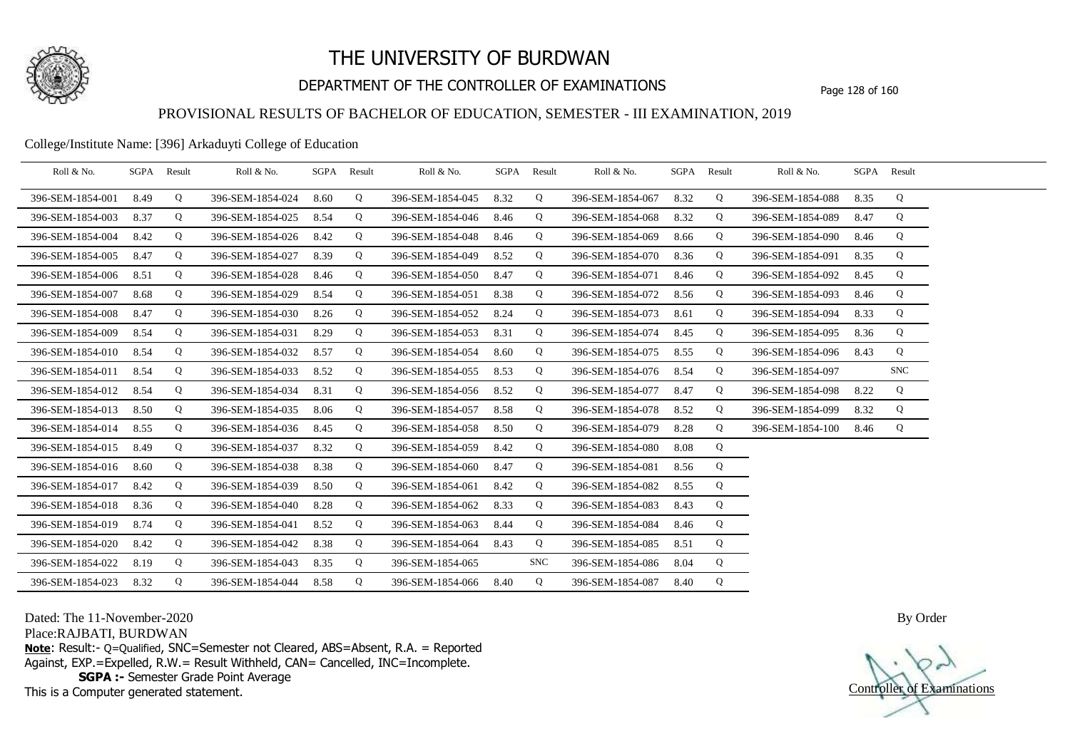# THE UNIVERSITY OF BURDWAN

## DEPARTMENT OF THE CONTROLLER OF EXAMINATIONS

### PROVISIONAL RESULTS OF BACHELOR OF EDUCATION, SEMESTER - III EXAMINATION, 2019

College/Institute Name: [396] Arkaduyti College of Education

| Roll & No. | SGPA | Result | Roll & No. | SGPA | Result | Roll & No. | SGPA | Result | Roll & No. | SGPA | Result | Roll & No. | SGPA | Result |
|---|---|---|---|---|---|---|---|---|---|---|---|---|---|---|
| 396-SEM-1854-001 | 8.49 | Q | 396-SEM-1854-024 | 8.60 | Q | 396-SEM-1854-045 | 8.32 | Q | 396-SEM-1854-067 | 8.32 | Q | 396-SEM-1854-088 | 8.35 | Q |
| 396-SEM-1854-003 | 8.37 | Q | 396-SEM-1854-025 | 8.54 | Q | 396-SEM-1854-046 | 8.46 | Q | 396-SEM-1854-068 | 8.32 | Q | 396-SEM-1854-089 | 8.47 | Q |
| 396-SEM-1854-004 | 8.42 | Q | 396-SEM-1854-026 | 8.42 | Q | 396-SEM-1854-048 | 8.46 | Q | 396-SEM-1854-069 | 8.66 | Q | 396-SEM-1854-090 | 8.46 | Q |
| 396-SEM-1854-005 | 8.47 | Q | 396-SEM-1854-027 | 8.39 | Q | 396-SEM-1854-049 | 8.52 | Q | 396-SEM-1854-070 | 8.36 | Q | 396-SEM-1854-091 | 8.35 | Q |
| 396-SEM-1854-006 | 8.51 | Q | 396-SEM-1854-028 | 8.46 | Q | 396-SEM-1854-050 | 8.47 | Q | 396-SEM-1854-071 | 8.46 | Q | 396-SEM-1854-092 | 8.45 | Q |
| 396-SEM-1854-007 | 8.68 | Q | 396-SEM-1854-029 | 8.54 | Q | 396-SEM-1854-051 | 8.38 | Q | 396-SEM-1854-072 | 8.56 | Q | 396-SEM-1854-093 | 8.46 | Q |
| 396-SEM-1854-008 | 8.47 | Q | 396-SEM-1854-030 | 8.26 | Q | 396-SEM-1854-052 | 8.24 | Q | 396-SEM-1854-073 | 8.61 | Q | 396-SEM-1854-094 | 8.33 | Q |
| 396-SEM-1854-009 | 8.54 | Q | 396-SEM-1854-031 | 8.29 | Q | 396-SEM-1854-053 | 8.31 | Q | 396-SEM-1854-074 | 8.45 | Q | 396-SEM-1854-095 | 8.36 | Q |
| 396-SEM-1854-010 | 8.54 | Q | 396-SEM-1854-032 | 8.57 | Q | 396-SEM-1854-054 | 8.60 | Q | 396-SEM-1854-075 | 8.55 | Q | 396-SEM-1854-096 | 8.43 | Q |
| 396-SEM-1854-011 | 8.54 | Q | 396-SEM-1854-033 | 8.52 | Q | 396-SEM-1854-055 | 8.53 | Q | 396-SEM-1854-076 | 8.54 | Q | 396-SEM-1854-097 | | SNC |
| 396-SEM-1854-012 | 8.54 | Q | 396-SEM-1854-034 | 8.31 | Q | 396-SEM-1854-056 | 8.52 | Q | 396-SEM-1854-077 | 8.47 | Q | 396-SEM-1854-098 | 8.22 | Q |
| 396-SEM-1854-013 | 8.50 | Q | 396-SEM-1854-035 | 8.06 | Q | 396-SEM-1854-057 | 8.58 | Q | 396-SEM-1854-078 | 8.52 | Q | 396-SEM-1854-099 | 8.32 | Q |
| 396-SEM-1854-014 | 8.55 | Q | 396-SEM-1854-036 | 8.45 | Q | 396-SEM-1854-058 | 8.50 | Q | 396-SEM-1854-079 | 8.28 | Q | 396-SEM-1854-100 | 8.46 | Q |
| 396-SEM-1854-015 | 8.49 | Q | 396-SEM-1854-037 | 8.32 | Q | 396-SEM-1854-059 | 8.42 | Q | 396-SEM-1854-080 | 8.08 | Q | | | |
| 396-SEM-1854-016 | 8.60 | Q | 396-SEM-1854-038 | 8.38 | Q | 396-SEM-1854-060 | 8.47 | Q | 396-SEM-1854-081 | 8.56 | Q | | | |
| 396-SEM-1854-017 | 8.42 | Q | 396-SEM-1854-039 | 8.50 | Q | 396-SEM-1854-061 | 8.42 | Q | 396-SEM-1854-082 | 8.55 | Q | | | |
| 396-SEM-1854-018 | 8.36 | Q | 396-SEM-1854-040 | 8.28 | Q | 396-SEM-1854-062 | 8.33 | Q | 396-SEM-1854-083 | 8.43 | Q | | | |
| 396-SEM-1854-019 | 8.74 | Q | 396-SEM-1854-041 | 8.52 | Q | 396-SEM-1854-063 | 8.44 | Q | 396-SEM-1854-084 | 8.46 | Q | | | |
| 396-SEM-1854-020 | 8.42 | Q | 396-SEM-1854-042 | 8.38 | Q | 396-SEM-1854-064 | 8.43 | Q | 396-SEM-1854-085 | 8.51 | Q | | | |
| 396-SEM-1854-022 | 8.19 | Q | 396-SEM-1854-043 | 8.35 | Q | 396-SEM-1854-065 | | SNC | 396-SEM-1854-086 | 8.04 | Q | | | |
| 396-SEM-1854-023 | 8.32 | Q | 396-SEM-1854-044 | 8.58 | Q | 396-SEM-1854-066 | 8.40 | Q | 396-SEM-1854-087 | 8.40 | Q | | | |

Dated: The 11-November-2020

Place:RAJBATI, BURDWAN

**Note**: Result:- Q=Qualified, SNC=Semester not Cleared, ABS=Absent, R.A. = Reported Against, EXP.=Expelled, R.W.= Result Withheld, CAN= Cancelled, INC=Incomplete.

**SGPA :-** Semester Grade Point Average

This is a Computer generated statement.

By Order

Controller of Examinations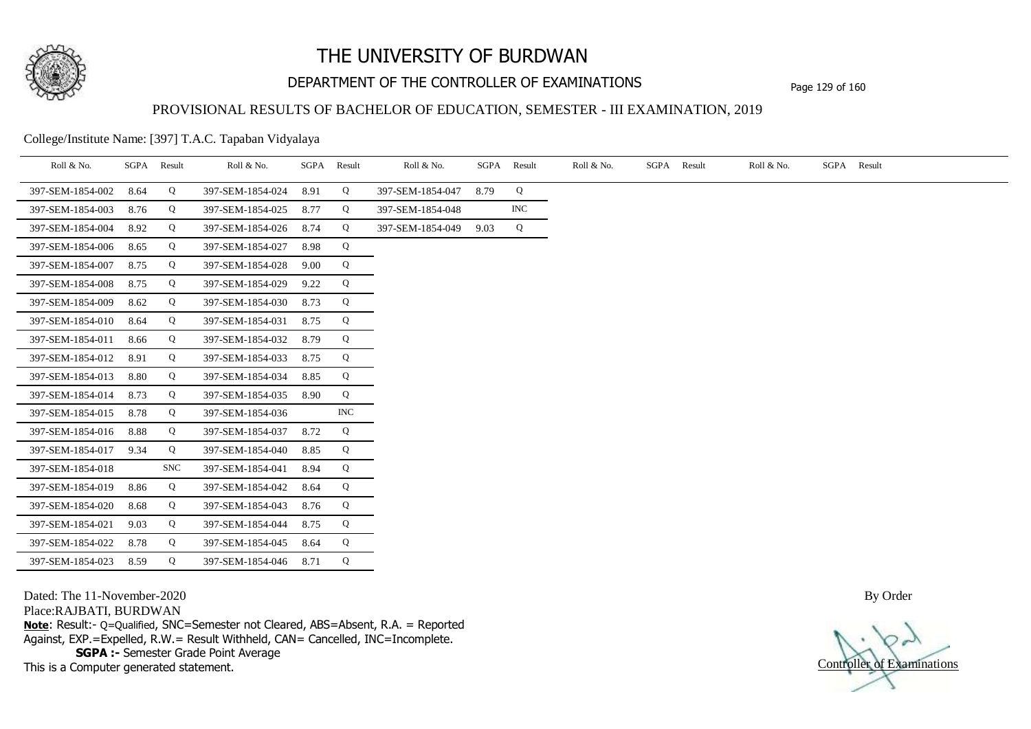# THE UNIVERSITY OF BURDWAN

## DEPARTMENT OF THE CONTROLLER OF EXAMINATIONS

### PROVISIONAL RESULTS OF BACHELOR OF EDUCATION, SEMESTER - III EXAMINATION, 2019

College/Institute Name: [397] T.A.C. Tapaban Vidyalaya

| Roll & No. | SGPA | Result | Roll & No. | SGPA | Result | Roll & No. | SGPA | Result | Roll & No. | SGPA | Result | Roll & No. | SGPA | Result |
|---|---|---|---|---|---|---|---|---|---|---|---|---|---|---|
| 397-SEM-1854-002 | 8.64 | Q | 397-SEM-1854-024 | 8.91 | Q | 397-SEM-1854-047 | 8.79 | Q | | | | | | |
| 397-SEM-1854-003 | 8.76 | Q | 397-SEM-1854-025 | 8.77 | Q | 397-SEM-1854-048 | | INC | | | | | | |
| 397-SEM-1854-004 | 8.92 | Q | 397-SEM-1854-026 | 8.74 | Q | 397-SEM-1854-049 | 9.03 | Q | | | | | | |
| 397-SEM-1854-006 | 8.65 | Q | 397-SEM-1854-027 | 8.98 | Q | | | | | | | | | |
| 397-SEM-1854-007 | 8.75 | Q | 397-SEM-1854-028 | 9.00 | Q | | | | | | | | | |
| 397-SEM-1854-008 | 8.75 | Q | 397-SEM-1854-029 | 9.22 | Q | | | | | | | | | |
| 397-SEM-1854-009 | 8.62 | Q | 397-SEM-1854-030 | 8.73 | Q | | | | | | | | | |
| 397-SEM-1854-010 | 8.64 | Q | 397-SEM-1854-031 | 8.75 | Q | | | | | | | | | |
| 397-SEM-1854-011 | 8.66 | Q | 397-SEM-1854-032 | 8.79 | Q | | | | | | | | | |
| 397-SEM-1854-012 | 8.91 | Q | 397-SEM-1854-033 | 8.75 | Q | | | | | | | | | |
| 397-SEM-1854-013 | 8.80 | Q | 397-SEM-1854-034 | 8.85 | Q | | | | | | | | | |
| 397-SEM-1854-014 | 8.73 | Q | 397-SEM-1854-035 | 8.90 | Q | | | | | | | | | |
| 397-SEM-1854-015 | 8.78 | Q | 397-SEM-1854-036 | | INC | | | | | | | | | |
| 397-SEM-1854-016 | 8.88 | Q | 397-SEM-1854-037 | 8.72 | Q | | | | | | | | | |
| 397-SEM-1854-017 | 9.34 | Q | 397-SEM-1854-040 | 8.85 | Q | | | | | | | | | |
| 397-SEM-1854-018 | | SNC | 397-SEM-1854-041 | 8.94 | Q | | | | | | | | | |
| 397-SEM-1854-019 | 8.86 | Q | 397-SEM-1854-042 | 8.64 | Q | | | | | | | | | |
| 397-SEM-1854-020 | 8.68 | Q | 397-SEM-1854-043 | 8.76 | Q | | | | | | | | | |
| 397-SEM-1854-021 | 9.03 | Q | 397-SEM-1854-044 | 8.75 | Q | | | | | | | | | |
| 397-SEM-1854-022 | 8.78 | Q | 397-SEM-1854-045 | 8.64 | Q | | | | | | | | | |
| 397-SEM-1854-023 | 8.59 | Q | 397-SEM-1854-046 | 8.71 | Q | | | | | | | | | |

Dated: The 11-November-2020

Place:RAJBATI, BURDWAN

**Note**: Result:- Q=Qualified, SNC=Semester not Cleared, ABS=Absent, R.A. = Reported Against, EXP.=Expelled, R.W.= Result Withheld, CAN= Cancelled, INC=Incomplete.

**SGPA :-** Semester Grade Point Average

This is a Computer generated statement.

By Order

Controller of Examinations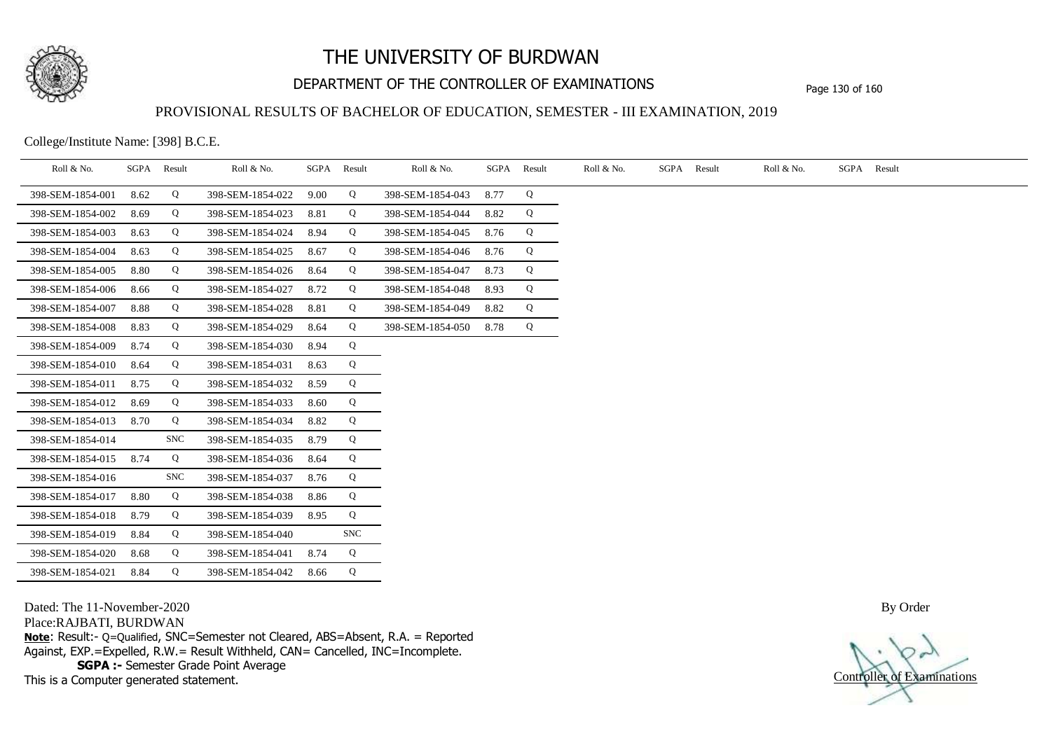# THE UNIVERSITY OF BURDWAN

## DEPARTMENT OF THE CONTROLLER OF EXAMINATIONS

### PROVISIONAL RESULTS OF BACHELOR OF EDUCATION, SEMESTER - III EXAMINATION, 2019

College/Institute Name: [398] B.C.E.

| Roll & No. | SGPA | Result | Roll & No. | SGPA | Result | Roll & No. | SGPA | Result | Roll & No. | SGPA | Result | Roll & No. | SGPA | Result |
|---|---|---|---|---|---|---|---|---|---|---|---|---|---|---|
| 398-SEM-1854-001 | 8.62 | Q | 398-SEM-1854-022 | 9.00 | Q | 398-SEM-1854-043 | 8.77 | Q | | | | | | |
| 398-SEM-1854-002 | 8.69 | Q | 398-SEM-1854-023 | 8.81 | Q | 398-SEM-1854-044 | 8.82 | Q | | | | | | |
| 398-SEM-1854-003 | 8.63 | Q | 398-SEM-1854-024 | 8.94 | Q | 398-SEM-1854-045 | 8.76 | Q | | | | | | |
| 398-SEM-1854-004 | 8.63 | Q | 398-SEM-1854-025 | 8.67 | Q | 398-SEM-1854-046 | 8.76 | Q | | | | | | |
| 398-SEM-1854-005 | 8.80 | Q | 398-SEM-1854-026 | 8.64 | Q | 398-SEM-1854-047 | 8.73 | Q | | | | | | |
| 398-SEM-1854-006 | 8.66 | Q | 398-SEM-1854-027 | 8.72 | Q | 398-SEM-1854-048 | 8.93 | Q | | | | | | |
| 398-SEM-1854-007 | 8.88 | Q | 398-SEM-1854-028 | 8.81 | Q | 398-SEM-1854-049 | 8.82 | Q | | | | | | |
| 398-SEM-1854-008 | 8.83 | Q | 398-SEM-1854-029 | 8.64 | Q | 398-SEM-1854-050 | 8.78 | Q | | | | | | |
| 398-SEM-1854-009 | 8.74 | Q | 398-SEM-1854-030 | 8.94 | Q | | | | | | | | | |
| 398-SEM-1854-010 | 8.64 | Q | 398-SEM-1854-031 | 8.63 | Q | | | | | | | | | |
| 398-SEM-1854-011 | 8.75 | Q | 398-SEM-1854-032 | 8.59 | Q | | | | | | | | | |
| 398-SEM-1854-012 | 8.69 | Q | 398-SEM-1854-033 | 8.60 | Q | | | | | | | | | |
| 398-SEM-1854-013 | 8.70 | Q | 398-SEM-1854-034 | 8.82 | Q | | | | | | | | | |
| 398-SEM-1854-014 | | SNC | 398-SEM-1854-035 | 8.79 | Q | | | | | | | | | |
| 398-SEM-1854-015 | 8.74 | Q | 398-SEM-1854-036 | 8.64 | Q | | | | | | | | | |
| 398-SEM-1854-016 | | SNC | 398-SEM-1854-037 | 8.76 | Q | | | | | | | | | |
| 398-SEM-1854-017 | 8.80 | Q | 398-SEM-1854-038 | 8.86 | Q | | | | | | | | | |
| 398-SEM-1854-018 | 8.79 | Q | 398-SEM-1854-039 | 8.95 | Q | | | | | | | | | |
| 398-SEM-1854-019 | 8.84 | Q | 398-SEM-1854-040 | | SNC | | | | | | | | | |
| 398-SEM-1854-020 | 8.68 | Q | 398-SEM-1854-041 | 8.74 | Q | | | | | | | | | |
| 398-SEM-1854-021 | 8.84 | Q | 398-SEM-1854-042 | 8.66 | Q | | | | | | | | | |

Dated: The 11-November-2020

Place:RAJBATI, BURDWAN

**Note**: Result:- Q=Qualified, SNC=Semester not Cleared, ABS=Absent, R.A. = Reported Against, EXP.=Expelled, R.W.= Result Withheld, CAN= Cancelled, INC=Incomplete.

**SGPA :-** Semester Grade Point Average

This is a Computer generated statement.

By Order

Controller of Examinations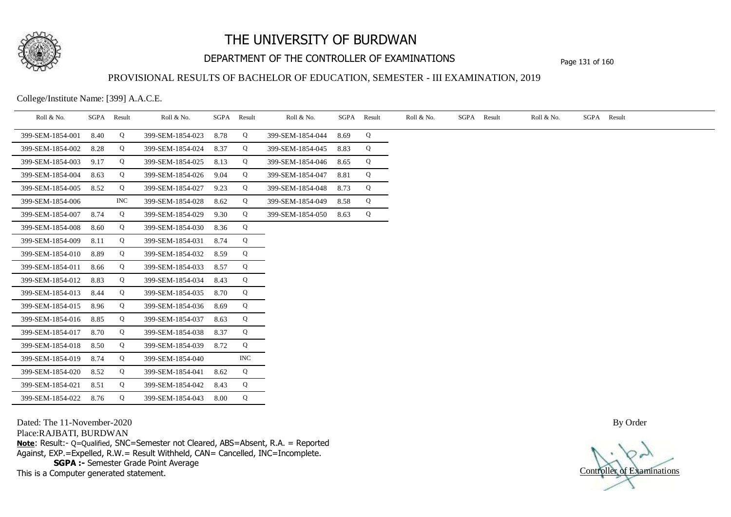# THE UNIVERSITY OF BURDWAN

## DEPARTMENT OF THE CONTROLLER OF EXAMINATIONS

### PROVISIONAL RESULTS OF BACHELOR OF EDUCATION, SEMESTER - III EXAMINATION, 2019

College/Institute Name: [399] A.A.C.E.

| Roll & No. | SGPA | Result | Roll & No. | SGPA | Result | Roll & No. | SGPA | Result | Roll & No. | SGPA | Result | Roll & No. | SGPA | Result |
|---|---|---|---|---|---|---|---|---|---|---|---|---|---|---|
| 399-SEM-1854-001 | 8.40 | Q | 399-SEM-1854-023 | 8.78 | Q | 399-SEM-1854-044 | 8.69 | Q | | | | | | |
| 399-SEM-1854-002 | 8.28 | Q | 399-SEM-1854-024 | 8.37 | Q | 399-SEM-1854-045 | 8.83 | Q | | | | | | |
| 399-SEM-1854-003 | 9.17 | Q | 399-SEM-1854-025 | 8.13 | Q | 399-SEM-1854-046 | 8.65 | Q | | | | | | |
| 399-SEM-1854-004 | 8.63 | Q | 399-SEM-1854-026 | 9.04 | Q | 399-SEM-1854-047 | 8.81 | Q | | | | | | |
| 399-SEM-1854-005 | 8.52 | Q | 399-SEM-1854-027 | 9.23 | Q | 399-SEM-1854-048 | 8.73 | Q | | | | | | |
| 399-SEM-1854-006 | | INC | 399-SEM-1854-028 | 8.62 | Q | 399-SEM-1854-049 | 8.58 | Q | | | | | | |
| 399-SEM-1854-007 | 8.74 | Q | 399-SEM-1854-029 | 9.30 | Q | 399-SEM-1854-050 | 8.63 | Q | | | | | | |
| 399-SEM-1854-008 | 8.60 | Q | 399-SEM-1854-030 | 8.36 | Q | | | | | | | | | |
| 399-SEM-1854-009 | 8.11 | Q | 399-SEM-1854-031 | 8.74 | Q | | | | | | | | | |
| 399-SEM-1854-010 | 8.89 | Q | 399-SEM-1854-032 | 8.59 | Q | | | | | | | | | |
| 399-SEM-1854-011 | 8.66 | Q | 399-SEM-1854-033 | 8.57 | Q | | | | | | | | | |
| 399-SEM-1854-012 | 8.83 | Q | 399-SEM-1854-034 | 8.43 | Q | | | | | | | | | |
| 399-SEM-1854-013 | 8.44 | Q | 399-SEM-1854-035 | 8.70 | Q | | | | | | | | | |
| 399-SEM-1854-015 | 8.96 | Q | 399-SEM-1854-036 | 8.69 | Q | | | | | | | | | |
| 399-SEM-1854-016 | 8.85 | Q | 399-SEM-1854-037 | 8.63 | Q | | | | | | | | | |
| 399-SEM-1854-017 | 8.70 | Q | 399-SEM-1854-038 | 8.37 | Q | | | | | | | | | |
| 399-SEM-1854-018 | 8.50 | Q | 399-SEM-1854-039 | 8.72 | Q | | | | | | | | | |
| 399-SEM-1854-019 | 8.74 | Q | 399-SEM-1854-040 | | INC | | | | | | | | | |
| 399-SEM-1854-020 | 8.52 | Q | 399-SEM-1854-041 | 8.62 | Q | | | | | | | | | |
| 399-SEM-1854-021 | 8.51 | Q | 399-SEM-1854-042 | 8.43 | Q | | | | | | | | | |
| 399-SEM-1854-022 | 8.76 | Q | 399-SEM-1854-043 | 8.00 | Q | | | | | | | | | |

Dated: The 11-November-2020

Place:RAJBATI, BURDWAN

**Note**: Result:- Q=Qualified, SNC=Semester not Cleared, ABS=Absent, R.A. = Reported Against, EXP.=Expelled, R.W.= Result Withheld, CAN= Cancelled, INC=Incomplete.

**SGPA :-** Semester Grade Point Average

This is a Computer generated statement.

By Order

Controller of Examinations